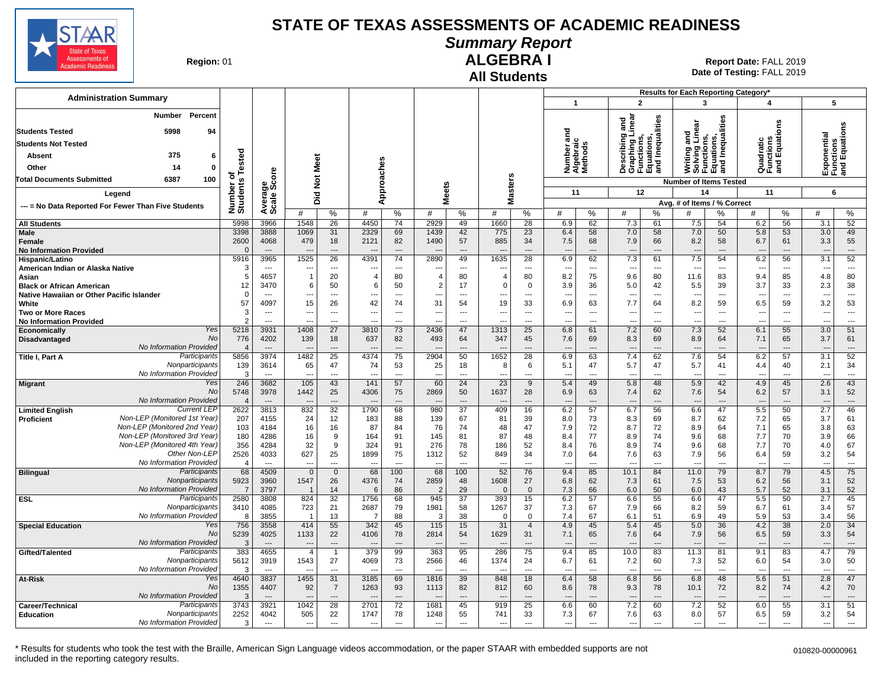# STATE OF TEXAS ASSESSMENTS OF ACADEMIC READINESS

## Summary Report

## ALGEBRA I

### All Students

**Region:** 01

**Report Date:** FALL 2019
**Date of Testing:** FALL 2019

**Administration Summary**

| | Number | Percent |
|---|---|---|
| Students Tested | 5998 | 94 |
| Students Not Tested | | |
| Absent | 375 | 6 |
| Other | 14 | 0 |
| Total Documents Submitted | 6387 | 100 |

Legend

--- = No Data Reported For Fewer Than Five Students

Results for Each Reporting Category*: 1 = Number and Algebraic Methods (11 items); 2 = Describing and Graphing Linear Functions, Equations, and Inequalities (12 items); 3 = Writing and Solving Linear Functions, Equations, and Inequalities (14 items); 4 = Quadratic Functions and Equations (11 items); 5 = Exponential Functions and Equations (6 items). Values are Avg. # of Items / % Correct.

| Group | | Number of Students Tested | Average Scale Score | Did Not Meet # | Did Not Meet % | Approaches # | Approaches % | Meets # | Meets % | Masters # | Masters % | 1 # | 1 % | 2 # | 2 % | 3 # | 3 % | 4 # | 4 % | 5 # | 5 % |
|---|---|---|---|---|---|---|---|---|---|---|---|---|---|---|---|---|---|---|---|---|---|
| All Students | | 5998 | 3966 | 1548 | 26 | 4450 | 74 | 2929 | 49 | 1660 | 28 | 6.9 | 62 | 7.3 | 61 | 7.5 | 54 | 6.2 | 56 | 3.1 | 52 |
| Male | | 3398 | 3888 | 1069 | 31 | 2329 | 69 | 1439 | 42 | 775 | 23 | 6.4 | 58 | 7.0 | 58 | 7.0 | 50 | 5.8 | 53 | 3.0 | 49 |
| Female | | 2600 | 4068 | 479 | 18 | 2121 | 82 | 1490 | 57 | 885 | 34 | 7.5 | 68 | 7.9 | 66 | 8.2 | 58 | 6.7 | 61 | 3.3 | 55 |
| No Information Provided | | 0 | --- | --- | --- | --- | --- | --- | --- | --- | --- | --- | --- | --- | --- | --- | --- | --- | --- | --- | --- |
| Hispanic/Latino | | 5916 | 3965 | 1525 | 26 | 4391 | 74 | 2890 | 49 | 1635 | 28 | 6.9 | 62 | 7.3 | 61 | 7.5 | 54 | 6.2 | 56 | 3.1 | 52 |
| American Indian or Alaska Native | | 3 | --- | --- | --- | --- | --- | --- | --- | --- | --- | --- | --- | --- | --- | --- | --- | --- | --- | --- | --- |
| Asian | | 5 | 4657 | 1 | 20 | 4 | 80 | 4 | 80 | 4 | 80 | 8.2 | 75 | 9.6 | 80 | 11.6 | 83 | 9.4 | 85 | 4.8 | 80 |
| Black or African American | | 12 | 3470 | 6 | 50 | 6 | 50 | 2 | 17 | 0 | 0 | 3.9 | 36 | 5.0 | 42 | 5.5 | 39 | 3.7 | 33 | 2.3 | 38 |
| Native Hawaiian or Other Pacific Islander | | 0 | --- | --- | --- | --- | --- | --- | --- | --- | --- | --- | --- | --- | --- | --- | --- | --- | --- | --- | --- |
| White | | 57 | 4097 | 15 | 26 | 42 | 74 | 31 | 54 | 19 | 33 | 6.9 | 63 | 7.7 | 64 | 8.2 | 59 | 6.5 | 59 | 3.2 | 53 |
| Two or More Races | | 3 | --- | --- | --- | --- | --- | --- | --- | --- | --- | --- | --- | --- | --- | --- | --- | --- | --- | --- | --- |
| No Information Provided | | 2 | --- | --- | --- | --- | --- | --- | --- | --- | --- | --- | --- | --- | --- | --- | --- | --- | --- | --- | --- |
| Economically Disadvantaged | Yes | 5218 | 3931 | 1408 | 27 | 3810 | 73 | 2436 | 47 | 1313 | 25 | 6.8 | 61 | 7.2 | 60 | 7.3 | 52 | 6.1 | 55 | 3.0 | 51 |
| | No | 776 | 4202 | 139 | 18 | 637 | 82 | 493 | 64 | 347 | 45 | 7.6 | 69 | 8.3 | 69 | 8.9 | 64 | 7.1 | 65 | 3.7 | 61 |
| | No Information Provided | 4 | --- | --- | --- | --- | --- | --- | --- | --- | --- | --- | --- | --- | --- | --- | --- | --- | --- | --- | --- |
| Title I, Part A | Participants | 5856 | 3974 | 1482 | 25 | 4374 | 75 | 2904 | 50 | 1652 | 28 | 6.9 | 63 | 7.4 | 62 | 7.6 | 54 | 6.2 | 57 | 3.1 | 52 |
| | Nonparticipants | 139 | 3614 | 65 | 47 | 74 | 53 | 25 | 18 | 8 | 6 | 5.1 | 47 | 5.7 | 47 | 5.7 | 41 | 4.4 | 40 | 2.1 | 34 |
| | No Information Provided | 3 | --- | --- | --- | --- | --- | --- | --- | --- | --- | --- | --- | --- | --- | --- | --- | --- | --- | --- | --- |
| Migrant | Yes | 246 | 3682 | 105 | 43 | 141 | 57 | 60 | 24 | 23 | 9 | 5.4 | 49 | 5.8 | 48 | 5.9 | 42 | 4.9 | 45 | 2.6 | 43 |
| | No | 5748 | 3978 | 1442 | 25 | 4306 | 75 | 2869 | 50 | 1637 | 28 | 6.9 | 63 | 7.4 | 62 | 7.6 | 54 | 6.2 | 57 | 3.1 | 52 |
| | No Information Provided | 4 | --- | --- | --- | --- | --- | --- | --- | --- | --- | --- | --- | --- | --- | --- | --- | --- | --- | --- | --- |
| Limited English Proficient | Current LEP | 2622 | 3813 | 832 | 32 | 1790 | 68 | 980 | 37 | 409 | 16 | 6.2 | 57 | 6.7 | 56 | 6.6 | 47 | 5.5 | 50 | 2.7 | 46 |
| | Non-LEP (Monitored 1st Year) | 207 | 4155 | 24 | 12 | 183 | 88 | 139 | 67 | 81 | 39 | 8.0 | 73 | 8.3 | 69 | 8.7 | 62 | 7.2 | 65 | 3.7 | 61 |
| | Non-LEP (Monitored 2nd Year) | 103 | 4184 | 16 | 16 | 87 | 84 | 76 | 74 | 48 | 47 | 7.9 | 72 | 8.7 | 72 | 8.9 | 64 | 7.1 | 65 | 3.8 | 63 |
| | Non-LEP (Monitored 3rd Year) | 180 | 4286 | 16 | 9 | 164 | 91 | 145 | 81 | 87 | 48 | 8.4 | 77 | 8.9 | 74 | 9.6 | 68 | 7.7 | 70 | 3.9 | 66 |
| | Non-LEP (Monitored 4th Year) | 356 | 4284 | 32 | 9 | 324 | 91 | 276 | 78 | 186 | 52 | 8.4 | 76 | 8.9 | 74 | 9.6 | 68 | 7.7 | 70 | 4.0 | 67 |
| | Other Non-LEP | 2526 | 4033 | 627 | 25 | 1899 | 75 | 1312 | 52 | 849 | 34 | 7.0 | 64 | 7.6 | 63 | 7.9 | 56 | 6.4 | 59 | 3.2 | 54 |
| | No Information Provided | 4 | --- | --- | --- | --- | --- | --- | --- | --- | --- | --- | --- | --- | --- | --- | --- | --- | --- | --- | --- |
| Bilingual | Participants | 68 | 4509 | 0 | 0 | 68 | 100 | 68 | 100 | 52 | 76 | 9.4 | 85 | 10.1 | 84 | 11.0 | 79 | 8.7 | 79 | 4.5 | 75 |
| | Nonparticipants | 5923 | 3960 | 1547 | 26 | 4376 | 74 | 2859 | 48 | 1608 | 27 | 6.8 | 62 | 7.3 | 61 | 7.5 | 53 | 6.2 | 56 | 3.1 | 52 |
| | No Information Provided | 7 | 3797 | 1 | 14 | 6 | 86 | 2 | 29 | 0 | 0 | 7.3 | 66 | 6.0 | 50 | 6.0 | 43 | 5.7 | 52 | 3.1 | 52 |
| ESL | Participants | 2580 | 3808 | 824 | 32 | 1756 | 68 | 945 | 37 | 393 | 15 | 6.2 | 57 | 6.6 | 55 | 6.6 | 47 | 5.5 | 50 | 2.7 | 45 |
| | Nonparticipants | 3410 | 4085 | 723 | 21 | 2687 | 79 | 1981 | 58 | 1267 | 37 | 7.3 | 67 | 7.9 | 66 | 8.2 | 59 | 6.7 | 61 | 3.4 | 57 |
| | No Information Provided | 8 | 3855 | 1 | 13 | 7 | 88 | 3 | 38 | 0 | 0 | 7.4 | 67 | 6.1 | 51 | 6.9 | 49 | 5.9 | 53 | 3.4 | 56 |
| Special Education | Yes | 756 | 3558 | 414 | 55 | 342 | 45 | 115 | 15 | 31 | 4 | 4.9 | 45 | 5.4 | 45 | 5.0 | 36 | 4.2 | 38 | 2.0 | 34 |
| | No | 5239 | 4025 | 1133 | 22 | 4106 | 78 | 2814 | 54 | 1629 | 31 | 7.1 | 65 | 7.6 | 64 | 7.9 | 56 | 6.5 | 59 | 3.3 | 54 |
| | No Information Provided | 3 | --- | --- | --- | --- | --- | --- | --- | --- | --- | --- | --- | --- | --- | --- | --- | --- | --- | --- | --- |
| Gifted/Talented | Participants | 383 | 4655 | 4 | 1 | 379 | 99 | 363 | 95 | 286 | 75 | 9.4 | 85 | 10.0 | 83 | 11.3 | 81 | 9.1 | 83 | 4.7 | 79 |
| | Nonparticipants | 5612 | 3919 | 1543 | 27 | 4069 | 73 | 2566 | 46 | 1374 | 24 | 6.7 | 61 | 7.2 | 60 | 7.3 | 52 | 6.0 | 54 | 3.0 | 50 |
| | No Information Provided | 3 | --- | --- | --- | --- | --- | --- | --- | --- | --- | --- | --- | --- | --- | --- | --- | --- | --- | --- | --- |
| At-Risk | Yes | 4640 | 3837 | 1455 | 31 | 3185 | 69 | 1816 | 39 | 848 | 18 | 6.4 | 58 | 6.8 | 56 | 6.8 | 48 | 5.6 | 51 | 2.8 | 47 |
| | No | 1355 | 4407 | 92 | 7 | 1263 | 93 | 1113 | 82 | 812 | 60 | 8.6 | 78 | 9.3 | 78 | 10.1 | 72 | 8.2 | 74 | 4.2 | 70 |
| | No Information Provided | 3 | --- | --- | --- | --- | --- | --- | --- | --- | --- | --- | --- | --- | --- | --- | --- | --- | --- | --- | --- |
| Career/Technical Education | Participants | 3743 | 3921 | 1042 | 28 | 2701 | 72 | 1681 | 45 | 919 | 25 | 6.6 | 60 | 7.2 | 60 | 7.2 | 52 | 6.0 | 55 | 3.1 | 51 |
| | Nonparticipants | 2252 | 4042 | 505 | 22 | 1747 | 78 | 1248 | 55 | 741 | 33 | 7.3 | 67 | 7.6 | 63 | 8.0 | 57 | 6.5 | 59 | 3.2 | 54 |
| | No Information Provided | 3 | --- | --- | --- | --- | --- | --- | --- | --- | --- | --- | --- | --- | --- | --- | --- | --- | --- | --- | --- |

\* Results for students who took the test with the Braille, American Sign Language videos accommodation, or the paper STAAR with embedded supports are not included in the reporting category results.

010820-00000961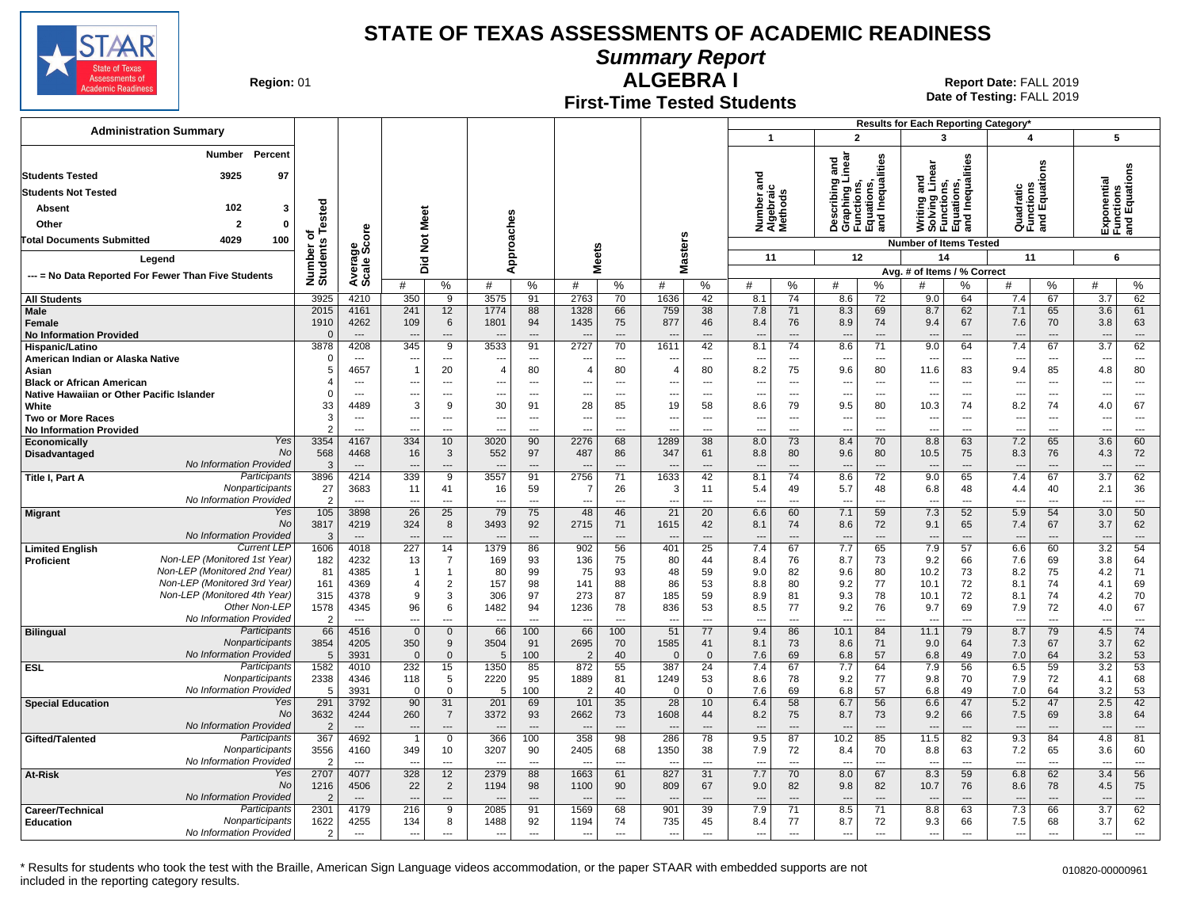# STATE OF TEXAS ASSESSMENTS OF ACADEMIC READINESS

## Summary Report

## ALGEBRA I

### First-Time Tested Students

**Region:** 01

**Report Date:** FALL 2019
**Date of Testing:** FALL 2019

### Administration Summary

| | Number | Percent |
|---|---|---|
| Students Tested | 3925 | 97 |
| Students Not Tested | | |
| Absent | 102 | 3 |
| Other | 2 | 0 |
| Total Documents Submitted | 4029 | 100 |

Legend: --- = No Data Reported For Fewer Than Five Students

Results for Each Reporting Category*: 1 = Number and Algebraic Methods (11 items); 2 = Describing and Graphing Linear Functions, Equations, and Inequalities (12 items); 3 = Writing and Solving Linear Functions, Equations, and Inequalities (14 items); 4 = Quadratic Functions and Equations (11 items); 5 = Exponential Functions and Equations (6 items). Reporting category values are Avg. # of Items / % Correct.

| Group | Subgroup | Number of Students Tested | Average Scale Score | Did Not Meet # | Did Not Meet % | Approaches # | Approaches % | Meets # | Meets % | Masters # | Masters % | Cat 1 # | Cat 1 % | Cat 2 # | Cat 2 % | Cat 3 # | Cat 3 % | Cat 4 # | Cat 4 % | Cat 5 # | Cat 5 % |
|---|---|---|---|---|---|---|---|---|---|---|---|---|---|---|---|---|---|---|---|---|---|
| All Students | | 3925 | 4210 | 350 | 9 | 3575 | 91 | 2763 | 70 | 1636 | 42 | 8.1 | 74 | 8.6 | 72 | 9.0 | 64 | 7.4 | 67 | 3.7 | 62 |
| Male | | 2015 | 4161 | 241 | 12 | 1774 | 88 | 1328 | 66 | 759 | 38 | 7.8 | 71 | 8.3 | 69 | 8.7 | 62 | 7.1 | 65 | 3.6 | 61 |
| Female | | 1910 | 4262 | 109 | 6 | 1801 | 94 | 1435 | 75 | 877 | 46 | 8.4 | 76 | 8.9 | 74 | 9.4 | 67 | 7.6 | 70 | 3.8 | 63 |
| No Information Provided | | 0 | --- | --- | --- | --- | --- | --- | --- | --- | --- | --- | --- | --- | --- | --- | --- | --- | --- | --- | --- |
| Hispanic/Latino | | 3878 | 4208 | 345 | 9 | 3533 | 91 | 2727 | 70 | 1611 | 42 | 8.1 | 74 | 8.6 | 71 | 9.0 | 64 | 7.4 | 67 | 3.7 | 62 |
| American Indian or Alaska Native | | 0 | --- | --- | --- | --- | --- | --- | --- | --- | --- | --- | --- | --- | --- | --- | --- | --- | --- | --- | --- |
| Asian | | 5 | 4657 | 1 | 20 | 4 | 80 | 4 | 80 | 4 | 80 | 8.2 | 75 | 9.6 | 80 | 11.6 | 83 | 9.4 | 85 | 4.8 | 80 |
| Black or African American | | 4 | --- | --- | --- | --- | --- | --- | --- | --- | --- | --- | --- | --- | --- | --- | --- | --- | --- | --- | --- |
| Native Hawaiian or Other Pacific Islander | | 0 | --- | --- | --- | --- | --- | --- | --- | --- | --- | --- | --- | --- | --- | --- | --- | --- | --- | --- | --- |
| White | | 33 | 4489 | 3 | 9 | 30 | 91 | 28 | 85 | 19 | 58 | 8.6 | 79 | 9.5 | 80 | 10.3 | 74 | 8.2 | 74 | 4.0 | 67 |
| Two or More Races | | 3 | --- | --- | --- | --- | --- | --- | --- | --- | --- | --- | --- | --- | --- | --- | --- | --- | --- | --- | --- |
| No Information Provided | | 2 | --- | --- | --- | --- | --- | --- | --- | --- | --- | --- | --- | --- | --- | --- | --- | --- | --- | --- | --- |
| Economically Disadvantaged | Yes | 3354 | 4167 | 334 | 10 | 3020 | 90 | 2276 | 68 | 1289 | 38 | 8.0 | 73 | 8.4 | 70 | 8.8 | 63 | 7.2 | 65 | 3.6 | 60 |
| | No | 568 | 4468 | 16 | 3 | 552 | 97 | 487 | 86 | 347 | 61 | 8.8 | 80 | 9.6 | 80 | 10.5 | 75 | 8.3 | 76 | 4.3 | 72 |
| | No Information Provided | 3 | --- | --- | --- | --- | --- | --- | --- | --- | --- | --- | --- | --- | --- | --- | --- | --- | --- | --- | --- |
| Title I, Part A | Participants | 3896 | 4214 | 339 | 9 | 3557 | 91 | 2756 | 71 | 1633 | 42 | 8.1 | 74 | 8.6 | 72 | 9.0 | 65 | 7.4 | 67 | 3.7 | 62 |
| | Nonparticipants | 27 | 3683 | 11 | 41 | 16 | 59 | 7 | 26 | 3 | 11 | 5.4 | 49 | 5.7 | 48 | 6.8 | 48 | 4.4 | 40 | 2.1 | 36 |
| | No Information Provided | 2 | --- | --- | --- | --- | --- | --- | --- | --- | --- | --- | --- | --- | --- | --- | --- | --- | --- | --- | --- |
| Migrant | Yes | 105 | 3898 | 26 | 25 | 79 | 75 | 48 | 46 | 21 | 20 | 6.6 | 60 | 7.1 | 59 | 7.3 | 52 | 5.9 | 54 | 3.0 | 50 |
| | No | 3817 | 4219 | 324 | 8 | 3493 | 92 | 2715 | 71 | 1615 | 42 | 8.1 | 74 | 8.6 | 72 | 9.1 | 65 | 7.4 | 67 | 3.7 | 62 |
| | No Information Provided | 3 | --- | --- | --- | --- | --- | --- | --- | --- | --- | --- | --- | --- | --- | --- | --- | --- | --- | --- | --- |
| Limited English Proficient | Current LEP | 1606 | 4018 | 227 | 14 | 1379 | 86 | 902 | 56 | 401 | 25 | 7.4 | 67 | 7.7 | 65 | 7.9 | 57 | 6.6 | 60 | 3.2 | 54 |
| | Non-LEP (Monitored 1st Year) | 182 | 4232 | 13 | 7 | 169 | 93 | 136 | 75 | 80 | 44 | 8.4 | 76 | 8.7 | 73 | 9.2 | 66 | 7.6 | 69 | 3.8 | 64 |
| | Non-LEP (Monitored 2nd Year) | 81 | 4385 | 1 | 1 | 80 | 99 | 75 | 93 | 48 | 59 | 9.0 | 82 | 9.6 | 80 | 10.2 | 73 | 8.2 | 75 | 4.2 | 71 |
| | Non-LEP (Monitored 3rd Year) | 161 | 4369 | 4 | 2 | 157 | 98 | 141 | 88 | 86 | 53 | 8.8 | 80 | 9.2 | 77 | 10.1 | 72 | 8.1 | 74 | 4.1 | 69 |
| | Non-LEP (Monitored 4th Year) | 315 | 4378 | 9 | 3 | 306 | 97 | 273 | 87 | 185 | 59 | 8.9 | 81 | 9.3 | 78 | 10.1 | 72 | 8.1 | 74 | 4.2 | 70 |
| | Other Non-LEP | 1578 | 4345 | 96 | 6 | 1482 | 94 | 1236 | 78 | 836 | 53 | 8.5 | 77 | 9.2 | 76 | 9.7 | 69 | 7.9 | 72 | 4.0 | 67 |
| | No Information Provided | 2 | --- | --- | --- | --- | --- | --- | --- | --- | --- | --- | --- | --- | --- | --- | --- | --- | --- | --- | --- |
| Bilingual | Participants | 66 | 4516 | 0 | 0 | 66 | 100 | 66 | 100 | 51 | 77 | 9.4 | 86 | 10.1 | 84 | 11.1 | 79 | 8.7 | 79 | 4.5 | 74 |
| | Nonparticipants | 3854 | 4205 | 350 | 9 | 3504 | 91 | 2695 | 70 | 1585 | 41 | 8.1 | 73 | 8.6 | 71 | 9.0 | 64 | 7.3 | 67 | 3.7 | 62 |
| | No Information Provided | 5 | 3931 | 0 | 0 | 5 | 100 | 2 | 40 | 0 | 0 | 7.6 | 69 | 6.8 | 57 | 6.8 | 49 | 7.0 | 64 | 3.2 | 53 |
| ESL | Participants | 1582 | 4010 | 232 | 15 | 1350 | 85 | 872 | 55 | 387 | 24 | 7.4 | 67 | 7.7 | 64 | 7.9 | 56 | 6.5 | 59 | 3.2 | 53 |
| | Nonparticipants | 2338 | 4346 | 118 | 5 | 2220 | 95 | 1889 | 81 | 1249 | 53 | 8.6 | 78 | 9.2 | 77 | 9.8 | 70 | 7.9 | 72 | 4.1 | 68 |
| | No Information Provided | 5 | 3931 | 0 | 0 | 5 | 100 | 2 | 40 | 0 | 0 | 7.6 | 69 | 6.8 | 57 | 6.8 | 49 | 7.0 | 64 | 3.2 | 53 |
| Special Education | Yes | 291 | 3792 | 90 | 31 | 201 | 69 | 101 | 35 | 28 | 10 | 6.4 | 58 | 6.7 | 56 | 6.6 | 47 | 5.2 | 47 | 2.5 | 42 |
| | No | 3632 | 4244 | 260 | 7 | 3372 | 93 | 2662 | 73 | 1608 | 44 | 8.2 | 75 | 8.7 | 73 | 9.2 | 66 | 7.5 | 69 | 3.8 | 64 |
| | No Information Provided | 2 | --- | --- | --- | --- | --- | --- | --- | --- | --- | --- | --- | --- | --- | --- | --- | --- | --- | --- | --- |
| Gifted/Talented | Participants | 367 | 4692 | 1 | 0 | 366 | 100 | 358 | 98 | 286 | 78 | 9.5 | 87 | 10.2 | 85 | 11.5 | 82 | 9.3 | 84 | 4.8 | 81 |
| | Nonparticipants | 3556 | 4160 | 349 | 10 | 3207 | 90 | 2405 | 68 | 1350 | 38 | 7.9 | 72 | 8.4 | 70 | 8.8 | 63 | 7.2 | 65 | 3.6 | 60 |
| | No Information Provided | 2 | --- | --- | --- | --- | --- | --- | --- | --- | --- | --- | --- | --- | --- | --- | --- | --- | --- | --- | --- |
| At-Risk | Yes | 2707 | 4077 | 328 | 12 | 2379 | 88 | 1663 | 61 | 827 | 31 | 7.7 | 70 | 8.0 | 67 | 8.3 | 59 | 6.8 | 62 | 3.4 | 56 |
| | No | 1216 | 4506 | 22 | 2 | 1194 | 98 | 1100 | 90 | 809 | 67 | 9.0 | 82 | 9.8 | 82 | 10.7 | 76 | 8.6 | 78 | 4.5 | 75 |
| | No Information Provided | 2 | --- | --- | --- | --- | --- | --- | --- | --- | --- | --- | --- | --- | --- | --- | --- | --- | --- | --- | --- |
| Career/Technical Education | Participants | 2301 | 4179 | 216 | 9 | 2085 | 91 | 1569 | 68 | 901 | 39 | 7.9 | 71 | 8.5 | 71 | 8.8 | 63 | 7.3 | 66 | 3.7 | 62 |
| | Nonparticipants | 1622 | 4255 | 134 | 8 | 1488 | 92 | 1194 | 74 | 735 | 45 | 8.4 | 77 | 8.7 | 72 | 9.3 | 66 | 7.5 | 68 | 3.7 | 62 |
| | No Information Provided | 2 | --- | --- | --- | --- | --- | --- | --- | --- | --- | --- | --- | --- | --- | --- | --- | --- | --- | --- | --- |

* Results for students who took the test with the Braille, American Sign Language videos accommodation, or the paper STAAR with embedded supports are not included in the reporting category results.

010820-00000961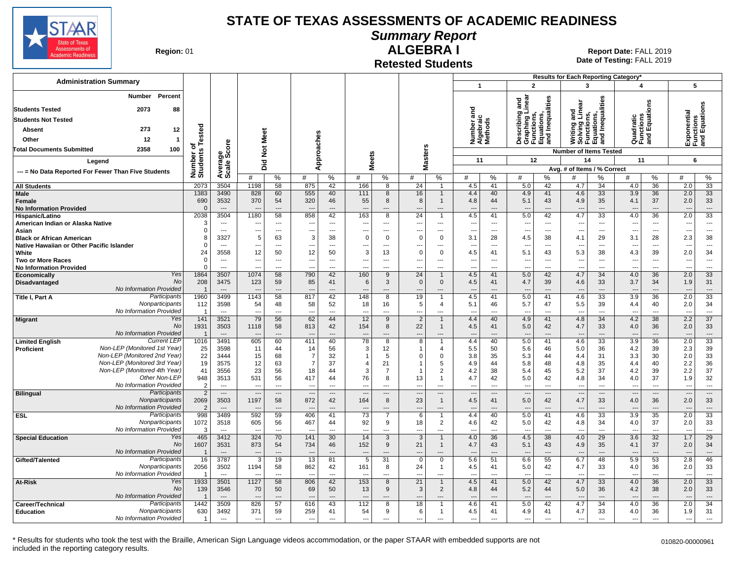# STATE OF TEXAS ASSESSMENTS OF ACADEMIC READINESS

## Summary Report

## ALGEBRA I

### Retested Students

**Region:** 01

**Report Date:** FALL 2019
**Date of Testing:** FALL 2019

| Administration Summary | Number | Percent |
|---|---|---|
| Students Tested | 2073 | 88 |
| Students Not Tested | | |
| Absent | 273 | 12 |
| Other | 12 | 1 |
| Total Documents Submitted | 2358 | 100 |

Legend: --- = No Data Reported For Fewer Than Five Students

Results for Each Reporting Category*: 1 = Number and Algebraic Methods (11 items); 2 = Describing and Graphing Linear Functions, Equations, and Inequalities (12 items); 3 = Writing and Solving Linear Functions, Equations, and Inequalities (14 items); 4 = Quadratic Functions and Equations (11 items); 5 = Exponential Functions and Equations (6 items). Avg. # of Items / % Correct.

| Group | | Number of Students Tested | Average Scale Score | Did Not Meet # | Did Not Meet % | Approaches # | Approaches % | Meets # | Meets % | Masters # | Masters % | Cat 1 # | Cat 1 % | Cat 2 # | Cat 2 % | Cat 3 # | Cat 3 % | Cat 4 # | Cat 4 % | Cat 5 # | Cat 5 % |
|---|---|---|---|---|---|---|---|---|---|---|---|---|---|---|---|---|---|---|---|---|---|
| All Students | | 2073 | 3504 | 1198 | 58 | 875 | 42 | 166 | 8 | 24 | 1 | 4.5 | 41 | 5.0 | 42 | 4.7 | 34 | 4.0 | 36 | 2.0 | 33 |
| Male | | 1383 | 3490 | 828 | 60 | 555 | 40 | 111 | 8 | 16 | 1 | 4.4 | 40 | 4.9 | 41 | 4.6 | 33 | 3.9 | 36 | 2.0 | 33 |
| Female | | 690 | 3532 | 370 | 54 | 320 | 46 | 55 | 8 | 8 | 1 | 4.8 | 44 | 5.1 | 43 | 4.9 | 35 | 4.1 | 37 | 2.0 | 33 |
| No Information Provided | | 0 | --- | --- | --- | --- | --- | --- | --- | --- | --- | --- | --- | --- | --- | --- | --- | --- | --- | --- | --- |
| Hispanic/Latino | | 2038 | 3504 | 1180 | 58 | 858 | 42 | 163 | 8 | 24 | 1 | 4.5 | 41 | 5.0 | 42 | 4.7 | 33 | 4.0 | 36 | 2.0 | 33 |
| American Indian or Alaska Native | | 3 | --- | --- | --- | --- | --- | --- | --- | --- | --- | --- | --- | --- | --- | --- | --- | --- | --- | --- | --- |
| Asian | | 0 | --- | --- | --- | --- | --- | --- | --- | --- | --- | --- | --- | --- | --- | --- | --- | --- | --- | --- | --- |
| Black or African American | | 8 | 3327 | 5 | 63 | 3 | 38 | 0 | 0 | 0 | 0 | 3.1 | 28 | 4.5 | 38 | 4.1 | 29 | 3.1 | 28 | 2.3 | 38 |
| Native Hawaiian or Other Pacific Islander | | 0 | --- | --- | --- | --- | --- | --- | --- | --- | --- | --- | --- | --- | --- | --- | --- | --- | --- | --- | --- |
| White | | 24 | 3558 | 12 | 50 | 12 | 50 | 3 | 13 | 0 | 0 | 4.5 | 41 | 5.1 | 43 | 5.3 | 38 | 4.3 | 39 | 2.0 | 34 |
| Two or More Races | | 0 | --- | --- | --- | --- | --- | --- | --- | --- | --- | --- | --- | --- | --- | --- | --- | --- | --- | --- | --- |
| No Information Provided | | 0 | --- | --- | --- | --- | --- | --- | --- | --- | --- | --- | --- | --- | --- | --- | --- | --- | --- | --- | --- |
| Economically Disadvantaged | Yes | 1864 | 3507 | 1074 | 58 | 790 | 42 | 160 | 9 | 24 | 1 | 4.5 | 41 | 5.0 | 42 | 4.7 | 34 | 4.0 | 36 | 2.0 | 33 |
| | No | 208 | 3475 | 123 | 59 | 85 | 41 | 6 | 3 | 0 | 0 | 4.5 | 41 | 4.7 | 39 | 4.6 | 33 | 3.7 | 34 | 1.9 | 31 |
| | No Information Provided | 1 | --- | --- | --- | --- | --- | --- | --- | --- | --- | --- | --- | --- | --- | --- | --- | --- | --- | --- | --- |
| Title I, Part A | Participants | 1960 | 3499 | 1143 | 58 | 817 | 42 | 148 | 8 | 19 | 1 | 4.5 | 41 | 5.0 | 41 | 4.6 | 33 | 3.9 | 36 | 2.0 | 33 |
| | Nonparticipants | 112 | 3598 | 54 | 48 | 58 | 52 | 18 | 16 | 5 | 4 | 5.1 | 46 | 5.7 | 47 | 5.5 | 39 | 4.4 | 40 | 2.0 | 34 |
| | No Information Provided | 1 | --- | --- | --- | --- | --- | --- | --- | --- | --- | --- | --- | --- | --- | --- | --- | --- | --- | --- | --- |
| Migrant | Yes | 141 | 3521 | 79 | 56 | 62 | 44 | 12 | 9 | 2 | 1 | 4.4 | 40 | 4.9 | 41 | 4.8 | 34 | 4.2 | 38 | 2.2 | 37 |
| | No | 1931 | 3503 | 1118 | 58 | 813 | 42 | 154 | 8 | 22 | 1 | 4.5 | 41 | 5.0 | 42 | 4.7 | 33 | 4.0 | 36 | 2.0 | 33 |
| | No Information Provided | 1 | --- | --- | --- | --- | --- | --- | --- | --- | --- | --- | --- | --- | --- | --- | --- | --- | --- | --- | --- |
| Limited English Proficient | Current LEP | 1016 | 3491 | 605 | 60 | 411 | 40 | 78 | 8 | 8 | 1 | 4.4 | 40 | 5.0 | 41 | 4.6 | 33 | 3.9 | 36 | 2.0 | 33 |
| | Non-LEP (Monitored 1st Year) | 25 | 3598 | 11 | 44 | 14 | 56 | 3 | 12 | 1 | 4 | 5.5 | 50 | 5.6 | 46 | 5.0 | 36 | 4.2 | 39 | 2.3 | 39 |
| | Non-LEP (Monitored 2nd Year) | 22 | 3444 | 15 | 68 | 7 | 32 | 1 | 5 | 0 | 0 | 3.8 | 35 | 5.3 | 44 | 4.4 | 31 | 3.3 | 30 | 2.0 | 33 |
| | Non-LEP (Monitored 3rd Year) | 19 | 3575 | 12 | 63 | 7 | 37 | 4 | 21 | 1 | 5 | 4.9 | 44 | 5.8 | 48 | 4.8 | 35 | 4.4 | 40 | 2.2 | 36 |
| | Non-LEP (Monitored 4th Year) | 41 | 3556 | 23 | 56 | 18 | 44 | 3 | 7 | 1 | 2 | 4.2 | 38 | 5.4 | 45 | 5.2 | 37 | 4.2 | 39 | 2.2 | 37 |
| | Other Non-LEP | 948 | 3513 | 531 | 56 | 417 | 44 | 76 | 8 | 13 | 1 | 4.7 | 42 | 5.0 | 42 | 4.8 | 34 | 4.0 | 37 | 1.9 | 32 |
| | No Information Provided | 2 | --- | --- | --- | --- | --- | --- | --- | --- | --- | --- | --- | --- | --- | --- | --- | --- | --- | --- | --- |
| Bilingual | Participants | 2 | --- | --- | --- | --- | --- | --- | --- | --- | --- | --- | --- | --- | --- | --- | --- | --- | --- | --- | --- |
| | Nonparticipants | 2069 | 3503 | 1197 | 58 | 872 | 42 | 164 | 8 | 23 | 1 | 4.5 | 41 | 5.0 | 42 | 4.7 | 33 | 4.0 | 36 | 2.0 | 33 |
| | No Information Provided | 2 | --- | --- | --- | --- | --- | --- | --- | --- | --- | --- | --- | --- | --- | --- | --- | --- | --- | --- | --- |
| ESL | Participants | 998 | 3489 | 592 | 59 | 406 | 41 | 73 | 7 | 6 | 1 | 4.4 | 40 | 5.0 | 41 | 4.6 | 33 | 3.9 | 35 | 2.0 | 33 |
| | Nonparticipants | 1072 | 3518 | 605 | 56 | 467 | 44 | 92 | 9 | 18 | 2 | 4.6 | 42 | 5.0 | 42 | 4.8 | 34 | 4.0 | 37 | 2.0 | 33 |
| | No Information Provided | 3 | --- | --- | --- | --- | --- | --- | --- | --- | --- | --- | --- | --- | --- | --- | --- | --- | --- | --- | --- |
| Special Education | Yes | 465 | 3412 | 324 | 70 | 141 | 30 | 14 | 3 | 3 | 1 | 4.0 | 36 | 4.5 | 38 | 4.0 | 29 | 3.6 | 32 | 1.7 | 29 |
| | No | 1607 | 3531 | 873 | 54 | 734 | 46 | 152 | 9 | 21 | 1 | 4.7 | 43 | 5.1 | 43 | 4.9 | 35 | 4.1 | 37 | 2.0 | 34 |
| | No Information Provided | 1 | --- | --- | --- | --- | --- | --- | --- | --- | --- | --- | --- | --- | --- | --- | --- | --- | --- | --- | --- |
| Gifted/Talented | Participants | 16 | 3787 | 3 | 19 | 13 | 81 | 5 | 31 | 0 | 0 | 5.6 | 51 | 6.6 | 55 | 6.7 | 48 | 5.9 | 53 | 2.8 | 46 |
| | Nonparticipants | 2056 | 3502 | 1194 | 58 | 862 | 42 | 161 | 8 | 24 | 1 | 4.5 | 41 | 5.0 | 42 | 4.7 | 33 | 4.0 | 36 | 2.0 | 33 |
| | No Information Provided | 1 | --- | --- | --- | --- | --- | --- | --- | --- | --- | --- | --- | --- | --- | --- | --- | --- | --- | --- | --- |
| At-Risk | Yes | 1933 | 3501 | 1127 | 58 | 806 | 42 | 153 | 8 | 21 | 1 | 4.5 | 41 | 5.0 | 42 | 4.7 | 33 | 4.0 | 36 | 2.0 | 33 |
| | No | 139 | 3546 | 70 | 50 | 69 | 50 | 13 | 9 | 3 | 2 | 4.8 | 44 | 5.2 | 44 | 5.0 | 36 | 4.2 | 38 | 2.0 | 33 |
| | No Information Provided | 1 | --- | --- | --- | --- | --- | --- | --- | --- | --- | --- | --- | --- | --- | --- | --- | --- | --- | --- | --- |
| Career/Technical Education | Participants | 1442 | 3509 | 826 | 57 | 616 | 43 | 112 | 8 | 18 | 1 | 4.6 | 41 | 5.0 | 42 | 4.7 | 34 | 4.0 | 36 | 2.0 | 34 |
| | Nonparticipants | 630 | 3492 | 371 | 59 | 259 | 41 | 54 | 9 | 6 | 1 | 4.5 | 41 | 4.9 | 41 | 4.7 | 33 | 4.0 | 36 | 1.9 | 31 |
| | No Information Provided | 1 | --- | --- | --- | --- | --- | --- | --- | --- | --- | --- | --- | --- | --- | --- | --- | --- | --- | --- | --- |

\* Results for students who took the test with the Braille, American Sign Language videos accommodation, or the paper STAAR with embedded supports are not included in the reporting category results.

010820-00000961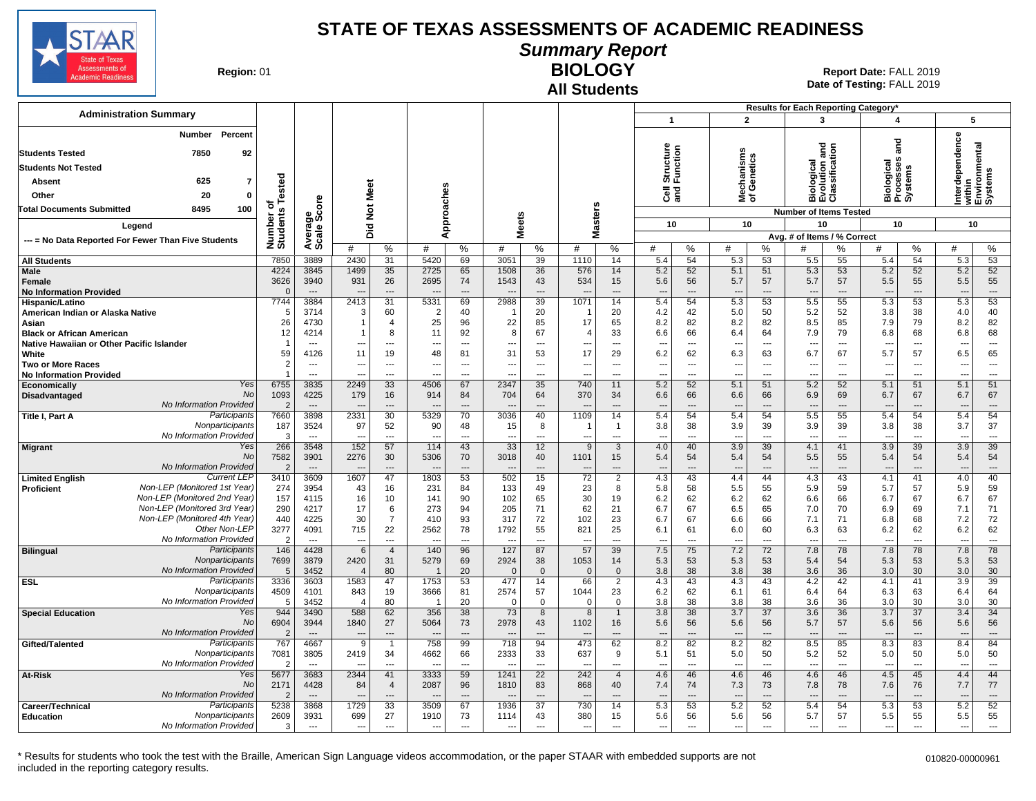# STATE OF TEXAS ASSESSMENTS OF ACADEMIC READINESS

## Summary Report

## BIOLOGY

## All Students

**Region:** 01

**Report Date:** FALL 2019
**Date of Testing:** FALL 2019

### Administration Summary

| | Number | Percent |
|---|---|---|
| Students Tested | 7850 | 92 |
| Students Not Tested | | |
| Absent | 625 | 7 |
| Other | 20 | 0 |
| Total Documents Submitted | 8495 | 100 |

Legend

--- = No Data Reported For Fewer Than Five Students

Results for Each Reporting Category*: 1 = Cell Structure and Function; 2 = Mechanisms of Genetics; 3 = Biological Evolution and Classification; 4 = Biological Processes and Systems; 5 = Interdependence within Environmental Systems

Number of Items Tested: 1 = 10; 2 = 10; 3 = 10; 4 = 10; 5 = 10

Avg. # of Items / % Correct

| Group | | Number of Students Tested | Average Scale Score | Did Not Meet # | Did Not Meet % | Approaches # | Approaches % | Meets # | Meets % | Masters # | Masters % | 1 # | 1 % | 2 # | 2 % | 3 # | 3 % | 4 # | 4 % | 5 # | 5 % |
|---|---|---|---|---|---|---|---|---|---|---|---|---|---|---|---|---|---|---|---|---|---|
| All Students | | 7850 | 3889 | 2430 | 31 | 5420 | 69 | 3051 | 39 | 1110 | 14 | 5.4 | 54 | 5.3 | 53 | 5.5 | 55 | 5.4 | 54 | 5.3 | 53 |
| Male | | 4224 | 3845 | 1499 | 35 | 2725 | 65 | 1508 | 36 | 576 | 14 | 5.2 | 52 | 5.1 | 51 | 5.3 | 53 | 5.2 | 52 | 5.2 | 52 |
| Female | | 3626 | 3940 | 931 | 26 | 2695 | 74 | 1543 | 43 | 534 | 15 | 5.6 | 56 | 5.7 | 57 | 5.7 | 57 | 5.5 | 55 | 5.5 | 55 |
| No Information Provided | | 0 | --- | --- | --- | --- | --- | --- | --- | --- | --- | --- | --- | --- | --- | --- | --- | --- | --- | --- | --- |
| Hispanic/Latino | | 7744 | 3884 | 2413 | 31 | 5331 | 69 | 2988 | 39 | 1071 | 14 | 5.4 | 54 | 5.3 | 53 | 5.5 | 55 | 5.3 | 53 | 5.3 | 53 |
| American Indian or Alaska Native | | 5 | 3714 | 3 | 60 | 2 | 40 | 1 | 20 | 1 | 20 | 4.2 | 42 | 5.0 | 50 | 5.2 | 52 | 3.8 | 38 | 4.0 | 40 |
| Asian | | 26 | 4730 | 1 | 4 | 25 | 96 | 22 | 85 | 17 | 65 | 8.2 | 82 | 8.2 | 82 | 8.5 | 85 | 7.9 | 79 | 8.2 | 82 |
| Black or African American | | 12 | 4214 | 1 | 8 | 11 | 92 | 8 | 67 | 4 | 33 | 6.6 | 66 | 6.4 | 64 | 7.9 | 79 | 6.8 | 68 | 6.8 | 68 |
| Native Hawaiian or Other Pacific Islander | | 1 | --- | --- | --- | --- | --- | --- | --- | --- | --- | --- | --- | --- | --- | --- | --- | --- | --- | --- | --- |
| White | | 59 | 4126 | 11 | 19 | 48 | 81 | 31 | 53 | 17 | 29 | 6.2 | 62 | 6.3 | 63 | 6.7 | 67 | 5.7 | 57 | 6.5 | 65 |
| Two or More Races | | 2 | --- | --- | --- | --- | --- | --- | --- | --- | --- | --- | --- | --- | --- | --- | --- | --- | --- | --- | --- |
| No Information Provided | | 1 | --- | --- | --- | --- | --- | --- | --- | --- | --- | --- | --- | --- | --- | --- | --- | --- | --- | --- | --- |
| Economically Disadvantaged | Yes | 6755 | 3835 | 2249 | 33 | 4506 | 67 | 2347 | 35 | 740 | 11 | 5.2 | 52 | 5.1 | 51 | 5.2 | 52 | 5.1 | 51 | 5.1 | 51 |
| | No | 1093 | 4225 | 179 | 16 | 914 | 84 | 704 | 64 | 370 | 34 | 6.6 | 66 | 6.6 | 66 | 6.9 | 69 | 6.7 | 67 | 6.7 | 67 |
| | No Information Provided | 2 | --- | --- | --- | --- | --- | --- | --- | --- | --- | --- | --- | --- | --- | --- | --- | --- | --- | --- | --- |
| Title I, Part A | Participants | 7660 | 3898 | 2331 | 30 | 5329 | 70 | 3036 | 40 | 1109 | 14 | 5.4 | 54 | 5.4 | 54 | 5.5 | 55 | 5.4 | 54 | 5.4 | 54 |
| | Nonparticipants | 187 | 3524 | 97 | 52 | 90 | 48 | 15 | 8 | 1 | 1 | 3.8 | 38 | 3.9 | 39 | 3.9 | 39 | 3.8 | 38 | 3.7 | 37 |
| | No Information Provided | 3 | --- | --- | --- | --- | --- | --- | --- | --- | --- | --- | --- | --- | --- | --- | --- | --- | --- | --- | --- |
| Migrant | Yes | 266 | 3548 | 152 | 57 | 114 | 43 | 33 | 12 | 9 | 3 | 4.0 | 40 | 3.9 | 39 | 4.1 | 41 | 3.9 | 39 | 3.9 | 39 |
| | No | 7582 | 3901 | 2276 | 30 | 5306 | 70 | 3018 | 40 | 1101 | 15 | 5.4 | 54 | 5.4 | 54 | 5.5 | 55 | 5.4 | 54 | 5.4 | 54 |
| | No Information Provided | 2 | --- | --- | --- | --- | --- | --- | --- | --- | --- | --- | --- | --- | --- | --- | --- | --- | --- | --- | --- |
| Limited English Proficient | Current LEP | 3410 | 3609 | 1607 | 47 | 1803 | 53 | 502 | 15 | 72 | 2 | 4.3 | 43 | 4.4 | 44 | 4.3 | 43 | 4.1 | 41 | 4.0 | 40 |
| | Non-LEP (Monitored 1st Year) | 274 | 3954 | 43 | 16 | 231 | 84 | 133 | 49 | 23 | 8 | 5.8 | 58 | 5.5 | 55 | 5.9 | 59 | 5.7 | 57 | 5.9 | 59 |
| | Non-LEP (Monitored 2nd Year) | 157 | 4115 | 16 | 10 | 141 | 90 | 102 | 65 | 30 | 19 | 6.2 | 62 | 6.2 | 62 | 6.6 | 66 | 6.7 | 67 | 6.7 | 67 |
| | Non-LEP (Monitored 3rd Year) | 290 | 4217 | 17 | 6 | 273 | 94 | 205 | 71 | 62 | 21 | 6.7 | 67 | 6.5 | 65 | 7.0 | 70 | 6.9 | 69 | 7.1 | 71 |
| | Non-LEP (Monitored 4th Year) | 440 | 4225 | 30 | 7 | 410 | 93 | 317 | 72 | 102 | 23 | 6.7 | 67 | 6.6 | 66 | 7.1 | 71 | 6.8 | 68 | 7.2 | 72 |
| | Other Non-LEP | 3277 | 4091 | 715 | 22 | 2562 | 78 | 1792 | 55 | 821 | 25 | 6.1 | 61 | 6.0 | 60 | 6.3 | 63 | 6.2 | 62 | 6.2 | 62 |
| | No Information Provided | 2 | --- | --- | --- | --- | --- | --- | --- | --- | --- | --- | --- | --- | --- | --- | --- | --- | --- | --- | --- |
| Bilingual | Participants | 146 | 4428 | 6 | 4 | 140 | 96 | 127 | 87 | 57 | 39 | 7.5 | 75 | 7.2 | 72 | 7.8 | 78 | 7.8 | 78 | 7.8 | 78 |
| | Nonparticipants | 7699 | 3879 | 2420 | 31 | 5279 | 69 | 2924 | 38 | 1053 | 14 | 5.3 | 53 | 5.3 | 53 | 5.4 | 54 | 5.3 | 53 | 5.3 | 53 |
| | No Information Provided | 5 | 3452 | 4 | 80 | 1 | 20 | 0 | 0 | 0 | 0 | 3.8 | 38 | 3.8 | 38 | 3.6 | 36 | 3.0 | 30 | 3.0 | 30 |
| ESL | Participants | 3336 | 3603 | 1583 | 47 | 1753 | 53 | 477 | 14 | 66 | 2 | 4.3 | 43 | 4.3 | 43 | 4.2 | 42 | 4.1 | 41 | 3.9 | 39 |
| | Nonparticipants | 4509 | 4101 | 843 | 19 | 3666 | 81 | 2574 | 57 | 1044 | 23 | 6.2 | 62 | 6.1 | 61 | 6.4 | 64 | 6.3 | 63 | 6.4 | 64 |
| | No Information Provided | 5 | 3452 | 4 | 80 | 1 | 20 | 0 | 0 | 0 | 0 | 3.8 | 38 | 3.8 | 38 | 3.6 | 36 | 3.0 | 30 | 3.0 | 30 |
| Special Education | Yes | 944 | 3490 | 588 | 62 | 356 | 38 | 73 | 8 | 8 | 1 | 3.8 | 38 | 3.7 | 37 | 3.6 | 36 | 3.7 | 37 | 3.4 | 34 |
| | No | 6904 | 3944 | 1840 | 27 | 5064 | 73 | 2978 | 43 | 1102 | 16 | 5.6 | 56 | 5.6 | 56 | 5.7 | 57 | 5.6 | 56 | 5.6 | 56 |
| | No Information Provided | 2 | --- | --- | --- | --- | --- | --- | --- | --- | --- | --- | --- | --- | --- | --- | --- | --- | --- | --- | --- |
| Gifted/Talented | Participants | 767 | 4667 | 9 | 1 | 758 | 99 | 718 | 94 | 473 | 62 | 8.2 | 82 | 8.2 | 82 | 8.5 | 85 | 8.3 | 83 | 8.4 | 84 |
| | Nonparticipants | 7081 | 3805 | 2419 | 34 | 4662 | 66 | 2333 | 33 | 637 | 9 | 5.1 | 51 | 5.0 | 50 | 5.2 | 52 | 5.0 | 50 | 5.0 | 50 |
| | No Information Provided | 2 | --- | --- | --- | --- | --- | --- | --- | --- | --- | --- | --- | --- | --- | --- | --- | --- | --- | --- | --- |
| At-Risk | Yes | 5677 | 3683 | 2344 | 41 | 3333 | 59 | 1241 | 22 | 242 | 4 | 4.6 | 46 | 4.6 | 46 | 4.6 | 46 | 4.5 | 45 | 4.4 | 44 |
| | No | 2171 | 4428 | 84 | 4 | 2087 | 96 | 1810 | 83 | 868 | 40 | 7.4 | 74 | 7.3 | 73 | 7.8 | 78 | 7.6 | 76 | 7.7 | 77 |
| | No Information Provided | 2 | --- | --- | --- | --- | --- | --- | --- | --- | --- | --- | --- | --- | --- | --- | --- | --- | --- | --- | --- |
| Career/Technical Education | Participants | 5238 | 3868 | 1729 | 33 | 3509 | 67 | 1936 | 37 | 730 | 14 | 5.3 | 53 | 5.2 | 52 | 5.4 | 54 | 5.3 | 53 | 5.2 | 52 |
| | Nonparticipants | 2609 | 3931 | 699 | 27 | 1910 | 73 | 1114 | 43 | 380 | 15 | 5.6 | 56 | 5.6 | 56 | 5.7 | 57 | 5.5 | 55 | 5.5 | 55 |
| | No Information Provided | 3 | --- | --- | --- | --- | --- | --- | --- | --- | --- | --- | --- | --- | --- | --- | --- | --- | --- | --- | --- |

\* Results for students who took the test with the Braille, American Sign Language videos accommodation, or the paper STAAR with embedded supports are not included in the reporting category results.

010820-00000961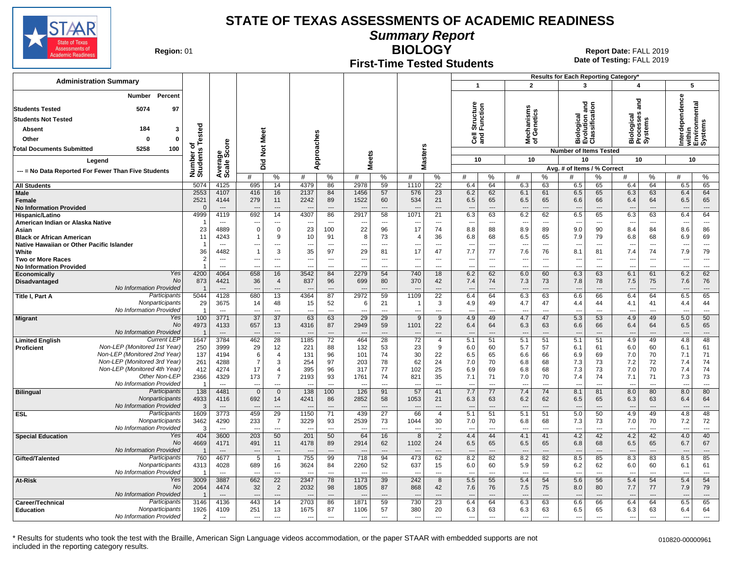# STATE OF TEXAS ASSESSMENTS OF ACADEMIC READINESS

## Summary Report

## BIOLOGY

### First-Time Tested Students

**Region:** 01

**Report Date:** FALL 2019
**Date of Testing:** FALL 2019

**Administration Summary**

| | Number | Percent |
|---|---|---|
| Students Tested | 5074 | 97 |
| Students Not Tested | | |
| Absent | 184 | 3 |
| Other | 0 | 0 |
| Total Documents Submitted | 5258 | 100 |

Legend: --- = No Data Reported For Fewer Than Five Students

Results for Each Reporting Category*: 1 = Cell Structure and Function (10 items); 2 = Mechanisms of Genetics (10 items); 3 = Biological Evolution and Classification (10 items); 4 = Biological Processes and Systems (10 items); 5 = Interdependence within Environmental Systems (10 items). Avg. # of Items / % Correct.

| Group | | Number of Students Tested | Average Scale Score | Did Not Meet # | Did Not Meet % | Approaches # | Approaches % | Meets # | Meets % | Masters # | Masters % | 1 # | 1 % | 2 # | 2 % | 3 # | 3 % | 4 # | 4 % | 5 # | 5 % |
|---|---|---|---|---|---|---|---|---|---|---|---|---|---|---|---|---|---|---|---|---|---|
| All Students | | 5074 | 4125 | 695 | 14 | 4379 | 86 | 2978 | 59 | 1110 | 22 | 6.4 | 64 | 6.3 | 63 | 6.5 | 65 | 6.4 | 64 | 6.5 | 65 |
| Male | | 2553 | 4107 | 416 | 16 | 2137 | 84 | 1456 | 57 | 576 | 23 | 6.2 | 62 | 6.1 | 61 | 6.5 | 65 | 6.3 | 63 | 6.4 | 64 |
| Female | | 2521 | 4144 | 279 | 11 | 2242 | 89 | 1522 | 60 | 534 | 21 | 6.5 | 65 | 6.5 | 65 | 6.6 | 66 | 6.4 | 64 | 6.5 | 65 |
| No Information Provided | | 0 | --- | --- | --- | --- | --- | --- | --- | --- | --- | --- | --- | --- | --- | --- | --- | --- | --- | --- | --- |
| Hispanic/Latino | | 4999 | 4119 | 692 | 14 | 4307 | 86 | 2917 | 58 | 1071 | 21 | 6.3 | 63 | 6.2 | 62 | 6.5 | 65 | 6.3 | 63 | 6.4 | 64 |
| American Indian or Alaska Native | | 1 | --- | --- | --- | --- | --- | --- | --- | --- | --- | --- | --- | --- | --- | --- | --- | --- | --- | --- | --- |
| Asian | | 23 | 4889 | 0 | 0 | 23 | 100 | 22 | 96 | 17 | 74 | 8.8 | 88 | 8.9 | 89 | 9.0 | 90 | 8.4 | 84 | 8.6 | 86 |
| Black or African American | | 11 | 4243 | 1 | 9 | 10 | 91 | 8 | 73 | 4 | 36 | 6.8 | 68 | 6.5 | 65 | 7.9 | 79 | 6.8 | 68 | 6.9 | 69 |
| Native Hawaiian or Other Pacific Islander | | 1 | --- | --- | --- | --- | --- | --- | --- | --- | --- | --- | --- | --- | --- | --- | --- | --- | --- | --- | --- |
| White | | 36 | 4482 | 1 | 3 | 35 | 97 | 29 | 81 | 17 | 47 | 7.7 | 77 | 7.6 | 76 | 8.1 | 81 | 7.4 | 74 | 7.9 | 79 |
| Two or More Races | | 2 | --- | --- | --- | --- | --- | --- | --- | --- | --- | --- | --- | --- | --- | --- | --- | --- | --- | --- | --- |
| No Information Provided | | 1 | --- | --- | --- | --- | --- | --- | --- | --- | --- | --- | --- | --- | --- | --- | --- | --- | --- | --- | --- |
| Economically Disadvantaged | Yes | 4200 | 4064 | 658 | 16 | 3542 | 84 | 2279 | 54 | 740 | 18 | 6.2 | 62 | 6.0 | 60 | 6.3 | 63 | 6.1 | 61 | 6.2 | 62 |
| | No | 873 | 4421 | 36 | 4 | 837 | 96 | 699 | 80 | 370 | 42 | 7.4 | 74 | 7.3 | 73 | 7.8 | 78 | 7.5 | 75 | 7.6 | 76 |
| | No Information Provided | 1 | --- | --- | --- | --- | --- | --- | --- | --- | --- | --- | --- | --- | --- | --- | --- | --- | --- | --- | --- |
| Title I, Part A | Participants | 5044 | 4128 | 680 | 13 | 4364 | 87 | 2972 | 59 | 1109 | 22 | 6.4 | 64 | 6.3 | 63 | 6.6 | 66 | 6.4 | 64 | 6.5 | 65 |
| | Nonparticipants | 29 | 3675 | 14 | 48 | 15 | 52 | 6 | 21 | 1 | 3 | 4.9 | 49 | 4.7 | 47 | 4.4 | 44 | 4.1 | 41 | 4.4 | 44 |
| | No Information Provided | 1 | --- | --- | --- | --- | --- | --- | --- | --- | --- | --- | --- | --- | --- | --- | --- | --- | --- | --- | --- |
| Migrant | Yes | 100 | 3771 | 37 | 37 | 63 | 63 | 29 | 29 | 9 | 9 | 4.9 | 49 | 4.7 | 47 | 5.3 | 53 | 4.9 | 49 | 5.0 | 50 |
| | No | 4973 | 4133 | 657 | 13 | 4316 | 87 | 2949 | 59 | 1101 | 22 | 6.4 | 64 | 6.3 | 63 | 6.6 | 66 | 6.4 | 64 | 6.5 | 65 |
| | No Information Provided | 1 | --- | --- | --- | --- | --- | --- | --- | --- | --- | --- | --- | --- | --- | --- | --- | --- | --- | --- | --- |
| Limited English Proficient | Current LEP | 1647 | 3784 | 462 | 28 | 1185 | 72 | 464 | 28 | 72 | 4 | 5.1 | 51 | 5.1 | 51 | 5.1 | 51 | 4.9 | 49 | 4.8 | 48 |
| | Non-LEP (Monitored 1st Year) | 250 | 3999 | 29 | 12 | 221 | 88 | 132 | 53 | 23 | 9 | 6.0 | 60 | 5.7 | 57 | 6.1 | 61 | 6.0 | 60 | 6.1 | 61 |
| | Non-LEP (Monitored 2nd Year) | 137 | 4194 | 6 | 4 | 131 | 96 | 101 | 74 | 30 | 22 | 6.5 | 65 | 6.6 | 66 | 6.9 | 69 | 7.0 | 70 | 7.1 | 71 |
| | Non-LEP (Monitored 3rd Year) | 261 | 4288 | 7 | 3 | 254 | 97 | 203 | 78 | 62 | 24 | 7.0 | 70 | 6.8 | 68 | 7.3 | 73 | 7.2 | 72 | 7.4 | 74 |
| | Non-LEP (Monitored 4th Year) | 412 | 4274 | 17 | 4 | 395 | 96 | 317 | 77 | 102 | 25 | 6.9 | 69 | 6.8 | 68 | 7.3 | 73 | 7.0 | 70 | 7.4 | 74 |
| | Other Non-LEP | 2366 | 4329 | 173 | 7 | 2193 | 93 | 1761 | 74 | 821 | 35 | 7.1 | 71 | 7.0 | 70 | 7.4 | 74 | 7.1 | 71 | 7.3 | 73 |
| | No Information Provided | 1 | --- | --- | --- | --- | --- | --- | --- | --- | --- | --- | --- | --- | --- | --- | --- | --- | --- | --- | --- |
| Bilingual | Participants | 138 | 4481 | 0 | 0 | 138 | 100 | 126 | 91 | 57 | 41 | 7.7 | 77 | 7.4 | 74 | 8.1 | 81 | 8.0 | 80 | 8.0 | 80 |
| | Nonparticipants | 4933 | 4116 | 692 | 14 | 4241 | 86 | 2852 | 58 | 1053 | 21 | 6.3 | 63 | 6.2 | 62 | 6.5 | 65 | 6.3 | 63 | 6.4 | 64 |
| | No Information Provided | 3 | --- | --- | --- | --- | --- | --- | --- | --- | --- | --- | --- | --- | --- | --- | --- | --- | --- | --- | --- |
| ESL | Participants | 1609 | 3773 | 459 | 29 | 1150 | 71 | 439 | 27 | 66 | 4 | 5.1 | 51 | 5.1 | 51 | 5.0 | 50 | 4.9 | 49 | 4.8 | 48 |
| | Nonparticipants | 3462 | 4290 | 233 | 7 | 3229 | 93 | 2539 | 73 | 1044 | 30 | 7.0 | 70 | 6.8 | 68 | 7.3 | 73 | 7.0 | 70 | 7.2 | 72 |
| | No Information Provided | 3 | --- | --- | --- | --- | --- | --- | --- | --- | --- | --- | --- | --- | --- | --- | --- | --- | --- | --- | --- |
| Special Education | Yes | 404 | 3600 | 203 | 50 | 201 | 50 | 64 | 16 | 8 | 2 | 4.4 | 44 | 4.1 | 41 | 4.2 | 42 | 4.2 | 42 | 4.0 | 40 |
| | No | 4669 | 4171 | 491 | 11 | 4178 | 89 | 2914 | 62 | 1102 | 24 | 6.5 | 65 | 6.5 | 65 | 6.8 | 68 | 6.5 | 65 | 6.7 | 67 |
| | No Information Provided | 1 | --- | --- | --- | --- | --- | --- | --- | --- | --- | --- | --- | --- | --- | --- | --- | --- | --- | --- | --- |
| Gifted/Talented | Participants | 760 | 4677 | 5 | 1 | 755 | 99 | 718 | 94 | 473 | 62 | 8.2 | 82 | 8.2 | 82 | 8.5 | 85 | 8.3 | 83 | 8.5 | 85 |
| | Nonparticipants | 4313 | 4028 | 689 | 16 | 3624 | 84 | 2260 | 52 | 637 | 15 | 6.0 | 60 | 5.9 | 59 | 6.2 | 62 | 6.0 | 60 | 6.1 | 61 |
| | No Information Provided | 1 | --- | --- | --- | --- | --- | --- | --- | --- | --- | --- | --- | --- | --- | --- | --- | --- | --- | --- | --- |
| At-Risk | Yes | 3009 | 3887 | 662 | 22 | 2347 | 78 | 1173 | 39 | 242 | 8 | 5.5 | 55 | 5.4 | 54 | 5.6 | 56 | 5.4 | 54 | 5.4 | 54 |
| | No | 2064 | 4474 | 32 | 2 | 2032 | 98 | 1805 | 87 | 868 | 42 | 7.6 | 76 | 7.5 | 75 | 8.0 | 80 | 7.7 | 77 | 7.9 | 79 |
| | No Information Provided | 1 | --- | --- | --- | --- | --- | --- | --- | --- | --- | --- | --- | --- | --- | --- | --- | --- | --- | --- | --- |
| Career/Technical Education | Participants | 3146 | 4136 | 443 | 14 | 2703 | 86 | 1871 | 59 | 730 | 23 | 6.4 | 64 | 6.3 | 63 | 6.6 | 66 | 6.4 | 64 | 6.5 | 65 |
| | Nonparticipants | 1926 | 4109 | 251 | 13 | 1675 | 87 | 1106 | 57 | 380 | 20 | 6.3 | 63 | 6.3 | 63 | 6.5 | 65 | 6.3 | 63 | 6.4 | 64 |
| | No Information Provided | 2 | --- | --- | --- | --- | --- | --- | --- | --- | --- | --- | --- | --- | --- | --- | --- | --- | --- | --- | --- |

\* Results for students who took the test with the Braille, American Sign Language videos accommodation, or the paper STAAR with embedded supports are not included in the reporting category results.

010820-00000961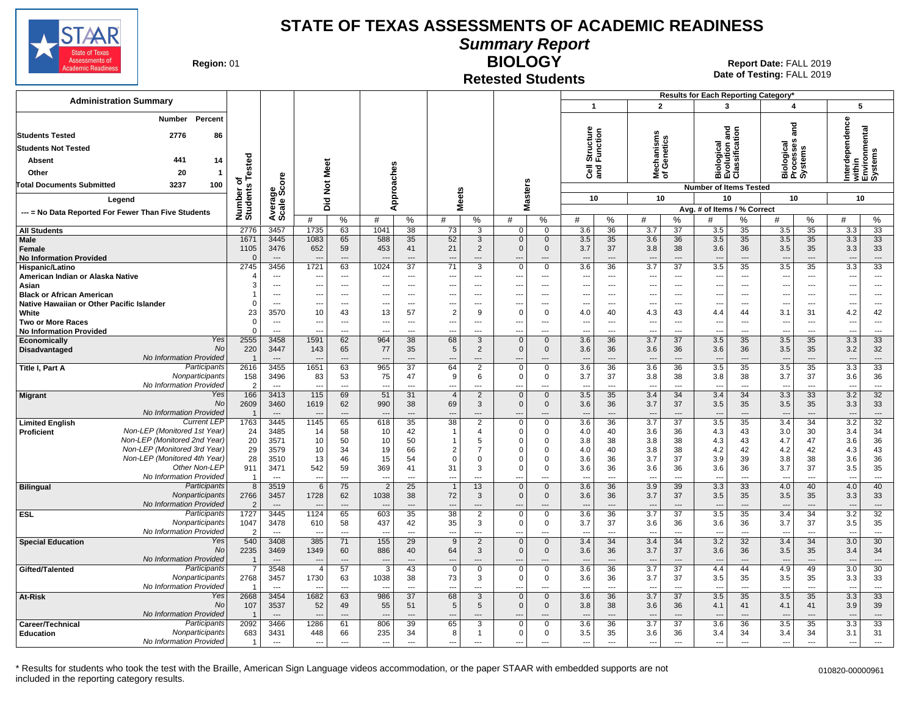# STATE OF TEXAS ASSESSMENTS OF ACADEMIC READINESS

## Summary Report

## BIOLOGY

### Retested Students

**Region:** 01

**Report Date:** FALL 2019
**Date of Testing:** FALL 2019

**Administration Summary**

| | Number | Percent |
|---|---|---|
| Students Tested | 2776 | 86 |
| Students Not Tested | | |
| Absent | 441 | 14 |
| Other | 20 | 1 |
| Total Documents Submitted | 3237 | 100 |

**Legend**

--- = No Data Reported For Fewer Than Five Students

Results for Each Reporting Category*: 1 = Cell Structure and Function; 2 = Mechanisms of Genetics; 3 = Biological Evolution and Classification; 4 = Biological Processes and Systems; 5 = Interdependence within Environmental Systems. Number of Items Tested: 10 / 10 / 10 / 10 / 10. Avg. # of Items / % Correct.

| Group | | Number of Students Tested | Average Scale Score | Did Not Meet # | Did Not Meet % | Approaches # | Approaches % | Meets # | Meets % | Masters # | Masters % | Cat 1 # | Cat 1 % | Cat 2 # | Cat 2 % | Cat 3 # | Cat 3 % | Cat 4 # | Cat 4 % | Cat 5 # | Cat 5 % |
|---|---|---|---|---|---|---|---|---|---|---|---|---|---|---|---|---|---|---|---|---|---|
| All Students | | 2776 | 3457 | 1735 | 63 | 1041 | 38 | 73 | 3 | 0 | 0 | 3.6 | 36 | 3.7 | 37 | 3.5 | 35 | 3.5 | 35 | 3.3 | 33 |
| Male | | 1671 | 3445 | 1083 | 65 | 588 | 35 | 52 | 3 | 0 | 0 | 3.5 | 35 | 3.6 | 36 | 3.5 | 35 | 3.5 | 35 | 3.3 | 33 |
| Female | | 1105 | 3476 | 652 | 59 | 453 | 41 | 21 | 2 | 0 | 0 | 3.7 | 37 | 3.8 | 38 | 3.6 | 36 | 3.5 | 35 | 3.3 | 33 |
| No Information Provided | | 0 | --- | --- | --- | --- | --- | --- | --- | --- | --- | --- | --- | --- | --- | --- | --- | --- | --- | --- | --- |
| Hispanic/Latino | | 2745 | 3456 | 1721 | 63 | 1024 | 37 | 71 | 3 | 0 | 0 | 3.6 | 36 | 3.7 | 37 | 3.5 | 35 | 3.5 | 35 | 3.3 | 33 |
| American Indian or Alaska Native | | 4 | --- | --- | --- | --- | --- | --- | --- | --- | --- | --- | --- | --- | --- | --- | --- | --- | --- | --- | --- |
| Asian | | 3 | --- | --- | --- | --- | --- | --- | --- | --- | --- | --- | --- | --- | --- | --- | --- | --- | --- | --- | --- |
| Black or African American | | 1 | --- | --- | --- | --- | --- | --- | --- | --- | --- | --- | --- | --- | --- | --- | --- | --- | --- | --- | --- |
| Native Hawaiian or Other Pacific Islander | | 0 | --- | --- | --- | --- | --- | --- | --- | --- | --- | --- | --- | --- | --- | --- | --- | --- | --- | --- | --- |
| White | | 23 | 3570 | 10 | 43 | 13 | 57 | 2 | 9 | 0 | 0 | 4.0 | 40 | 4.3 | 43 | 4.4 | 44 | 3.1 | 31 | 4.2 | 42 |
| Two or More Races | | 0 | --- | --- | --- | --- | --- | --- | --- | --- | --- | --- | --- | --- | --- | --- | --- | --- | --- | --- | --- |
| No Information Provided | | 0 | --- | --- | --- | --- | --- | --- | --- | --- | --- | --- | --- | --- | --- | --- | --- | --- | --- | --- | --- |
| Economically Disadvantaged | Yes | 2555 | 3458 | 1591 | 62 | 964 | 38 | 68 | 3 | 0 | 0 | 3.6 | 36 | 3.7 | 37 | 3.5 | 35 | 3.5 | 35 | 3.3 | 33 |
| | No | 220 | 3447 | 143 | 65 | 77 | 35 | 5 | 2 | 0 | 0 | 3.6 | 36 | 3.6 | 36 | 3.6 | 36 | 3.5 | 35 | 3.2 | 32 |
| | No Information Provided | 1 | --- | --- | --- | --- | --- | --- | --- | --- | --- | --- | --- | --- | --- | --- | --- | --- | --- | --- | --- |
| Title I, Part A | Participants | 2616 | 3455 | 1651 | 63 | 965 | 37 | 64 | 2 | 0 | 0 | 3.6 | 36 | 3.6 | 36 | 3.5 | 35 | 3.5 | 35 | 3.3 | 33 |
| | Nonparticipants | 158 | 3496 | 83 | 53 | 75 | 47 | 9 | 6 | 0 | 0 | 3.7 | 37 | 3.8 | 38 | 3.8 | 38 | 3.7 | 37 | 3.6 | 36 |
| | No Information Provided | 2 | --- | --- | --- | --- | --- | --- | --- | --- | --- | --- | --- | --- | --- | --- | --- | --- | --- | --- | --- |
| Migrant | Yes | 166 | 3413 | 115 | 69 | 51 | 31 | 4 | 2 | 0 | 0 | 3.5 | 35 | 3.4 | 34 | 3.4 | 34 | 3.3 | 33 | 3.2 | 32 |
| | No | 2609 | 3460 | 1619 | 62 | 990 | 38 | 69 | 3 | 0 | 0 | 3.6 | 36 | 3.7 | 37 | 3.5 | 35 | 3.5 | 35 | 3.3 | 33 |
| | No Information Provided | 1 | --- | --- | --- | --- | --- | --- | --- | --- | --- | --- | --- | --- | --- | --- | --- | --- | --- | --- | --- |
| Limited English Proficient | Current LEP | 1763 | 3445 | 1145 | 65 | 618 | 35 | 38 | 2 | 0 | 0 | 3.6 | 36 | 3.7 | 37 | 3.5 | 35 | 3.4 | 34 | 3.2 | 32 |
| | Non-LEP (Monitored 1st Year) | 24 | 3485 | 14 | 58 | 10 | 42 | 1 | 4 | 0 | 0 | 4.0 | 40 | 3.6 | 36 | 4.3 | 43 | 3.0 | 30 | 3.4 | 34 |
| | Non-LEP (Monitored 2nd Year) | 20 | 3571 | 10 | 50 | 10 | 50 | 1 | 5 | 0 | 0 | 3.8 | 38 | 3.8 | 38 | 4.3 | 43 | 4.7 | 47 | 3.6 | 36 |
| | Non-LEP (Monitored 3rd Year) | 29 | 3579 | 10 | 34 | 19 | 66 | 2 | 7 | 0 | 0 | 4.0 | 40 | 3.8 | 38 | 4.2 | 42 | 4.2 | 42 | 4.3 | 43 |
| | Non-LEP (Monitored 4th Year) | 28 | 3510 | 13 | 46 | 15 | 54 | 0 | 0 | 0 | 0 | 3.6 | 36 | 3.7 | 37 | 3.9 | 39 | 3.8 | 38 | 3.6 | 36 |
| | Other Non-LEP | 911 | 3471 | 542 | 59 | 369 | 41 | 31 | 3 | 0 | 0 | 3.6 | 36 | 3.6 | 36 | 3.6 | 36 | 3.7 | 37 | 3.5 | 35 |
| | No Information Provided | 1 | --- | --- | --- | --- | --- | --- | --- | --- | --- | --- | --- | --- | --- | --- | --- | --- | --- | --- | --- |
| Bilingual | Participants | 8 | 3519 | 6 | 75 | 2 | 25 | 1 | 13 | 0 | 0 | 3.6 | 36 | 3.9 | 39 | 3.3 | 33 | 4.0 | 40 | 4.0 | 40 |
| | Nonparticipants | 2766 | 3457 | 1728 | 62 | 1038 | 38 | 72 | 3 | 0 | 0 | 3.6 | 36 | 3.7 | 37 | 3.5 | 35 | 3.5 | 35 | 3.3 | 33 |
| | No Information Provided | 2 | --- | --- | --- | --- | --- | --- | --- | --- | --- | --- | --- | --- | --- | --- | --- | --- | --- | --- | --- |
| ESL | Participants | 1727 | 3445 | 1124 | 65 | 603 | 35 | 38 | 2 | 0 | 0 | 3.6 | 36 | 3.7 | 37 | 3.5 | 35 | 3.4 | 34 | 3.2 | 32 |
| | Nonparticipants | 1047 | 3478 | 610 | 58 | 437 | 42 | 35 | 3 | 0 | 0 | 3.7 | 37 | 3.6 | 36 | 3.6 | 36 | 3.7 | 37 | 3.5 | 35 |
| | No Information Provided | 2 | --- | --- | --- | --- | --- | --- | --- | --- | --- | --- | --- | --- | --- | --- | --- | --- | --- | --- | --- |
| Special Education | Yes | 540 | 3408 | 385 | 71 | 155 | 29 | 9 | 2 | 0 | 0 | 3.4 | 34 | 3.4 | 34 | 3.2 | 32 | 3.4 | 34 | 3.0 | 30 |
| | No | 2235 | 3469 | 1349 | 60 | 886 | 40 | 64 | 3 | 0 | 0 | 3.6 | 36 | 3.7 | 37 | 3.6 | 36 | 3.5 | 35 | 3.4 | 34 |
| | No Information Provided | 1 | --- | --- | --- | --- | --- | --- | --- | --- | --- | --- | --- | --- | --- | --- | --- | --- | --- | --- | --- |
| Gifted/Talented | Participants | 7 | 3548 | 4 | 57 | 3 | 43 | 0 | 0 | 0 | 0 | 3.6 | 36 | 3.7 | 37 | 4.4 | 44 | 4.9 | 49 | 3.0 | 30 |
| | Nonparticipants | 2768 | 3457 | 1730 | 63 | 1038 | 38 | 73 | 3 | 0 | 0 | 3.6 | 36 | 3.7 | 37 | 3.5 | 35 | 3.5 | 35 | 3.3 | 33 |
| | No Information Provided | 1 | --- | --- | --- | --- | --- | --- | --- | --- | --- | --- | --- | --- | --- | --- | --- | --- | --- | --- | --- |
| At-Risk | Yes | 2668 | 3454 | 1682 | 63 | 986 | 37 | 68 | 3 | 0 | 0 | 3.6 | 36 | 3.7 | 37 | 3.5 | 35 | 3.5 | 35 | 3.3 | 33 |
| | No | 107 | 3537 | 52 | 49 | 55 | 51 | 5 | 5 | 0 | 0 | 3.8 | 38 | 3.6 | 36 | 4.1 | 41 | 4.1 | 41 | 3.9 | 39 |
| | No Information Provided | 1 | --- | --- | --- | --- | --- | --- | --- | --- | --- | --- | --- | --- | --- | --- | --- | --- | --- | --- | --- |
| Career/Technical Education | Participants | 2092 | 3466 | 1286 | 61 | 806 | 39 | 65 | 3 | 0 | 0 | 3.6 | 36 | 3.7 | 37 | 3.6 | 36 | 3.5 | 35 | 3.3 | 33 |
| | Nonparticipants | 683 | 3431 | 448 | 66 | 235 | 34 | 8 | 1 | 0 | 0 | 3.5 | 35 | 3.6 | 36 | 3.4 | 34 | 3.4 | 34 | 3.1 | 31 |
| | No Information Provided | 1 | --- | --- | --- | --- | --- | --- | --- | --- | --- | --- | --- | --- | --- | --- | --- | --- | --- | --- | --- |

\* Results for students who took the test with the Braille, American Sign Language videos accommodation, or the paper STAAR with embedded supports are not included in the reporting category results.

010820-00000961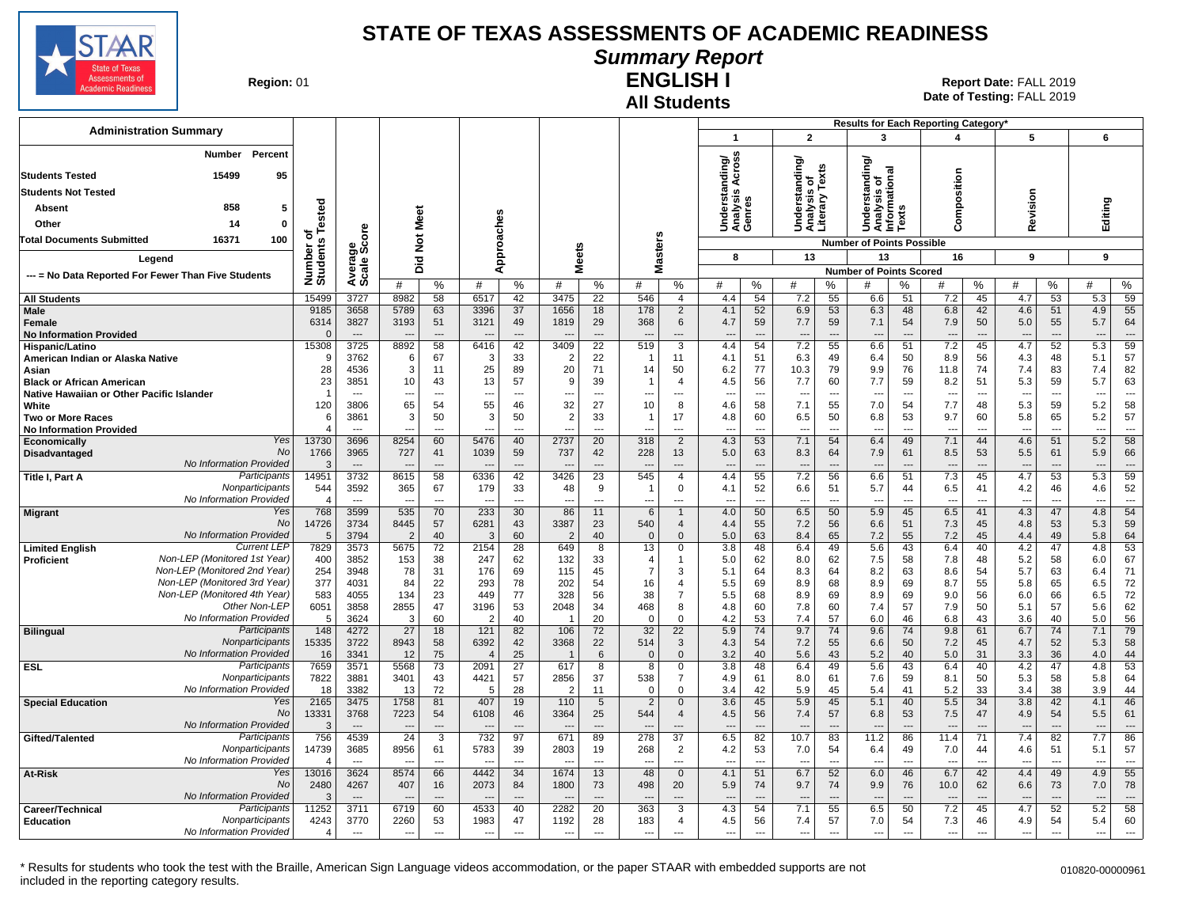# STATE OF TEXAS ASSESSMENTS OF ACADEMIC READINESS

## Summary Report

## ENGLISH I

## All Students

**Region:** 01

**Report Date:** FALL 2019
**Date of Testing:** FALL 2019

### Administration Summary

| | Number | Percent |
|---|---|---|
| Students Tested | 15499 | 95 |
| Students Not Tested | | |
| Absent | 858 | 5 |
| Other | 14 | 0 |
| Total Documents Submitted | 16371 | 100 |

Legend: --- = No Data Reported For Fewer Than Five Students

Results for Each Reporting Category*: 1 = Understanding/Analysis Across Genres (8 points possible); 2 = Understanding/Analysis of Literary Texts (13); 3 = Understanding/Analysis of Informational Texts (13); 4 = Composition (16); 5 = Revision (9); 6 = Editing (9)

| Group | | Number of Students Tested | Average Scale Score | Did Not Meet # | Did Not Meet % | Approaches # | Approaches % | Meets # | Meets % | Masters # | Masters % | Cat 1 # | Cat 1 % | Cat 2 # | Cat 2 % | Cat 3 # | Cat 3 % | Cat 4 # | Cat 4 % | Cat 5 # | Cat 5 % | Cat 6 # | Cat 6 % |
|---|---|---|---|---|---|---|---|---|---|---|---|---|---|---|---|---|---|---|---|---|---|---|---|
| All Students | | 15499 | 3727 | 8982 | 58 | 6517 | 42 | 3475 | 22 | 546 | 4 | 4.4 | 54 | 7.2 | 55 | 6.6 | 51 | 7.2 | 45 | 4.7 | 53 | 5.3 | 59 |
| Male | | 9185 | 3658 | 5789 | 63 | 3396 | 37 | 1656 | 18 | 178 | 2 | 4.1 | 52 | 6.9 | 53 | 6.3 | 48 | 6.8 | 42 | 4.6 | 51 | 4.9 | 55 |
| Female | | 6314 | 3827 | 3193 | 51 | 3121 | 49 | 1819 | 29 | 368 | 6 | 4.7 | 59 | 7.7 | 59 | 7.1 | 54 | 7.9 | 50 | 5.0 | 55 | 5.7 | 64 |
| No Information Provided | | 0 | --- | --- | --- | --- | --- | --- | --- | --- | --- | --- | --- | --- | --- | --- | --- | --- | --- | --- | --- | --- | --- |
| Hispanic/Latino | | 15308 | 3725 | 8892 | 58 | 6416 | 42 | 3409 | 22 | 519 | 3 | 4.4 | 54 | 7.2 | 55 | 6.6 | 51 | 7.2 | 45 | 4.7 | 52 | 5.3 | 59 |
| American Indian or Alaska Native | | 9 | 3762 | 6 | 67 | 3 | 33 | 2 | 22 | 1 | 11 | 4.1 | 51 | 6.3 | 49 | 6.4 | 50 | 8.9 | 56 | 4.3 | 48 | 5.1 | 57 |
| Asian | | 28 | 4536 | 3 | 11 | 25 | 89 | 20 | 71 | 14 | 50 | 6.2 | 77 | 10.3 | 79 | 9.9 | 76 | 11.8 | 74 | 7.4 | 83 | 7.4 | 82 |
| Black or African American | | 23 | 3851 | 10 | 43 | 13 | 57 | 9 | 39 | 1 | 4 | 4.5 | 56 | 7.7 | 60 | 7.7 | 59 | 8.2 | 51 | 5.3 | 59 | 5.7 | 63 |
| Native Hawaiian or Other Pacific Islander | | 1 | --- | --- | --- | --- | --- | --- | --- | --- | --- | --- | --- | --- | --- | --- | --- | --- | --- | --- | --- | --- | --- |
| White | | 120 | 3806 | 65 | 54 | 55 | 46 | 32 | 27 | 10 | 8 | 4.6 | 58 | 7.1 | 55 | 7.0 | 54 | 7.7 | 48 | 5.3 | 59 | 5.2 | 58 |
| Two or More Races | | 6 | 3861 | 3 | 50 | 3 | 50 | 2 | 33 | 1 | 17 | 4.8 | 60 | 6.5 | 50 | 6.8 | 53 | 9.7 | 60 | 5.8 | 65 | 5.2 | 57 |
| No Information Provided | | 4 | --- | --- | --- | --- | --- | --- | --- | --- | --- | --- | --- | --- | --- | --- | --- | --- | --- | --- | --- | --- | --- |
| Economically Disadvantaged | Yes | 13730 | 3696 | 8254 | 60 | 5476 | 40 | 2737 | 20 | 318 | 2 | 4.3 | 53 | 7.1 | 54 | 6.4 | 49 | 7.1 | 44 | 4.6 | 51 | 5.2 | 58 |
| | No | 1766 | 3965 | 727 | 41 | 1039 | 59 | 737 | 42 | 228 | 13 | 5.0 | 63 | 8.3 | 64 | 7.9 | 61 | 8.5 | 53 | 5.5 | 61 | 5.9 | 66 |
| | No Information Provided | 3 | --- | --- | --- | --- | --- | --- | --- | --- | --- | --- | --- | --- | --- | --- | --- | --- | --- | --- | --- | --- | --- |
| Title I, Part A | Participants | 14951 | 3732 | 8615 | 58 | 6336 | 42 | 3426 | 23 | 545 | 4 | 4.4 | 55 | 7.2 | 56 | 6.6 | 51 | 7.3 | 45 | 4.7 | 53 | 5.3 | 59 |
| | Nonparticipants | 544 | 3592 | 365 | 67 | 179 | 33 | 48 | 9 | 1 | 0 | 4.1 | 52 | 6.6 | 51 | 5.7 | 44 | 6.5 | 41 | 4.2 | 46 | 4.6 | 52 |
| | No Information Provided | 4 | --- | --- | --- | --- | --- | --- | --- | --- | --- | --- | --- | --- | --- | --- | --- | --- | --- | --- | --- | --- | --- |
| Migrant | Yes | 768 | 3599 | 535 | 70 | 233 | 30 | 86 | 11 | 6 | 1 | 4.0 | 50 | 6.5 | 50 | 5.9 | 45 | 6.5 | 41 | 4.3 | 47 | 4.8 | 54 |
| | No | 14726 | 3734 | 8445 | 57 | 6281 | 43 | 3387 | 23 | 540 | 4 | 4.4 | 55 | 7.2 | 56 | 6.6 | 51 | 7.3 | 45 | 4.8 | 53 | 5.3 | 59 |
| | No Information Provided | 5 | 3794 | 2 | 40 | 3 | 60 | 2 | 40 | 0 | 0 | 5.0 | 63 | 8.4 | 65 | 7.2 | 55 | 7.2 | 45 | 4.4 | 49 | 5.8 | 64 |
| Limited English Proficient | Current LEP | 7829 | 3573 | 5675 | 72 | 2154 | 28 | 649 | 8 | 13 | 0 | 3.8 | 48 | 6.4 | 49 | 5.6 | 43 | 6.4 | 40 | 4.2 | 47 | 4.8 | 53 |
| | Non-LEP (Monitored 1st Year) | 400 | 3852 | 153 | 38 | 247 | 62 | 132 | 33 | 4 | 1 | 5.0 | 62 | 8.0 | 62 | 7.5 | 58 | 7.8 | 48 | 5.2 | 58 | 6.0 | 67 |
| | Non-LEP (Monitored 2nd Year) | 254 | 3948 | 78 | 31 | 176 | 69 | 115 | 45 | 7 | 3 | 5.1 | 64 | 8.3 | 64 | 8.2 | 63 | 8.6 | 54 | 5.7 | 63 | 6.4 | 71 |
| | Non-LEP (Monitored 3rd Year) | 377 | 4031 | 84 | 22 | 293 | 78 | 202 | 54 | 16 | 4 | 5.5 | 69 | 8.9 | 68 | 8.9 | 69 | 8.7 | 55 | 5.8 | 65 | 6.5 | 72 |
| | Non-LEP (Monitored 4th Year) | 583 | 4055 | 134 | 23 | 449 | 77 | 328 | 56 | 38 | 7 | 5.5 | 68 | 8.9 | 69 | 8.9 | 69 | 9.0 | 56 | 6.0 | 66 | 6.5 | 72 |
| | Other Non-LEP | 6051 | 3858 | 2855 | 47 | 3196 | 53 | 2048 | 34 | 468 | 8 | 4.8 | 60 | 7.8 | 60 | 7.4 | 57 | 7.9 | 50 | 5.1 | 57 | 5.6 | 62 |
| | No Information Provided | 5 | 3624 | 3 | 60 | 2 | 40 | 1 | 20 | 0 | 0 | 4.2 | 53 | 7.4 | 57 | 6.0 | 46 | 6.8 | 43 | 3.6 | 40 | 5.0 | 56 |
| Bilingual | Participants | 148 | 4272 | 27 | 18 | 121 | 82 | 106 | 72 | 32 | 22 | 5.9 | 74 | 9.7 | 74 | 9.6 | 74 | 9.8 | 61 | 6.7 | 74 | 7.1 | 79 |
| | Nonparticipants | 15335 | 3722 | 8943 | 58 | 6392 | 42 | 3368 | 22 | 514 | 3 | 4.3 | 54 | 7.2 | 55 | 6.6 | 50 | 7.2 | 45 | 4.7 | 52 | 5.3 | 58 |
| | No Information Provided | 16 | 3341 | 12 | 75 | 4 | 25 | 1 | 6 | 0 | 0 | 3.2 | 40 | 5.6 | 43 | 5.2 | 40 | 5.0 | 31 | 3.3 | 36 | 4.0 | 44 |
| ESL | Participants | 7659 | 3571 | 5568 | 73 | 2091 | 27 | 617 | 8 | 8 | 0 | 3.8 | 48 | 6.4 | 49 | 5.6 | 43 | 6.4 | 40 | 4.2 | 47 | 4.8 | 53 |
| | Nonparticipants | 7822 | 3881 | 3401 | 43 | 4421 | 57 | 2856 | 37 | 538 | 7 | 4.9 | 61 | 8.0 | 61 | 7.6 | 59 | 8.1 | 50 | 5.3 | 58 | 5.8 | 64 |
| | No Information Provided | 18 | 3382 | 13 | 72 | 5 | 28 | 2 | 11 | 0 | 0 | 3.4 | 42 | 5.9 | 45 | 5.4 | 41 | 5.2 | 33 | 3.4 | 38 | 3.9 | 44 |
| Special Education | Yes | 2165 | 3475 | 1758 | 81 | 407 | 19 | 110 | 5 | 2 | 0 | 3.6 | 45 | 5.9 | 45 | 5.1 | 40 | 5.5 | 34 | 3.8 | 42 | 4.1 | 46 |
| | No | 13331 | 3768 | 7223 | 54 | 6108 | 46 | 3364 | 25 | 544 | 4 | 4.5 | 56 | 7.4 | 57 | 6.8 | 53 | 7.5 | 47 | 4.9 | 54 | 5.5 | 61 |
| | No Information Provided | 3 | --- | --- | --- | --- | --- | --- | --- | --- | --- | --- | --- | --- | --- | --- | --- | --- | --- | --- | --- | --- | --- |
| Gifted/Talented | Participants | 756 | 4539 | 24 | 3 | 732 | 97 | 671 | 89 | 278 | 37 | 6.5 | 82 | 10.7 | 83 | 11.2 | 86 | 11.4 | 71 | 7.4 | 82 | 7.7 | 86 |
| | Nonparticipants | 14739 | 3685 | 8956 | 61 | 5783 | 39 | 2803 | 19 | 268 | 2 | 4.2 | 53 | 7.0 | 54 | 6.4 | 49 | 7.0 | 44 | 4.6 | 51 | 5.1 | 57 |
| | No Information Provided | 4 | --- | --- | --- | --- | --- | --- | --- | --- | --- | --- | --- | --- | --- | --- | --- | --- | --- | --- | --- | --- | --- |
| At-Risk | Yes | 13016 | 3624 | 8574 | 66 | 4442 | 34 | 1674 | 13 | 48 | 0 | 4.1 | 51 | 6.7 | 52 | 6.0 | 46 | 6.7 | 42 | 4.4 | 49 | 4.9 | 55 |
| | No | 2480 | 4267 | 407 | 16 | 2073 | 84 | 1800 | 73 | 498 | 20 | 5.9 | 74 | 9.7 | 74 | 9.9 | 76 | 10.0 | 62 | 6.6 | 73 | 7.0 | 78 |
| | No Information Provided | 3 | --- | --- | --- | --- | --- | --- | --- | --- | --- | --- | --- | --- | --- | --- | --- | --- | --- | --- | --- | --- | --- |
| Career/Technical Education | Participants | 11252 | 3711 | 6719 | 60 | 4533 | 40 | 2282 | 20 | 363 | 3 | 4.3 | 54 | 7.1 | 55 | 6.5 | 50 | 7.2 | 45 | 4.7 | 52 | 5.2 | 58 |
| | Nonparticipants | 4243 | 3770 | 2260 | 53 | 1983 | 47 | 1192 | 28 | 183 | 4 | 4.5 | 56 | 7.4 | 57 | 7.0 | 54 | 7.3 | 46 | 4.9 | 54 | 5.4 | 60 |
| | No Information Provided | 4 | --- | --- | --- | --- | --- | --- | --- | --- | --- | --- | --- | --- | --- | --- | --- | --- | --- | --- | --- | --- | --- |

\* Results for students who took the test with the Braille, American Sign Language videos accommodation, or the paper STAAR with embedded supports are not included in the reporting category results.

010820-00000961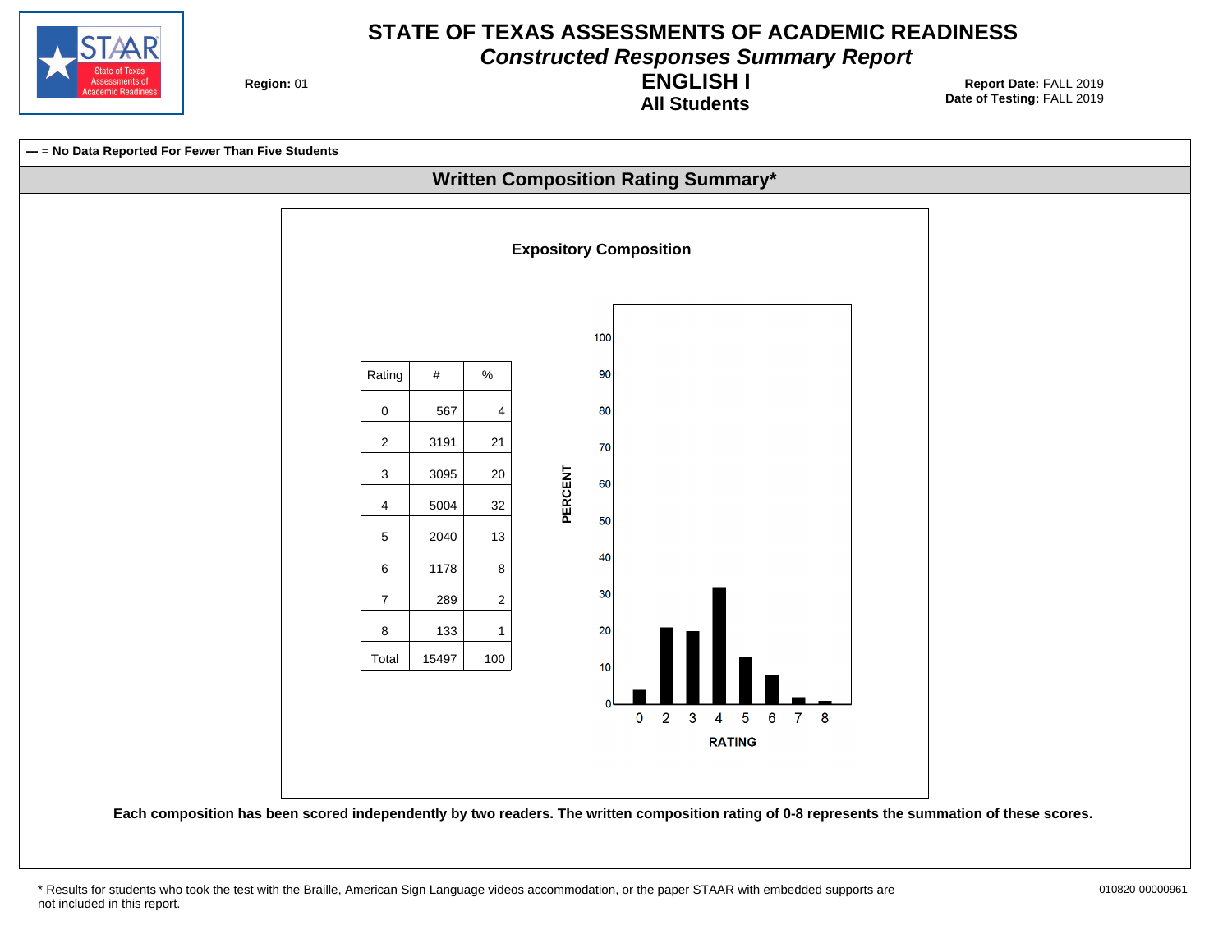# STATE OF TEXAS ASSESSMENTS OF ACADEMIC READINESS

## *Constructed Responses Summary Report*

## ENGLISH I

### All Students

**Region:** 01

**Report Date:** FALL 2019
**Date of Testing:** FALL 2019

**--- = No Data Reported For Fewer Than Five Students**

## Written Composition Rating Summary*

### Expository Composition

| Rating | # | % |
|---|---|---|
| 0 | 567 | 4 |
| 2 | 3191 | 21 |
| 3 | 3095 | 20 |
| 4 | 5004 | 32 |
| 5 | 2040 | 13 |
| 6 | 1178 | 8 |
| 7 | 289 | 2 |
| 8 | 133 | 1 |
| Total | 15497 | 100 |

**Each composition has been scored independently by two readers. The written composition rating of 0-8 represents the summation of these scores.**

\* Results for students who took the test with the Braille, American Sign Language videos accommodation, or the paper STAAR with embedded supports are not included in this report.

010820-00000961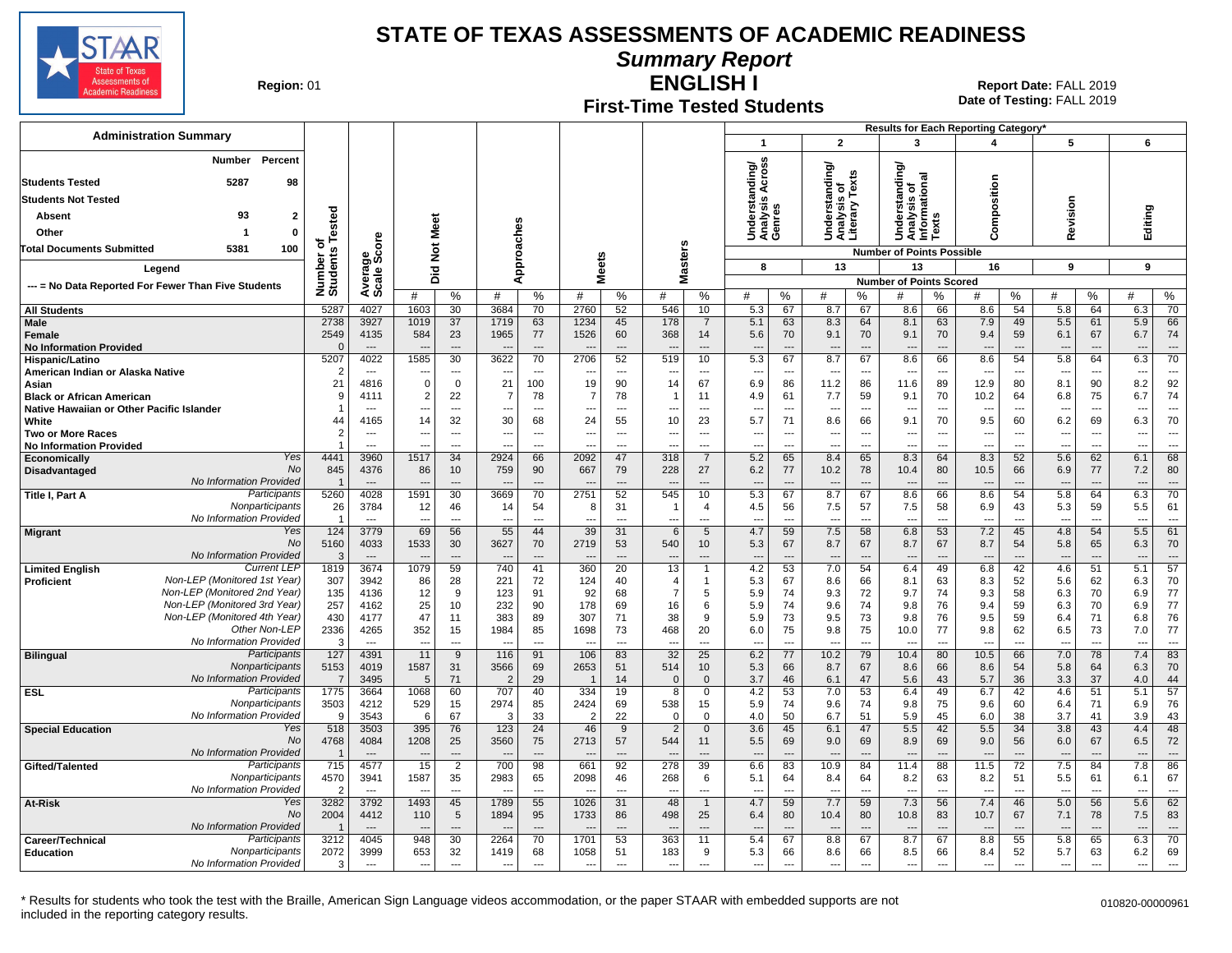# STATE OF TEXAS ASSESSMENTS OF ACADEMIC READINESS

## Summary Report

## ENGLISH I

### First-Time Tested Students

**Region:** 01

**Report Date:** FALL 2019
**Date of Testing:** FALL 2019

| Administration Summary | Number | Percent |
|---|---|---|
| Students Tested | 5287 | 98 |
| Students Not Tested | | |
| Absent | 93 | 2 |
| Other | 1 | 0 |
| Total Documents Submitted | 5381 | 100 |

Legend

--- = No Data Reported For Fewer Than Five Students

Results for Each Reporting Category*: 1 = Understanding/Analysis Across Genres (8 points possible); 2 = Understanding/Analysis of Literary Texts (13); 3 = Understanding/Analysis of Informational Texts (13); 4 = Composition (16); 5 = Revision (9); 6 = Editing (9)

| Group | | Number of Students Tested | Average Scale Score | Did Not Meet # | Did Not Meet % | Approaches # | Approaches % | Meets # | Meets % | Masters # | Masters % | 1 # | 1 % | 2 # | 2 % | 3 # | 3 % | 4 # | 4 % | 5 # | 5 % | 6 # | 6 % |
|---|---|---|---|---|---|---|---|---|---|---|---|---|---|---|---|---|---|---|---|---|---|---|---|
| All Students | | 5287 | 4027 | 1603 | 30 | 3684 | 70 | 2760 | 52 | 546 | 10 | 5.3 | 67 | 8.7 | 67 | 8.6 | 66 | 8.6 | 54 | 5.8 | 64 | 6.3 | 70 |
| Male | | 2738 | 3927 | 1019 | 37 | 1719 | 63 | 1234 | 45 | 178 | 7 | 5.1 | 63 | 8.3 | 64 | 8.1 | 63 | 7.9 | 49 | 5.5 | 61 | 5.9 | 66 |
| Female | | 2549 | 4135 | 584 | 23 | 1965 | 77 | 1526 | 60 | 368 | 14 | 5.6 | 70 | 9.1 | 70 | 9.1 | 70 | 9.4 | 59 | 6.1 | 67 | 6.7 | 74 |
| No Information Provided | | 0 | --- | --- | --- | --- | --- | --- | --- | --- | --- | --- | --- | --- | --- | --- | --- | --- | --- | --- | --- | --- | --- |
| Hispanic/Latino | | 5207 | 4022 | 1585 | 30 | 3622 | 70 | 2706 | 52 | 519 | 10 | 5.3 | 67 | 8.7 | 67 | 8.6 | 66 | 8.6 | 54 | 5.8 | 64 | 6.3 | 70 |
| American Indian or Alaska Native | | 2 | --- | --- | --- | --- | --- | --- | --- | --- | --- | --- | --- | --- | --- | --- | --- | --- | --- | --- | --- | --- | --- |
| Asian | | 21 | 4816 | 0 | 0 | 21 | 100 | 19 | 90 | 14 | 67 | 6.9 | 86 | 11.2 | 86 | 11.6 | 89 | 12.9 | 80 | 8.1 | 90 | 8.2 | 92 |
| Black or African American | | 9 | 4111 | 2 | 22 | 7 | 78 | 7 | 78 | 1 | 11 | 4.9 | 61 | 7.7 | 59 | 9.1 | 70 | 10.2 | 64 | 6.8 | 75 | 6.7 | 74 |
| Native Hawaiian or Other Pacific Islander | | 1 | --- | --- | --- | --- | --- | --- | --- | --- | --- | --- | --- | --- | --- | --- | --- | --- | --- | --- | --- | --- | --- |
| White | | 44 | 4165 | 14 | 32 | 30 | 68 | 24 | 55 | 10 | 23 | 5.7 | 71 | 8.6 | 66 | 9.1 | 70 | 9.5 | 60 | 6.2 | 69 | 6.3 | 70 |
| Two or More Races | | 2 | --- | --- | --- | --- | --- | --- | --- | --- | --- | --- | --- | --- | --- | --- | --- | --- | --- | --- | --- | --- | --- |
| No Information Provided | | 1 | --- | --- | --- | --- | --- | --- | --- | --- | --- | --- | --- | --- | --- | --- | --- | --- | --- | --- | --- | --- | --- |
| Economically Disadvantaged | Yes | 4441 | 3960 | 1517 | 34 | 2924 | 66 | 2092 | 47 | 318 | 7 | 5.2 | 65 | 8.4 | 65 | 8.3 | 64 | 8.3 | 52 | 5.6 | 62 | 6.1 | 68 |
| | No | 845 | 4376 | 86 | 10 | 759 | 90 | 667 | 79 | 228 | 27 | 6.2 | 77 | 10.2 | 78 | 10.4 | 80 | 10.5 | 66 | 6.9 | 77 | 7.2 | 80 |
| | No Information Provided | 1 | --- | --- | --- | --- | --- | --- | --- | --- | --- | --- | --- | --- | --- | --- | --- | --- | --- | --- | --- | --- | --- |
| Title I, Part A | Participants | 5260 | 4028 | 1591 | 30 | 3669 | 70 | 2751 | 52 | 545 | 10 | 5.3 | 67 | 8.7 | 67 | 8.6 | 66 | 8.6 | 54 | 5.8 | 64 | 6.3 | 70 |
| | Nonparticipants | 26 | 3784 | 12 | 46 | 14 | 54 | 8 | 31 | 1 | 4 | 4.5 | 56 | 7.5 | 57 | 7.5 | 58 | 6.9 | 43 | 5.3 | 59 | 5.5 | 61 |
| | No Information Provided | 1 | --- | --- | --- | --- | --- | --- | --- | --- | --- | --- | --- | --- | --- | --- | --- | --- | --- | --- | --- | --- | --- |
| Migrant | Yes | 124 | 3779 | 69 | 56 | 55 | 44 | 39 | 31 | 6 | 5 | 4.7 | 59 | 7.5 | 58 | 6.8 | 53 | 7.2 | 45 | 4.8 | 54 | 5.5 | 61 |
| | No | 5160 | 4033 | 1533 | 30 | 3627 | 70 | 2719 | 53 | 540 | 10 | 5.3 | 67 | 8.7 | 67 | 8.7 | 67 | 8.7 | 54 | 5.8 | 65 | 6.3 | 70 |
| | No Information Provided | 3 | --- | --- | --- | --- | --- | --- | --- | --- | --- | --- | --- | --- | --- | --- | --- | --- | --- | --- | --- | --- | --- |
| Limited English Proficient | Current LEP | 1819 | 3674 | 1079 | 59 | 740 | 41 | 360 | 20 | 13 | 1 | 4.2 | 53 | 7.0 | 54 | 6.4 | 49 | 6.8 | 42 | 4.6 | 51 | 5.1 | 57 |
| | Non-LEP (Monitored 1st Year) | 307 | 3942 | 86 | 28 | 221 | 72 | 124 | 40 | 4 | 1 | 5.3 | 67 | 8.6 | 66 | 8.1 | 63 | 8.3 | 52 | 5.6 | 62 | 6.3 | 70 |
| | Non-LEP (Monitored 2nd Year) | 135 | 4136 | 12 | 9 | 123 | 91 | 92 | 68 | 7 | 5 | 5.9 | 74 | 9.3 | 72 | 9.7 | 74 | 9.3 | 58 | 6.3 | 70 | 6.9 | 77 |
| | Non-LEP (Monitored 3rd Year) | 257 | 4162 | 25 | 10 | 232 | 90 | 178 | 69 | 16 | 6 | 5.9 | 74 | 9.6 | 74 | 9.8 | 76 | 9.4 | 59 | 6.3 | 70 | 6.9 | 77 |
| | Non-LEP (Monitored 4th Year) | 430 | 4177 | 47 | 11 | 383 | 89 | 307 | 71 | 38 | 9 | 5.9 | 73 | 9.5 | 73 | 9.8 | 76 | 9.5 | 59 | 6.4 | 71 | 6.8 | 76 |
| | Other Non-LEP | 2336 | 4265 | 352 | 15 | 1984 | 85 | 1698 | 73 | 468 | 20 | 6.0 | 75 | 9.8 | 75 | 10.0 | 77 | 9.8 | 62 | 6.5 | 73 | 7.0 | 77 |
| | No Information Provided | 3 | --- | --- | --- | --- | --- | --- | --- | --- | --- | --- | --- | --- | --- | --- | --- | --- | --- | --- | --- | --- | --- |
| Bilingual | Participants | 127 | 4391 | 11 | 9 | 116 | 91 | 106 | 83 | 32 | 25 | 6.2 | 77 | 10.2 | 79 | 10.4 | 80 | 10.5 | 66 | 7.0 | 78 | 7.4 | 83 |
| | Nonparticipants | 5153 | 4019 | 1587 | 31 | 3566 | 69 | 2653 | 51 | 514 | 10 | 5.3 | 66 | 8.7 | 67 | 8.6 | 66 | 8.6 | 54 | 5.8 | 64 | 6.3 | 70 |
| | No Information Provided | 7 | 3495 | 5 | 71 | 2 | 29 | 1 | 14 | 0 | 0 | 3.7 | 46 | 6.1 | 47 | 5.6 | 43 | 5.7 | 36 | 3.3 | 37 | 4.0 | 44 |
| ESL | Participants | 1775 | 3664 | 1068 | 60 | 707 | 40 | 334 | 19 | 8 | 0 | 4.2 | 53 | 7.0 | 53 | 6.4 | 49 | 6.7 | 42 | 4.6 | 51 | 5.1 | 57 |
| | Nonparticipants | 3503 | 4212 | 529 | 15 | 2974 | 85 | 2424 | 69 | 538 | 15 | 5.9 | 74 | 9.6 | 74 | 9.8 | 75 | 9.6 | 60 | 6.4 | 71 | 6.9 | 76 |
| | No Information Provided | 9 | 3543 | 6 | 67 | 3 | 33 | 2 | 22 | 0 | 0 | 4.0 | 50 | 6.7 | 51 | 5.9 | 45 | 6.0 | 38 | 3.7 | 41 | 3.9 | 43 |
| Special Education | Yes | 518 | 3503 | 395 | 76 | 123 | 24 | 46 | 9 | 2 | 0 | 3.6 | 45 | 6.1 | 47 | 5.5 | 42 | 5.5 | 34 | 3.8 | 43 | 4.4 | 48 |
| | No | 4768 | 4084 | 1208 | 25 | 3560 | 75 | 2713 | 57 | 544 | 11 | 5.5 | 69 | 9.0 | 69 | 8.9 | 69 | 9.0 | 56 | 6.0 | 67 | 6.5 | 72 |
| | No Information Provided | 1 | --- | --- | --- | --- | --- | --- | --- | --- | --- | --- | --- | --- | --- | --- | --- | --- | --- | --- | --- | --- | --- |
| Gifted/Talented | Participants | 715 | 4577 | 15 | 2 | 700 | 98 | 661 | 92 | 278 | 39 | 6.6 | 83 | 10.9 | 84 | 11.4 | 88 | 11.5 | 72 | 7.5 | 84 | 7.8 | 86 |
| | Nonparticipants | 4570 | 3941 | 1587 | 35 | 2983 | 65 | 2098 | 46 | 268 | 6 | 5.1 | 64 | 8.4 | 64 | 8.2 | 63 | 8.2 | 51 | 5.5 | 61 | 6.1 | 67 |
| | No Information Provided | 2 | --- | --- | --- | --- | --- | --- | --- | --- | --- | --- | --- | --- | --- | --- | --- | --- | --- | --- | --- | --- | --- |
| At-Risk | Yes | 3282 | 3792 | 1493 | 45 | 1789 | 55 | 1026 | 31 | 48 | 1 | 4.7 | 59 | 7.7 | 59 | 7.3 | 56 | 7.4 | 46 | 5.0 | 56 | 5.6 | 62 |
| | No | 2004 | 4412 | 110 | 5 | 1894 | 95 | 1733 | 86 | 498 | 25 | 6.4 | 80 | 10.4 | 80 | 10.8 | 83 | 10.7 | 67 | 7.1 | 78 | 7.5 | 83 |
| | No Information Provided | 1 | --- | --- | --- | --- | --- | --- | --- | --- | --- | --- | --- | --- | --- | --- | --- | --- | --- | --- | --- | --- | --- |
| Career/Technical Education | Participants | 3212 | 4045 | 948 | 30 | 2264 | 70 | 1701 | 53 | 363 | 11 | 5.4 | 67 | 8.8 | 67 | 8.7 | 67 | 8.8 | 55 | 5.8 | 65 | 6.3 | 70 |
| | Nonparticipants | 2072 | 3999 | 653 | 32 | 1419 | 68 | 1058 | 51 | 183 | 9 | 5.3 | 66 | 8.6 | 66 | 8.5 | 66 | 8.4 | 52 | 5.7 | 63 | 6.2 | 69 |
| | No Information Provided | 3 | --- | --- | --- | --- | --- | --- | --- | --- | --- | --- | --- | --- | --- | --- | --- | --- | --- | --- | --- | --- | --- |

\* Results for students who took the test with the Braille, American Sign Language videos accommodation, or the paper STAAR with embedded supports are not included in the reporting category results.

010820-00000961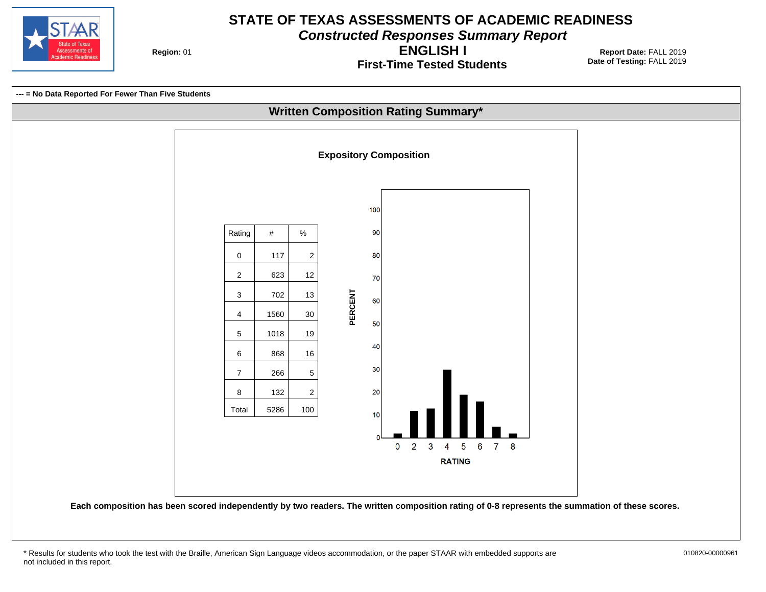# STATE OF TEXAS ASSESSMENTS OF ACADEMIC READINESS

*Constructed Responses Summary Report*

## ENGLISH I

### First-Time Tested Students

**Region:** 01

**Report Date:** FALL 2019
**Date of Testing:** FALL 2019

**--- = No Data Reported For Fewer Than Five Students**

## Written Composition Rating Summary*

### Expository Composition

| Rating | # | % |
|---|---|---|
| 0 | 117 | 2 |
| 2 | 623 | 12 |
| 3 | 702 | 13 |
| 4 | 1560 | 30 |
| 5 | 1018 | 19 |
| 6 | 868 | 16 |
| 7 | 266 | 5 |
| 8 | 132 | 2 |
| Total | 5286 | 100 |

**Each composition has been scored independently by two readers. The written composition rating of 0-8 represents the summation of these scores.**

* Results for students who took the test with the Braille, American Sign Language videos accommodation, or the paper STAAR with embedded supports are not included in this report.

010820-00000961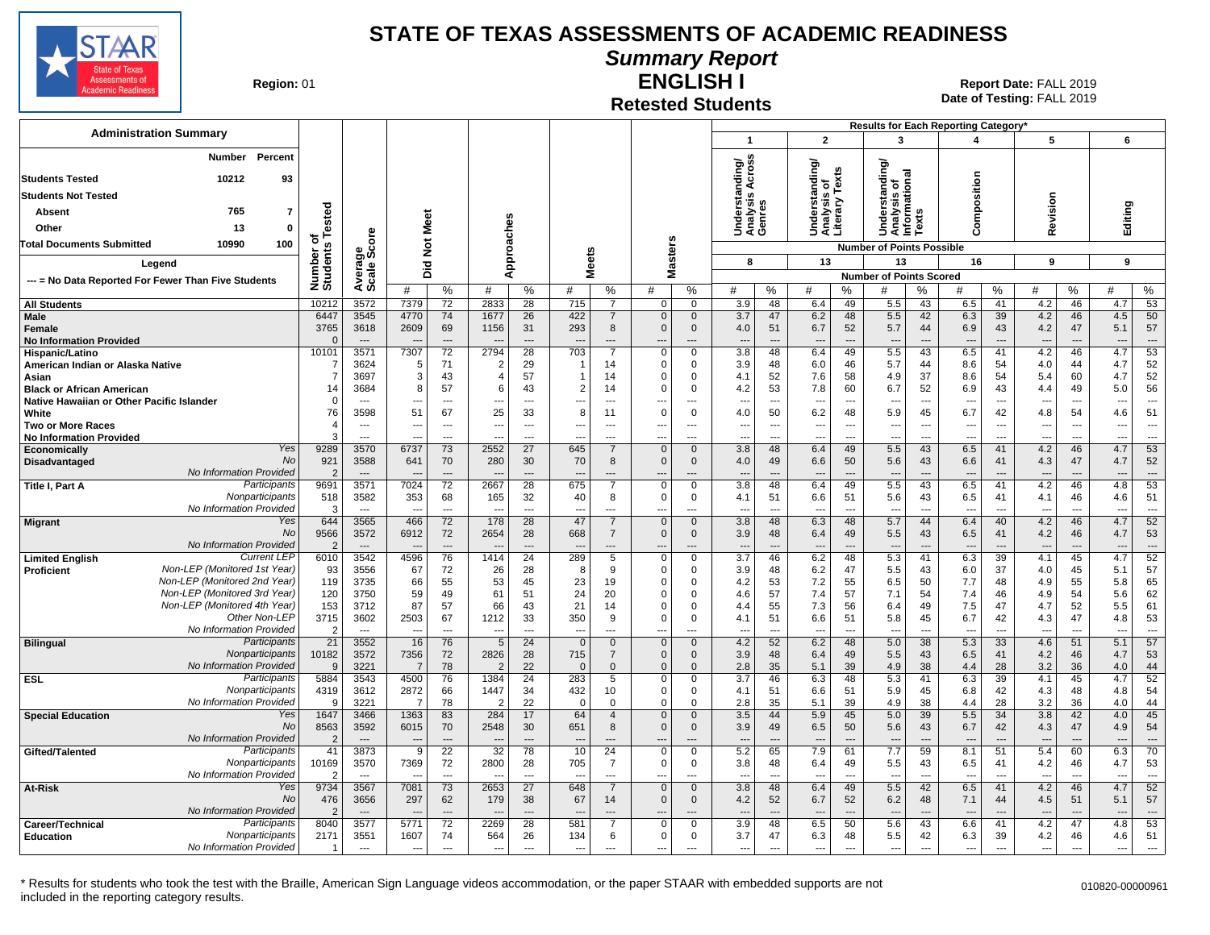# STATE OF TEXAS ASSESSMENTS OF ACADEMIC READINESS

## Summary Report

## ENGLISH I

### Retested Students

**Region:** 01

**Report Date:** FALL 2019
**Date of Testing:** FALL 2019

**Administration Summary**

| | Number | Percent |
|---|---|---|
| Students Tested | 10212 | 93 |
| Students Not Tested | | |
| Absent | 765 | 7 |
| Other | 13 | 0 |
| Total Documents Submitted | 10990 | 100 |

Legend

--- = No Data Reported For Fewer Than Five Students

Results for Each Reporting Category*: 1 = Understanding/Analysis Across Genres (8 points possible); 2 = Understanding/Analysis of Literary Texts (13); 3 = Understanding/Analysis of Informational Texts (13); 4 = Composition (16); 5 = Revision (9); 6 = Editing (9). Values are Number of Points Scored (#) and %.

| Group | | Number of Students Tested | Average Scale Score | Did Not Meet # | Did Not Meet % | Approaches # | Approaches % | Meets # | Meets % | Masters # | Masters % | 1 # | 1 % | 2 # | 2 % | 3 # | 3 % | 4 # | 4 % | 5 # | 5 % | 6 # | 6 % |
|---|---|---|---|---|---|---|---|---|---|---|---|---|---|---|---|---|---|---|---|---|---|---|---|
| All Students | | 10212 | 3572 | 7379 | 72 | 2833 | 28 | 715 | 7 | 0 | 0 | 3.9 | 48 | 6.4 | 49 | 5.5 | 43 | 6.5 | 41 | 4.2 | 46 | 4.7 | 53 |
| Male | | 6447 | 3545 | 4770 | 74 | 1677 | 26 | 422 | 7 | 0 | 0 | 3.7 | 47 | 6.2 | 48 | 5.5 | 42 | 6.3 | 39 | 4.2 | 46 | 4.5 | 50 |
| Female | | 3765 | 3618 | 2609 | 69 | 1156 | 31 | 293 | 8 | 0 | 0 | 4.0 | 51 | 6.7 | 52 | 5.7 | 44 | 6.9 | 43 | 4.2 | 47 | 5.1 | 57 |
| No Information Provided | | 0 | --- | --- | --- | --- | --- | --- | --- | --- | --- | --- | --- | --- | --- | --- | --- | --- | --- | --- | --- | --- | --- |
| Hispanic/Latino | | 10101 | 3571 | 7307 | 72 | 2794 | 28 | 703 | 7 | 0 | 0 | 3.8 | 48 | 6.4 | 49 | 5.5 | 43 | 6.5 | 41 | 4.2 | 46 | 4.7 | 53 |
| American Indian or Alaska Native | | 7 | 3624 | 5 | 71 | 2 | 29 | 1 | 14 | 0 | 0 | 3.9 | 48 | 6.0 | 46 | 5.7 | 44 | 8.6 | 54 | 4.0 | 44 | 4.7 | 52 |
| Asian | | 7 | 3697 | 3 | 43 | 4 | 57 | 1 | 14 | 0 | 0 | 4.1 | 52 | 7.6 | 58 | 4.9 | 37 | 8.6 | 54 | 5.4 | 60 | 4.7 | 52 |
| Black or African American | | 14 | 3684 | 8 | 57 | 6 | 43 | 2 | 14 | 0 | 0 | 4.2 | 53 | 7.8 | 60 | 6.7 | 52 | 6.9 | 43 | 4.4 | 49 | 5.0 | 56 |
| Native Hawaiian or Other Pacific Islander | | 0 | --- | --- | --- | --- | --- | --- | --- | --- | --- | --- | --- | --- | --- | --- | --- | --- | --- | --- | --- | --- | --- |
| White | | 76 | 3598 | 51 | 67 | 25 | 33 | 8 | 11 | 0 | 0 | 4.0 | 50 | 6.2 | 48 | 5.9 | 45 | 6.7 | 42 | 4.8 | 54 | 4.6 | 51 |
| Two or More Races | | 4 | --- | --- | --- | --- | --- | --- | --- | --- | --- | --- | --- | --- | --- | --- | --- | --- | --- | --- | --- | --- | --- |
| No Information Provided | | 3 | --- | --- | --- | --- | --- | --- | --- | --- | --- | --- | --- | --- | --- | --- | --- | --- | --- | --- | --- | --- | --- |
| Economically Disadvantaged | Yes | 9289 | 3570 | 6737 | 73 | 2552 | 27 | 645 | 7 | 0 | 0 | 3.8 | 48 | 6.4 | 49 | 5.5 | 43 | 6.5 | 41 | 4.2 | 46 | 4.7 | 53 |
| | No | 921 | 3588 | 641 | 70 | 280 | 30 | 70 | 8 | 0 | 0 | 4.0 | 49 | 6.6 | 50 | 5.6 | 43 | 6.6 | 41 | 4.3 | 47 | 4.7 | 52 |
| | No Information Provided | 2 | --- | --- | --- | --- | --- | --- | --- | --- | --- | --- | --- | --- | --- | --- | --- | --- | --- | --- | --- | --- | --- |
| Title I, Part A | Participants | 9691 | 3571 | 7024 | 72 | 2667 | 28 | 675 | 7 | 0 | 0 | 3.8 | 48 | 6.4 | 49 | 5.5 | 43 | 6.5 | 41 | 4.2 | 46 | 4.8 | 53 |
| | Nonparticipants | 518 | 3582 | 353 | 68 | 165 | 32 | 40 | 8 | 0 | 0 | 4.1 | 51 | 6.6 | 51 | 5.6 | 43 | 6.5 | 41 | 4.1 | 46 | 4.6 | 51 |
| | No Information Provided | 3 | --- | --- | --- | --- | --- | --- | --- | --- | --- | --- | --- | --- | --- | --- | --- | --- | --- | --- | --- | --- | --- |
| Migrant | Yes | 644 | 3565 | 466 | 72 | 178 | 28 | 47 | 7 | 0 | 0 | 3.8 | 48 | 6.3 | 48 | 5.7 | 44 | 6.4 | 40 | 4.2 | 46 | 4.7 | 52 |
| | No | 9566 | 3572 | 6912 | 72 | 2654 | 28 | 668 | 7 | 0 | 0 | 3.9 | 48 | 6.4 | 49 | 5.5 | 43 | 6.5 | 41 | 4.2 | 46 | 4.7 | 53 |
| | No Information Provided | 2 | --- | --- | --- | --- | --- | --- | --- | --- | --- | --- | --- | --- | --- | --- | --- | --- | --- | --- | --- | --- | --- |
| Limited English Proficient | Current LEP | 6010 | 3542 | 4596 | 76 | 1414 | 24 | 289 | 5 | 0 | 0 | 3.7 | 46 | 6.2 | 48 | 5.3 | 41 | 6.3 | 39 | 4.1 | 45 | 4.7 | 52 |
| | Non-LEP (Monitored 1st Year) | 93 | 3556 | 67 | 72 | 26 | 28 | 8 | 9 | 0 | 0 | 3.9 | 48 | 6.2 | 47 | 5.5 | 43 | 6.0 | 37 | 4.0 | 45 | 5.1 | 57 |
| | Non-LEP (Monitored 2nd Year) | 119 | 3735 | 66 | 55 | 53 | 45 | 23 | 19 | 0 | 0 | 4.2 | 53 | 7.2 | 55 | 6.5 | 50 | 7.7 | 48 | 4.9 | 55 | 5.8 | 65 |
| | Non-LEP (Monitored 3rd Year) | 120 | 3750 | 59 | 49 | 61 | 51 | 24 | 20 | 0 | 0 | 4.6 | 57 | 7.4 | 57 | 7.1 | 54 | 7.4 | 46 | 4.9 | 54 | 5.6 | 62 |
| | Non-LEP (Monitored 4th Year) | 153 | 3712 | 87 | 57 | 66 | 43 | 21 | 14 | 0 | 0 | 4.4 | 55 | 7.3 | 56 | 6.4 | 49 | 7.5 | 47 | 4.7 | 52 | 5.5 | 61 |
| | Other Non-LEP | 3715 | 3602 | 2503 | 67 | 1212 | 33 | 350 | 9 | 0 | 0 | 4.1 | 51 | 6.6 | 51 | 5.8 | 45 | 6.7 | 42 | 4.3 | 47 | 4.8 | 53 |
| | No Information Provided | 2 | --- | --- | --- | --- | --- | --- | --- | --- | --- | --- | --- | --- | --- | --- | --- | --- | --- | --- | --- | --- | --- |
| Bilingual | Participants | 21 | 3552 | 16 | 76 | 5 | 24 | 0 | 0 | 0 | 0 | 4.2 | 52 | 6.2 | 48 | 5.0 | 38 | 5.3 | 33 | 4.6 | 51 | 5.1 | 57 |
| | Nonparticipants | 10182 | 3572 | 7356 | 72 | 2826 | 28 | 715 | 7 | 0 | 0 | 3.9 | 48 | 6.4 | 49 | 5.5 | 43 | 6.5 | 41 | 4.2 | 46 | 4.7 | 53 |
| | No Information Provided | 9 | 3221 | 7 | 78 | 2 | 22 | 0 | 0 | 0 | 0 | 2.8 | 35 | 5.1 | 39 | 4.9 | 38 | 4.4 | 28 | 3.2 | 36 | 4.0 | 44 |
| ESL | Participants | 5884 | 3543 | 4500 | 76 | 1384 | 24 | 283 | 5 | 0 | 0 | 3.7 | 46 | 6.3 | 48 | 5.3 | 41 | 6.3 | 39 | 4.1 | 45 | 4.7 | 52 |
| | Nonparticipants | 4319 | 3612 | 2872 | 66 | 1447 | 34 | 432 | 10 | 0 | 0 | 4.1 | 51 | 6.6 | 51 | 5.9 | 45 | 6.8 | 42 | 4.3 | 48 | 4.8 | 54 |
| | No Information Provided | 9 | 3221 | 7 | 78 | 2 | 22 | 0 | 0 | 0 | 0 | 2.8 | 35 | 5.1 | 39 | 4.9 | 38 | 4.4 | 28 | 3.2 | 36 | 4.0 | 44 |
| Special Education | Yes | 1647 | 3466 | 1363 | 83 | 284 | 17 | 64 | 4 | 0 | 0 | 3.5 | 44 | 5.9 | 45 | 5.0 | 39 | 5.5 | 34 | 3.8 | 42 | 4.0 | 45 |
| | No | 8563 | 3592 | 6015 | 70 | 2548 | 30 | 651 | 8 | 0 | 0 | 3.9 | 49 | 6.5 | 50 | 5.6 | 43 | 6.7 | 42 | 4.3 | 47 | 4.9 | 54 |
| | No Information Provided | 2 | --- | --- | --- | --- | --- | --- | --- | --- | --- | --- | --- | --- | --- | --- | --- | --- | --- | --- | --- | --- | --- |
| Gifted/Talented | Participants | 41 | 3873 | 9 | 22 | 32 | 78 | 10 | 24 | 0 | 0 | 5.2 | 65 | 7.9 | 61 | 7.7 | 59 | 8.1 | 51 | 5.4 | 60 | 6.3 | 70 |
| | Nonparticipants | 10169 | 3570 | 7369 | 72 | 2800 | 28 | 705 | 7 | 0 | 0 | 3.8 | 48 | 6.4 | 49 | 5.5 | 43 | 6.5 | 41 | 4.2 | 46 | 4.7 | 53 |
| | No Information Provided | 2 | --- | --- | --- | --- | --- | --- | --- | --- | --- | --- | --- | --- | --- | --- | --- | --- | --- | --- | --- | --- | --- |
| At-Risk | Yes | 9734 | 3567 | 7081 | 73 | 2653 | 27 | 648 | 7 | 0 | 0 | 3.8 | 48 | 6.4 | 49 | 5.5 | 42 | 6.5 | 41 | 4.2 | 46 | 4.7 | 52 |
| | No | 476 | 3656 | 297 | 62 | 179 | 38 | 67 | 14 | 0 | 0 | 4.2 | 52 | 6.7 | 52 | 6.2 | 48 | 7.1 | 44 | 4.5 | 51 | 5.1 | 57 |
| | No Information Provided | 2 | --- | --- | --- | --- | --- | --- | --- | --- | --- | --- | --- | --- | --- | --- | --- | --- | --- | --- | --- | --- | --- |
| Career/Technical Education | Participants | 8040 | 3577 | 5771 | 72 | 2269 | 28 | 581 | 7 | 0 | 0 | 3.9 | 48 | 6.5 | 50 | 5.6 | 43 | 6.6 | 41 | 4.2 | 47 | 4.8 | 53 |
| | Nonparticipants | 2171 | 3551 | 1607 | 74 | 564 | 26 | 134 | 6 | 0 | 0 | 3.7 | 47 | 6.3 | 48 | 5.5 | 42 | 6.3 | 39 | 4.2 | 46 | 4.6 | 51 |
| | No Information Provided | 1 | --- | --- | --- | --- | --- | --- | --- | --- | --- | --- | --- | --- | --- | --- | --- | --- | --- | --- | --- | --- | --- |

\* Results for students who took the test with the Braille, American Sign Language videos accommodation, or the paper STAAR with embedded supports are not included in the reporting category results.

010820-00000961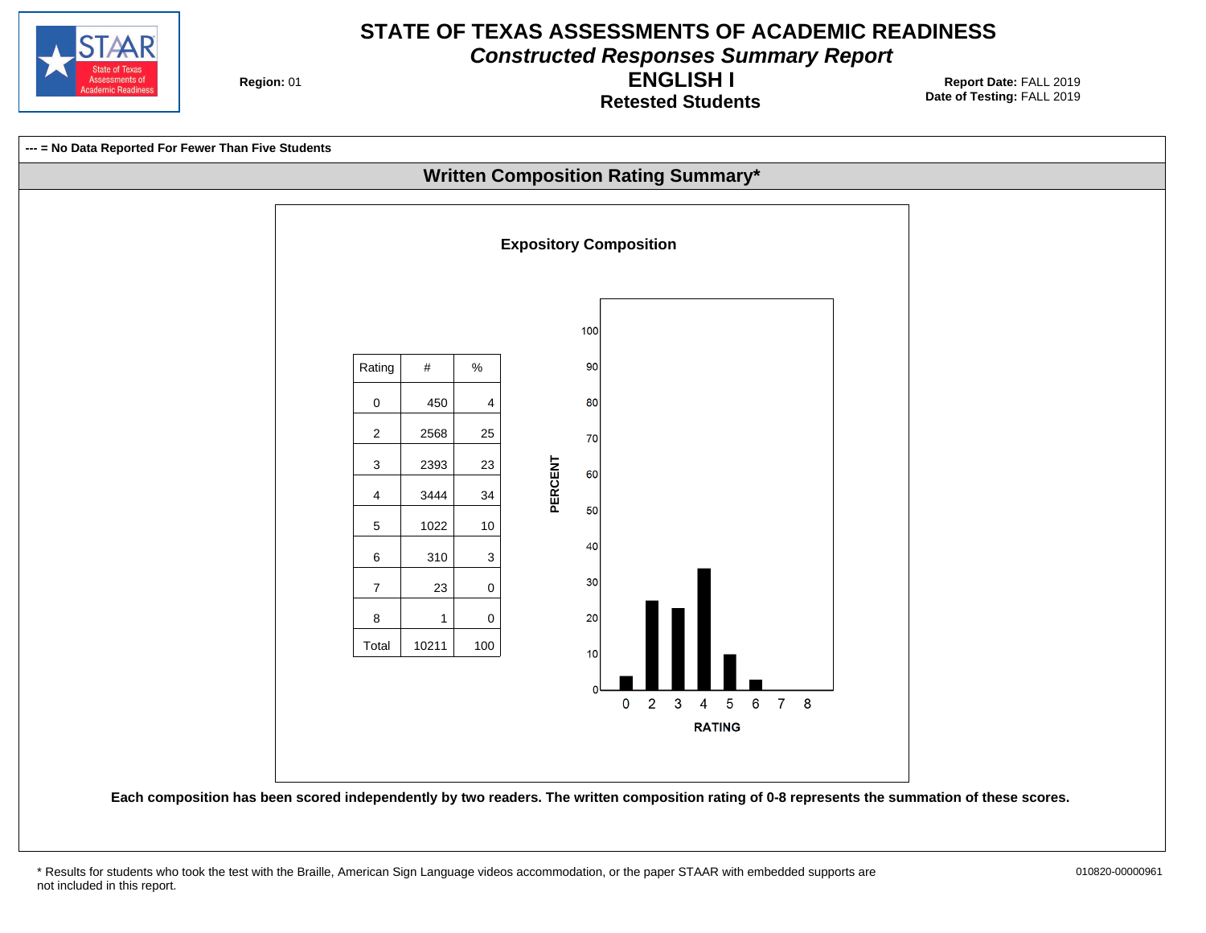# STATE OF TEXAS ASSESSMENTS OF ACADEMIC READINESS

## *Constructed Responses Summary Report*

## ENGLISH I

### Retested Students

**Region:** 01

**Report Date:** FALL 2019
**Date of Testing:** FALL 2019

**--- = No Data Reported For Fewer Than Five Students**

## Written Composition Rating Summary*

### Expository Composition

| Rating | # | % |
|---|---|---|
| 0 | 450 | 4 |
| 2 | 2568 | 25 |
| 3 | 2393 | 23 |
| 4 | 3444 | 34 |
| 5 | 1022 | 10 |
| 6 | 310 | 3 |
| 7 | 23 | 0 |
| 8 | 1 | 0 |
| Total | 10211 | 100 |

**Each composition has been scored independently by two readers. The written composition rating of 0-8 represents the summation of these scores.**

\* Results for students who took the test with the Braille, American Sign Language videos accommodation, or the paper STAAR with embedded supports are not included in this report.

010820-00000961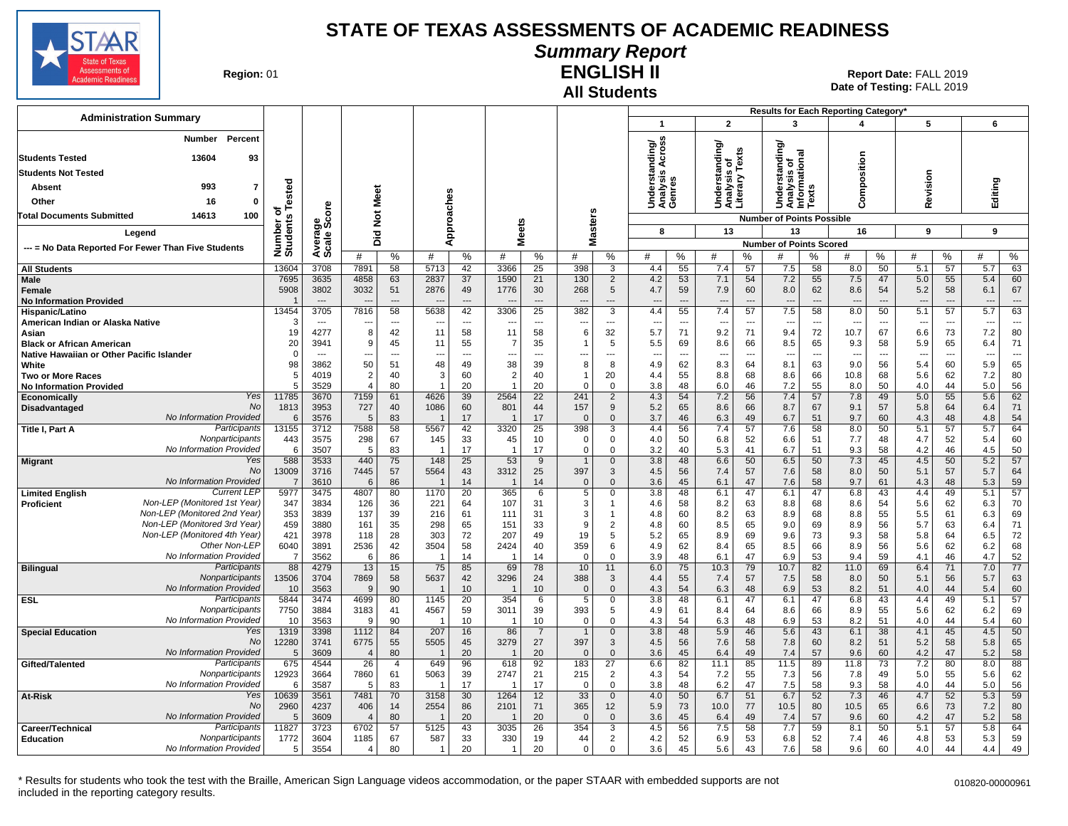# STATE OF TEXAS ASSESSMENTS OF ACADEMIC READINESS

## Summary Report

## ENGLISH II

## All Students

**Region:** 01

**Report Date:** FALL 2019
**Date of Testing:** FALL 2019

### Administration Summary

| | Number | Percent |
|---|---|---|
| Students Tested | 13604 | 93 |
| Students Not Tested | | |
| Absent | 993 | 7 |
| Other | 16 | 0 |
| Total Documents Submitted | 14613 | 100 |

Legend: --- = No Data Reported For Fewer Than Five Students

Results for Each Reporting Category*: 1 = Understanding/Analysis Across Genres (8 points possible); 2 = Understanding/Analysis of Literary Texts (13 points possible); 3 = Understanding/Analysis of Informational Texts (13 points possible); 4 = Composition (16 points possible); 5 = Revision (9 points possible); 6 = Editing (9 points possible). Values are Number of Points Scored (#) and %.

| Group | | Number of Students Tested | Average Scale Score | Did Not Meet # | Did Not Meet % | Approaches # | Approaches % | Meets # | Meets % | Masters # | Masters % | 1 # | 1 % | 2 # | 2 % | 3 # | 3 % | 4 # | 4 % | 5 # | 5 % | 6 # | 6 % |
|---|---|---|---|---|---|---|---|---|---|---|---|---|---|---|---|---|---|---|---|---|---|---|---|
| All Students | | 13604 | 3708 | 7891 | 58 | 5713 | 42 | 3366 | 25 | 398 | 3 | 4.4 | 55 | 7.4 | 57 | 7.5 | 58 | 8.0 | 50 | 5.1 | 57 | 5.7 | 63 |
| Male | | 7695 | 3635 | 4858 | 63 | 2837 | 37 | 1590 | 21 | 130 | 2 | 4.2 | 53 | 7.1 | 54 | 7.2 | 55 | 7.5 | 47 | 5.0 | 55 | 5.4 | 60 |
| Female | | 5908 | 3802 | 3032 | 51 | 2876 | 49 | 1776 | 30 | 268 | 5 | 4.7 | 59 | 7.9 | 60 | 8.0 | 62 | 8.6 | 54 | 5.2 | 58 | 6.1 | 67 |
| No Information Provided | | 1 | --- | --- | --- | --- | --- | --- | --- | --- | --- | --- | --- | --- | --- | --- | --- | --- | --- | --- | --- | --- | --- |
| Hispanic/Latino | | 13454 | 3705 | 7816 | 58 | 5638 | 42 | 3306 | 25 | 382 | 3 | 4.4 | 55 | 7.4 | 57 | 7.5 | 58 | 8.0 | 50 | 5.1 | 57 | 5.7 | 63 |
| American Indian or Alaska Native | | 3 | --- | --- | --- | --- | --- | --- | --- | --- | --- | --- | --- | --- | --- | --- | --- | --- | --- | --- | --- | --- | --- |
| Asian | | 19 | 4277 | 8 | 42 | 11 | 58 | 11 | 58 | 6 | 32 | 5.7 | 71 | 9.2 | 71 | 9.4 | 72 | 10.7 | 67 | 6.6 | 73 | 7.2 | 80 |
| Black or African American | | 20 | 3941 | 9 | 45 | 11 | 55 | 7 | 35 | 1 | 5 | 5.5 | 69 | 8.6 | 66 | 8.5 | 65 | 9.3 | 58 | 5.9 | 65 | 6.4 | 71 |
| Native Hawaiian or Other Pacific Islander | | 0 | --- | --- | --- | --- | --- | --- | --- | --- | --- | --- | --- | --- | --- | --- | --- | --- | --- | --- | --- | --- | --- |
| White | | 98 | 3862 | 50 | 51 | 48 | 49 | 38 | 39 | 8 | 8 | 4.9 | 62 | 8.3 | 64 | 8.1 | 63 | 9.0 | 56 | 5.4 | 60 | 5.9 | 65 |
| Two or More Races | | 5 | 4019 | 2 | 40 | 3 | 60 | 2 | 40 | 1 | 20 | 4.4 | 55 | 8.8 | 68 | 8.6 | 66 | 10.8 | 68 | 5.6 | 62 | 7.2 | 80 |
| No Information Provided | | 5 | 3529 | 4 | 80 | 1 | 20 | 1 | 20 | 0 | 0 | 3.8 | 48 | 6.0 | 46 | 7.2 | 55 | 8.0 | 50 | 4.0 | 44 | 5.0 | 56 |
| Economically Disadvantaged | Yes | 11785 | 3670 | 7159 | 61 | 4626 | 39 | 2564 | 22 | 241 | 2 | 4.3 | 54 | 7.2 | 56 | 7.4 | 57 | 7.8 | 49 | 5.0 | 55 | 5.6 | 62 |
| | No | 1813 | 3953 | 727 | 40 | 1086 | 60 | 801 | 44 | 157 | 9 | 5.2 | 65 | 8.6 | 66 | 8.7 | 67 | 9.1 | 57 | 5.8 | 64 | 6.4 | 71 |
| | No Information Provided | 6 | 3576 | 5 | 83 | 1 | 17 | 1 | 17 | 0 | 0 | 3.7 | 46 | 6.3 | 49 | 6.7 | 51 | 9.7 | 60 | 4.3 | 48 | 4.8 | 54 |
| Title I, Part A | Participants | 13155 | 3712 | 7588 | 58 | 5567 | 42 | 3320 | 25 | 398 | 3 | 4.4 | 56 | 7.4 | 57 | 7.6 | 58 | 8.0 | 50 | 5.1 | 57 | 5.7 | 64 |
| | Nonparticipants | 443 | 3575 | 298 | 67 | 145 | 33 | 45 | 10 | 0 | 0 | 4.0 | 50 | 6.8 | 52 | 6.6 | 51 | 7.7 | 48 | 4.7 | 52 | 5.4 | 60 |
| | No Information Provided | 6 | 3507 | 5 | 83 | 1 | 17 | 1 | 17 | 0 | 0 | 3.2 | 40 | 5.3 | 41 | 6.7 | 51 | 9.3 | 58 | 4.2 | 46 | 4.5 | 50 |
| Migrant | Yes | 588 | 3533 | 440 | 75 | 148 | 25 | 53 | 9 | 1 | 0 | 3.8 | 48 | 6.6 | 50 | 6.5 | 50 | 7.3 | 45 | 4.5 | 50 | 5.2 | 57 |
| | No | 13009 | 3716 | 7445 | 57 | 5564 | 43 | 3312 | 25 | 397 | 3 | 4.5 | 56 | 7.4 | 57 | 7.6 | 58 | 8.0 | 50 | 5.1 | 57 | 5.7 | 64 |
| | No Information Provided | 7 | 3610 | 6 | 86 | 1 | 14 | 1 | 14 | 0 | 0 | 3.6 | 45 | 6.1 | 47 | 7.6 | 58 | 9.7 | 61 | 4.3 | 48 | 5.3 | 59 |
| Limited English Proficient | Current LEP | 5977 | 3475 | 4807 | 80 | 1170 | 20 | 365 | 6 | 5 | 0 | 3.8 | 48 | 6.1 | 47 | 6.1 | 47 | 6.8 | 43 | 4.4 | 49 | 5.1 | 57 |
| | Non-LEP (Monitored 1st Year) | 347 | 3834 | 126 | 36 | 221 | 64 | 107 | 31 | 3 | 1 | 4.6 | 58 | 8.2 | 63 | 8.8 | 68 | 8.6 | 54 | 5.6 | 62 | 6.3 | 70 |
| | Non-LEP (Monitored 2nd Year) | 353 | 3839 | 137 | 39 | 216 | 61 | 111 | 31 | 3 | 1 | 4.8 | 60 | 8.2 | 63 | 8.9 | 68 | 8.8 | 55 | 5.5 | 61 | 6.3 | 69 |
| | Non-LEP (Monitored 3rd Year) | 459 | 3880 | 161 | 35 | 298 | 65 | 151 | 33 | 9 | 2 | 4.8 | 60 | 8.5 | 65 | 9.0 | 69 | 8.9 | 56 | 5.7 | 63 | 6.4 | 71 |
| | Non-LEP (Monitored 4th Year) | 421 | 3978 | 118 | 28 | 303 | 72 | 207 | 49 | 19 | 5 | 5.2 | 65 | 8.9 | 69 | 9.6 | 73 | 9.3 | 58 | 5.8 | 64 | 6.5 | 72 |
| | Other Non-LEP | 6040 | 3891 | 2536 | 42 | 3504 | 58 | 2424 | 40 | 359 | 6 | 4.9 | 62 | 8.4 | 65 | 8.5 | 66 | 8.9 | 56 | 5.6 | 62 | 6.2 | 68 |
| | No Information Provided | 7 | 3562 | 6 | 86 | 1 | 14 | 1 | 14 | 0 | 0 | 3.9 | 48 | 6.1 | 47 | 6.9 | 53 | 9.4 | 59 | 4.1 | 46 | 4.7 | 52 |
| Bilingual | Participants | 88 | 4279 | 13 | 15 | 75 | 85 | 69 | 78 | 10 | 11 | 6.0 | 75 | 10.3 | 79 | 10.7 | 82 | 11.0 | 69 | 6.4 | 71 | 7.0 | 77 |
| | Nonparticipants | 13506 | 3704 | 7869 | 58 | 5637 | 42 | 3296 | 24 | 388 | 3 | 4.4 | 55 | 7.4 | 57 | 7.5 | 58 | 8.0 | 50 | 5.1 | 56 | 5.7 | 63 |
| | No Information Provided | 10 | 3563 | 9 | 90 | 1 | 10 | 1 | 10 | 0 | 0 | 4.3 | 54 | 6.3 | 48 | 6.9 | 53 | 8.2 | 51 | 4.0 | 44 | 5.4 | 60 |
| ESL | Participants | 5844 | 3474 | 4699 | 80 | 1145 | 20 | 354 | 6 | 5 | 0 | 3.8 | 48 | 6.1 | 47 | 6.1 | 47 | 6.8 | 43 | 4.4 | 49 | 5.1 | 57 |
| | Nonparticipants | 7750 | 3884 | 3183 | 41 | 4567 | 59 | 3011 | 39 | 393 | 5 | 4.9 | 61 | 8.4 | 64 | 8.6 | 66 | 8.9 | 55 | 5.6 | 62 | 6.2 | 69 |
| | No Information Provided | 10 | 3563 | 9 | 90 | 1 | 10 | 1 | 10 | 0 | 0 | 4.3 | 54 | 6.3 | 48 | 6.9 | 53 | 8.2 | 51 | 4.0 | 44 | 5.4 | 60 |
| Special Education | Yes | 1319 | 3398 | 1112 | 84 | 207 | 16 | 86 | 7 | 1 | 0 | 3.8 | 48 | 5.9 | 46 | 5.6 | 43 | 6.1 | 38 | 4.1 | 45 | 4.5 | 50 |
| | No | 12280 | 3741 | 6775 | 55 | 5505 | 45 | 3279 | 27 | 397 | 3 | 4.5 | 56 | 7.6 | 58 | 7.8 | 60 | 8.2 | 51 | 5.2 | 58 | 5.8 | 65 |
| | No Information Provided | 5 | 3609 | 4 | 80 | 1 | 20 | 1 | 20 | 0 | 0 | 3.6 | 45 | 6.4 | 49 | 7.4 | 57 | 9.6 | 60 | 4.2 | 47 | 5.2 | 58 |
| Gifted/Talented | Participants | 675 | 4544 | 26 | 4 | 649 | 96 | 618 | 92 | 183 | 27 | 6.6 | 82 | 11.1 | 85 | 11.5 | 89 | 11.8 | 73 | 7.2 | 80 | 8.0 | 88 |
| | Nonparticipants | 12923 | 3664 | 7860 | 61 | 5063 | 39 | 2747 | 21 | 215 | 2 | 4.3 | 54 | 7.2 | 55 | 7.3 | 56 | 7.8 | 49 | 5.0 | 55 | 5.6 | 62 |
| | No Information Provided | 6 | 3587 | 5 | 83 | 1 | 17 | 1 | 17 | 0 | 0 | 3.8 | 48 | 6.2 | 47 | 7.5 | 58 | 9.3 | 58 | 4.0 | 44 | 5.0 | 56 |
| At-Risk | Yes | 10639 | 3561 | 7481 | 70 | 3158 | 30 | 1264 | 12 | 33 | 0 | 4.0 | 50 | 6.7 | 51 | 6.7 | 52 | 7.3 | 46 | 4.7 | 52 | 5.3 | 59 |
| | No | 2960 | 4237 | 406 | 14 | 2554 | 86 | 2101 | 71 | 365 | 12 | 5.9 | 73 | 10.0 | 77 | 10.5 | 80 | 10.5 | 65 | 6.6 | 73 | 7.2 | 80 |
| | No Information Provided | 5 | 3609 | 4 | 80 | 1 | 20 | 1 | 20 | 0 | 0 | 3.6 | 45 | 6.4 | 49 | 7.4 | 57 | 9.6 | 60 | 4.2 | 47 | 5.2 | 58 |
| Career/Technical Education | Participants | 11827 | 3723 | 6702 | 57 | 5125 | 43 | 3035 | 26 | 354 | 3 | 4.5 | 56 | 7.5 | 58 | 7.7 | 59 | 8.1 | 50 | 5.1 | 57 | 5.8 | 64 |
| | Nonparticipants | 1772 | 3604 | 1185 | 67 | 587 | 33 | 330 | 19 | 44 | 2 | 4.2 | 52 | 6.9 | 53 | 6.8 | 52 | 7.4 | 46 | 4.8 | 53 | 5.3 | 59 |
| | No Information Provided | 5 | 3554 | 4 | 80 | 1 | 20 | 1 | 20 | 0 | 0 | 3.6 | 45 | 5.6 | 43 | 7.6 | 58 | 9.6 | 60 | 4.0 | 44 | 4.4 | 49 |

\* Results for students who took the test with the Braille, American Sign Language videos accommodation, or the paper STAAR with embedded supports are not included in the reporting category results.

010820-00000961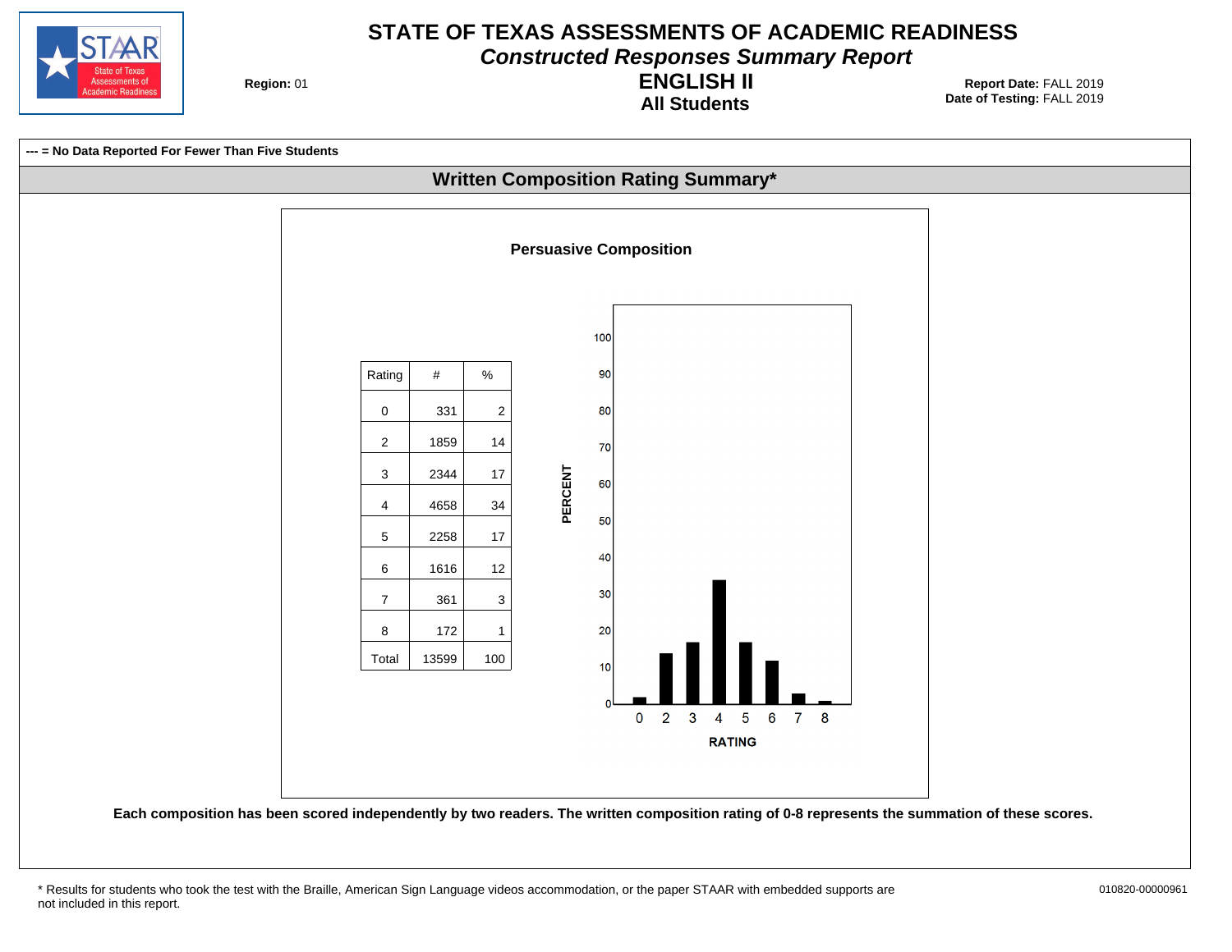# STATE OF TEXAS ASSESSMENTS OF ACADEMIC READINESS

## *Constructed Responses Summary Report*

## ENGLISH II

### All Students

**Region:** 01

**Report Date:** FALL 2019
**Date of Testing:** FALL 2019

**--- = No Data Reported For Fewer Than Five Students**

## Written Composition Rating Summary*

### Persuasive Composition

| Rating | # | % |
|---|---|---|
| 0 | 331 | 2 |
| 2 | 1859 | 14 |
| 3 | 2344 | 17 |
| 4 | 4658 | 34 |
| 5 | 2258 | 17 |
| 6 | 1616 | 12 |
| 7 | 361 | 3 |
| 8 | 172 | 1 |
| Total | 13599 | 100 |

**Each composition has been scored independently by two readers. The written composition rating of 0-8 represents the summation of these scores.**

* Results for students who took the test with the Braille, American Sign Language videos accommodation, or the paper STAAR with embedded supports are not included in this report.

010820-00000961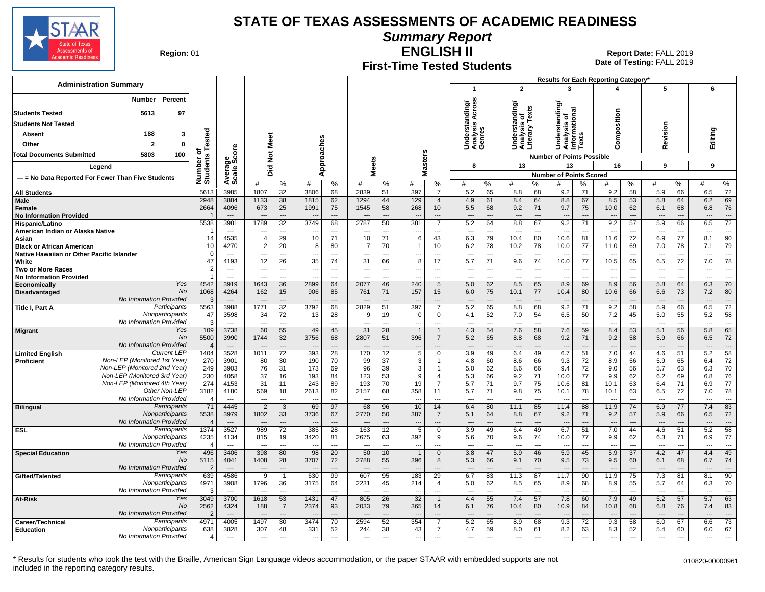# STATE OF TEXAS ASSESSMENTS OF ACADEMIC READINESS

## Summary Report

## ENGLISH II

### First-Time Tested Students

**Region:** 01

**Report Date:** FALL 2019
**Date of Testing:** FALL 2019

**Administration Summary**

| | Number | Percent |
|---|---|---|
| Students Tested | 5613 | 97 |
| Students Not Tested | | |
| Absent | 188 | 3 |
| Other | 2 | 0 |
| Total Documents Submitted | 5803 | 100 |

Legend: --- = No Data Reported For Fewer Than Five Students

Results for Each Reporting Category*: 1 = Understanding/Analysis Across Genres (8 points possible); 2 = Understanding/Analysis of Literary Texts (13); 3 = Understanding/Analysis of Informational Texts (13); 4 = Composition (16); 5 = Revision (9); 6 = Editing (9). Values are Number of Points Scored (#) and %.

| Group | Subgroup | Number of Students Tested | Average Scale Score | Did Not Meet # | Did Not Meet % | Approaches # | Approaches % | Meets # | Meets % | Masters # | Masters % | 1 # | 1 % | 2 # | 2 % | 3 # | 3 % | 4 # | 4 % | 5 # | 5 % | 6 # | 6 % |
|---|---|---|---|---|---|---|---|---|---|---|---|---|---|---|---|---|---|---|---|---|---|---|---|
| All Students | | 5613 | 3985 | 1807 | 32 | 3806 | 68 | 2839 | 51 | 397 | 7 | 5.2 | 65 | 8.8 | 68 | 9.2 | 71 | 9.2 | 58 | 5.9 | 66 | 6.5 | 72 |
| Male | | 2948 | 3884 | 1133 | 38 | 1815 | 62 | 1294 | 44 | 129 | 4 | 4.9 | 61 | 8.4 | 64 | 8.8 | 67 | 8.5 | 53 | 5.8 | 64 | 6.2 | 69 |
| Female | | 2664 | 4096 | 673 | 25 | 1991 | 75 | 1545 | 58 | 268 | 10 | 5.5 | 68 | 9.2 | 71 | 9.7 | 75 | 10.0 | 62 | 6.1 | 68 | 6.8 | 76 |
| No Information Provided | | 1 | --- | --- | --- | --- | --- | --- | --- | --- | --- | --- | --- | --- | --- | --- | --- | --- | --- | --- | --- | --- | --- |
| Hispanic/Latino | | 5538 | 3981 | 1789 | 32 | 3749 | 68 | 2787 | 50 | 381 | 7 | 5.2 | 64 | 8.8 | 67 | 9.2 | 71 | 9.2 | 57 | 5.9 | 66 | 6.5 | 72 |
| American Indian or Alaska Native | | 1 | --- | --- | --- | --- | --- | --- | --- | --- | --- | --- | --- | --- | --- | --- | --- | --- | --- | --- | --- | --- | --- |
| Asian | | 14 | 4535 | 4 | 29 | 10 | 71 | 10 | 71 | 6 | 43 | 6.3 | 79 | 10.4 | 80 | 10.6 | 81 | 11.6 | 72 | 6.9 | 77 | 8.1 | 90 |
| Black or African American | | 10 | 4270 | 2 | 20 | 8 | 80 | 7 | 70 | 1 | 10 | 6.2 | 78 | 10.2 | 78 | 10.0 | 77 | 11.0 | 69 | 7.0 | 78 | 7.1 | 79 |
| Native Hawaiian or Other Pacific Islander | | 0 | --- | --- | --- | --- | --- | --- | --- | --- | --- | --- | --- | --- | --- | --- | --- | --- | --- | --- | --- | --- | --- |
| White | | 47 | 4193 | 12 | 26 | 35 | 74 | 31 | 66 | 8 | 17 | 5.7 | 71 | 9.6 | 74 | 10.0 | 77 | 10.5 | 65 | 6.5 | 72 | 7.0 | 78 |
| Two or More Races | | 2 | --- | --- | --- | --- | --- | --- | --- | --- | --- | --- | --- | --- | --- | --- | --- | --- | --- | --- | --- | --- | --- |
| No Information Provided | | 1 | --- | --- | --- | --- | --- | --- | --- | --- | --- | --- | --- | --- | --- | --- | --- | --- | --- | --- | --- | --- | --- |
| Economically Disadvantaged | Yes | 4542 | 3919 | 1643 | 36 | 2899 | 64 | 2077 | 46 | 240 | 5 | 5.0 | 62 | 8.5 | 65 | 8.9 | 69 | 8.9 | 56 | 5.8 | 64 | 6.3 | 70 |
| | No | 1068 | 4264 | 162 | 15 | 906 | 85 | 761 | 71 | 157 | 15 | 6.0 | 75 | 10.1 | 77 | 10.4 | 80 | 10.6 | 66 | 6.6 | 73 | 7.2 | 80 |
| | No Information Provided | 3 | --- | --- | --- | --- | --- | --- | --- | --- | --- | --- | --- | --- | --- | --- | --- | --- | --- | --- | --- | --- | --- |
| Title I, Part A | Participants | 5563 | 3988 | 1771 | 32 | 3792 | 68 | 2829 | 51 | 397 | 7 | 5.2 | 65 | 8.8 | 68 | 9.2 | 71 | 9.2 | 58 | 5.9 | 66 | 6.5 | 72 |
| | Nonparticipants | 47 | 3598 | 34 | 72 | 13 | 28 | 9 | 19 | 0 | 0 | 4.1 | 52 | 7.0 | 54 | 6.5 | 50 | 7.2 | 45 | 5.0 | 55 | 5.2 | 58 |
| | No Information Provided | 3 | --- | --- | --- | --- | --- | --- | --- | --- | --- | --- | --- | --- | --- | --- | --- | --- | --- | --- | --- | --- | --- |
| Migrant | Yes | 109 | 3738 | 60 | 55 | 49 | 45 | 31 | 28 | 1 | 1 | 4.3 | 54 | 7.6 | 58 | 7.6 | 59 | 8.4 | 53 | 5.1 | 56 | 5.8 | 65 |
| | No | 5500 | 3990 | 1744 | 32 | 3756 | 68 | 2807 | 51 | 396 | 7 | 5.2 | 65 | 8.8 | 68 | 9.2 | 71 | 9.2 | 58 | 5.9 | 66 | 6.5 | 72 |
| | No Information Provided | 4 | --- | --- | --- | --- | --- | --- | --- | --- | --- | --- | --- | --- | --- | --- | --- | --- | --- | --- | --- | --- | --- |
| Limited English Proficient | Current LEP | 1404 | 3528 | 1011 | 72 | 393 | 28 | 170 | 12 | 5 | 0 | 3.9 | 49 | 6.4 | 49 | 6.7 | 51 | 7.0 | 44 | 4.6 | 51 | 5.2 | 58 |
| | Non-LEP (Monitored 1st Year) | 270 | 3901 | 80 | 30 | 190 | 70 | 99 | 37 | 3 | 1 | 4.8 | 60 | 8.6 | 66 | 9.3 | 72 | 8.9 | 56 | 5.9 | 65 | 6.4 | 72 |
| | Non-LEP (Monitored 2nd Year) | 249 | 3903 | 76 | 31 | 173 | 69 | 96 | 39 | 3 | 1 | 5.0 | 62 | 8.6 | 66 | 9.4 | 72 | 9.0 | 56 | 5.7 | 63 | 6.3 | 70 |
| | Non-LEP (Monitored 3rd Year) | 230 | 4058 | 37 | 16 | 193 | 84 | 123 | 53 | 9 | 4 | 5.3 | 66 | 9.2 | 71 | 10.0 | 77 | 9.9 | 62 | 6.2 | 69 | 6.8 | 76 |
| | Non-LEP (Monitored 4th Year) | 274 | 4153 | 31 | 11 | 243 | 89 | 193 | 70 | 19 | 7 | 5.7 | 71 | 9.7 | 75 | 10.6 | 81 | 10.1 | 63 | 6.4 | 71 | 6.9 | 77 |
| | Other Non-LEP | 3182 | 4180 | 569 | 18 | 2613 | 82 | 2157 | 68 | 358 | 11 | 5.7 | 71 | 9.8 | 75 | 10.1 | 78 | 10.1 | 63 | 6.5 | 72 | 7.0 | 78 |
| | No Information Provided | 4 | --- | --- | --- | --- | --- | --- | --- | --- | --- | --- | --- | --- | --- | --- | --- | --- | --- | --- | --- | --- | --- |
| Bilingual | Participants | 71 | 4445 | 2 | 3 | 69 | 97 | 68 | 96 | 10 | 14 | 6.4 | 80 | 11.1 | 85 | 11.4 | 88 | 11.9 | 74 | 6.9 | 77 | 7.4 | 83 |
| | Nonparticipants | 5538 | 3979 | 1802 | 33 | 3736 | 67 | 2770 | 50 | 387 | 7 | 5.1 | 64 | 8.8 | 67 | 9.2 | 71 | 9.2 | 57 | 5.9 | 66 | 6.5 | 72 |
| | No Information Provided | 4 | --- | --- | --- | --- | --- | --- | --- | --- | --- | --- | --- | --- | --- | --- | --- | --- | --- | --- | --- | --- | --- |
| ESL | Participants | 1374 | 3527 | 989 | 72 | 385 | 28 | 163 | 12 | 5 | 0 | 3.9 | 49 | 6.4 | 49 | 6.7 | 51 | 7.0 | 44 | 4.6 | 51 | 5.2 | 58 |
| | Nonparticipants | 4235 | 4134 | 815 | 19 | 3420 | 81 | 2675 | 63 | 392 | 9 | 5.6 | 70 | 9.6 | 74 | 10.0 | 77 | 9.9 | 62 | 6.3 | 71 | 6.9 | 77 |
| | No Information Provided | 4 | --- | --- | --- | --- | --- | --- | --- | --- | --- | --- | --- | --- | --- | --- | --- | --- | --- | --- | --- | --- | --- |
| Special Education | Yes | 496 | 3406 | 398 | 80 | 98 | 20 | 50 | 10 | 1 | 0 | 3.8 | 47 | 5.9 | 46 | 5.9 | 45 | 5.9 | 37 | 4.2 | 47 | 4.4 | 49 |
| | No | 5115 | 4041 | 1408 | 28 | 3707 | 72 | 2788 | 55 | 396 | 8 | 5.3 | 66 | 9.1 | 70 | 9.5 | 73 | 9.5 | 60 | 6.1 | 68 | 6.7 | 74 |
| | No Information Provided | 2 | --- | --- | --- | --- | --- | --- | --- | --- | --- | --- | --- | --- | --- | --- | --- | --- | --- | --- | --- | --- | --- |
| Gifted/Talented | Participants | 639 | 4586 | 9 | 1 | 630 | 99 | 607 | 95 | 183 | 29 | 6.7 | 83 | 11.3 | 87 | 11.7 | 90 | 11.9 | 75 | 7.3 | 81 | 8.1 | 90 |
| | Nonparticipants | 4971 | 3908 | 1796 | 36 | 3175 | 64 | 2231 | 45 | 214 | 4 | 5.0 | 62 | 8.5 | 65 | 8.9 | 68 | 8.9 | 55 | 5.7 | 64 | 6.3 | 70 |
| | No Information Provided | 3 | --- | --- | --- | --- | --- | --- | --- | --- | --- | --- | --- | --- | --- | --- | --- | --- | --- | --- | --- | --- | --- |
| At-Risk | Yes | 3049 | 3700 | 1618 | 53 | 1431 | 47 | 805 | 26 | 32 | 1 | 4.4 | 55 | 7.4 | 57 | 7.8 | 60 | 7.9 | 49 | 5.2 | 57 | 5.7 | 63 |
| | No | 2562 | 4324 | 188 | 7 | 2374 | 93 | 2033 | 79 | 365 | 14 | 6.1 | 76 | 10.4 | 80 | 10.9 | 84 | 10.8 | 68 | 6.8 | 76 | 7.4 | 83 |
| | No Information Provided | 2 | --- | --- | --- | --- | --- | --- | --- | --- | --- | --- | --- | --- | --- | --- | --- | --- | --- | --- | --- | --- | --- |
| Career/Technical Education | Participants | 4971 | 4005 | 1497 | 30 | 3474 | 70 | 2594 | 52 | 354 | 7 | 5.2 | 65 | 8.9 | 68 | 9.3 | 72 | 9.3 | 58 | 6.0 | 67 | 6.6 | 73 |
| | Nonparticipants | 638 | 3828 | 307 | 48 | 331 | 52 | 244 | 38 | 43 | 7 | 4.7 | 59 | 8.0 | 61 | 8.2 | 63 | 8.3 | 52 | 5.4 | 60 | 6.0 | 67 |
| | No Information Provided | 4 | --- | --- | --- | --- | --- | --- | --- | --- | --- | --- | --- | --- | --- | --- | --- | --- | --- | --- | --- | --- | --- |

* Results for students who took the test with the Braille, American Sign Language videos accommodation, or the paper STAAR with embedded supports are not included in the reporting category results.

010820-00000961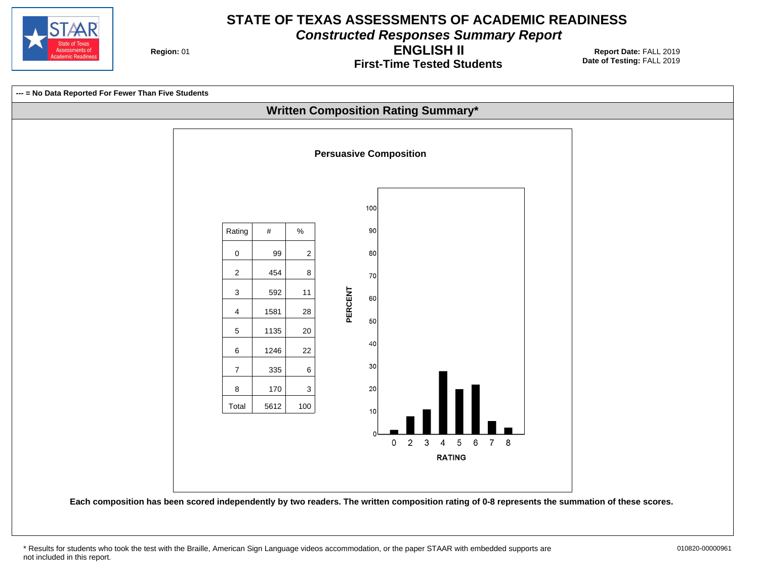# STATE OF TEXAS ASSESSMENTS OF ACADEMIC READINESS

## *Constructed Responses Summary Report*

## ENGLISH II

### First-Time Tested Students

**Region:** 01

**Report Date:** FALL 2019
**Date of Testing:** FALL 2019

**--- = No Data Reported For Fewer Than Five Students**

## Written Composition Rating Summary*

### Persuasive Composition

| Rating | # | % |
|---|---|---|
| 0 | 99 | 2 |
| 2 | 454 | 8 |
| 3 | 592 | 11 |
| 4 | 1581 | 28 |
| 5 | 1135 | 20 |
| 6 | 1246 | 22 |
| 7 | 335 | 6 |
| 8 | 170 | 3 |
| Total | 5612 | 100 |

PERCENT

RATING

**Each composition has been scored independently by two readers. The written composition rating of 0-8 represents the summation of these scores.**

\* Results for students who took the test with the Braille, American Sign Language videos accommodation, or the paper STAAR with embedded supports are not included in this report.

010820-00000961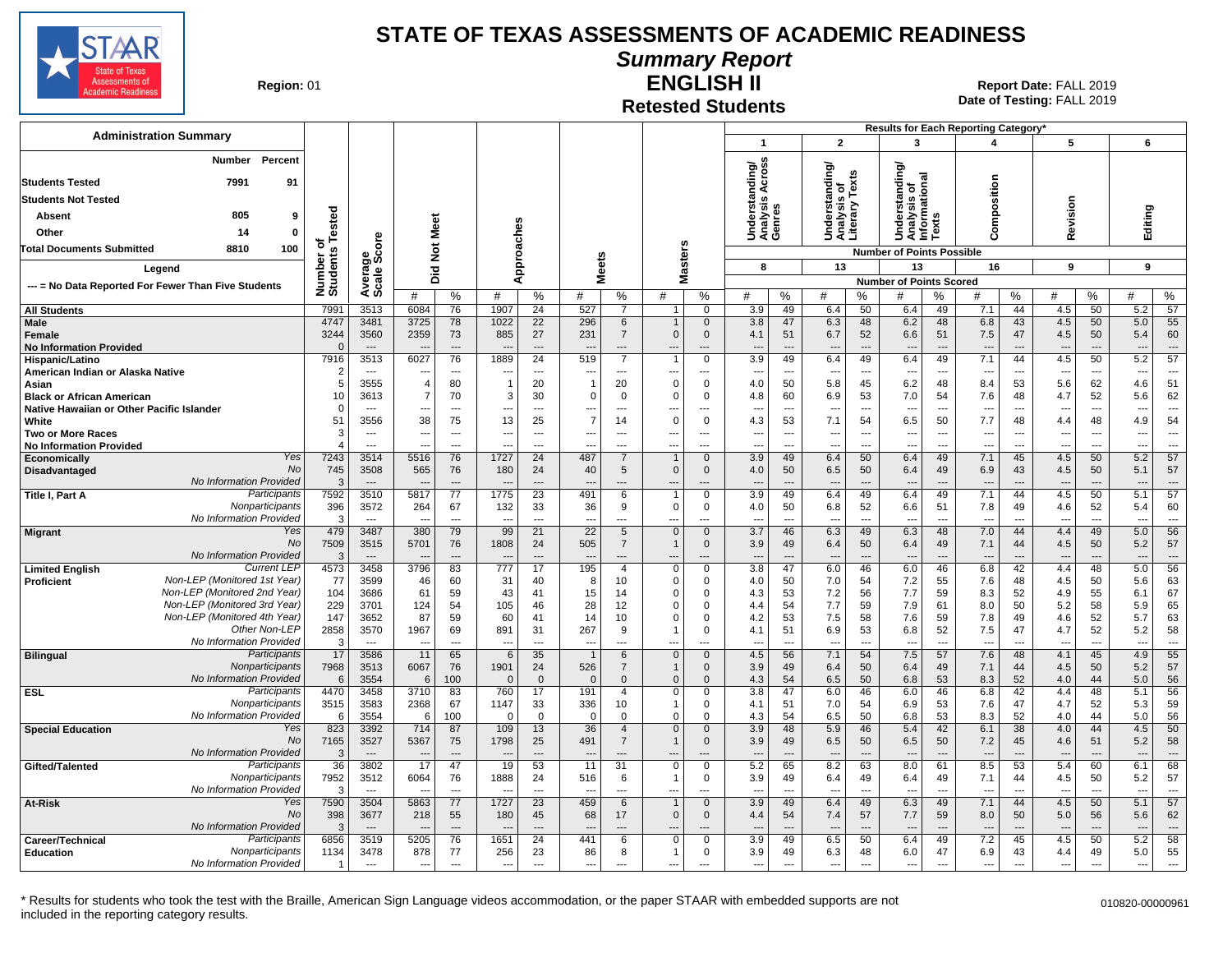# STATE OF TEXAS ASSESSMENTS OF ACADEMIC READINESS

## Summary Report

## ENGLISH II

## Retested Students

**Region:** 01

**Report Date:** FALL 2019
**Date of Testing:** FALL 2019

**Administration Summary**

| | Number | Percent |
|---|---|---|
| Students Tested | 7991 | 91 |
| Students Not Tested | | |
| Absent | 805 | 9 |
| Other | 14 | 0 |
| Total Documents Submitted | 8810 | 100 |

Legend

--- = No Data Reported For Fewer Than Five Students

Results for Each Reporting Category*: 1 = Understanding/Analysis Across Genres (8 points possible); 2 = Understanding/Analysis of Literary Texts (13 points possible); 3 = Understanding/Analysis of Informational Texts (13 points possible); 4 = Composition (16 points possible); 5 = Revision (9 points possible); 6 = Editing (9 points possible). Values are Number of Points Scored.

| Group | | Number of Students Tested | Average Scale Score | Did Not Meet # | Did Not Meet % | Approaches # | Approaches % | Meets # | Meets % | Masters # | Masters % | 1 # | 1 % | 2 # | 2 % | 3 # | 3 % | 4 # | 4 % | 5 # | 5 % | 6 # | 6 % |
|---|---|---|---|---|---|---|---|---|---|---|---|---|---|---|---|---|---|---|---|---|---|---|---|
| All Students | | 7991 | 3513 | 6084 | 76 | 1907 | 24 | 527 | 7 | 1 | 0 | 3.9 | 49 | 6.4 | 50 | 6.4 | 49 | 7.1 | 44 | 4.5 | 50 | 5.2 | 57 |
| Male | | 4747 | 3481 | 3725 | 78 | 1022 | 22 | 296 | 6 | 1 | 0 | 3.8 | 47 | 6.3 | 48 | 6.2 | 48 | 6.8 | 43 | 4.5 | 50 | 5.0 | 55 |
| Female | | 3244 | 3560 | 2359 | 73 | 885 | 27 | 231 | 7 | 0 | 0 | 4.1 | 51 | 6.7 | 52 | 6.6 | 51 | 7.5 | 47 | 4.5 | 50 | 5.4 | 60 |
| No Information Provided | | 0 | --- | --- | --- | --- | --- | --- | --- | --- | --- | --- | --- | --- | --- | --- | --- | --- | --- | --- | --- | --- | --- |
| Hispanic/Latino | | 7916 | 3513 | 6027 | 76 | 1889 | 24 | 519 | 7 | 1 | 0 | 3.9 | 49 | 6.4 | 49 | 6.4 | 49 | 7.1 | 44 | 4.5 | 50 | 5.2 | 57 |
| American Indian or Alaska Native | | 2 | --- | --- | --- | --- | --- | --- | --- | --- | --- | --- | --- | --- | --- | --- | --- | --- | --- | --- | --- | --- | --- |
| Asian | | 5 | 3555 | 4 | 80 | 1 | 20 | 1 | 20 | 0 | 0 | 4.0 | 50 | 5.8 | 45 | 6.2 | 48 | 8.4 | 53 | 5.6 | 62 | 4.6 | 51 |
| Black or African American | | 10 | 3613 | 7 | 70 | 3 | 30 | 0 | 0 | 0 | 0 | 4.8 | 60 | 6.9 | 53 | 7.0 | 54 | 7.6 | 48 | 4.7 | 52 | 5.6 | 62 |
| Native Hawaiian or Other Pacific Islander | | 0 | --- | --- | --- | --- | --- | --- | --- | --- | --- | --- | --- | --- | --- | --- | --- | --- | --- | --- | --- | --- | --- |
| White | | 51 | 3556 | 38 | 75 | 13 | 25 | 7 | 14 | 0 | 0 | 4.3 | 53 | 7.1 | 54 | 6.5 | 50 | 7.7 | 48 | 4.4 | 48 | 4.9 | 54 |
| Two or More Races | | 3 | --- | --- | --- | --- | --- | --- | --- | --- | --- | --- | --- | --- | --- | --- | --- | --- | --- | --- | --- | --- | --- |
| No Information Provided | | 4 | --- | --- | --- | --- | --- | --- | --- | --- | --- | --- | --- | --- | --- | --- | --- | --- | --- | --- | --- | --- | --- |
| Economically Disadvantaged | Yes | 7243 | 3514 | 5516 | 76 | 1727 | 24 | 487 | 7 | 1 | 0 | 3.9 | 49 | 6.4 | 50 | 6.4 | 49 | 7.1 | 45 | 4.5 | 50 | 5.2 | 57 |
| | No | 745 | 3508 | 565 | 76 | 180 | 24 | 40 | 5 | 0 | 0 | 4.0 | 50 | 6.5 | 50 | 6.4 | 49 | 6.9 | 43 | 4.5 | 50 | 5.1 | 57 |
| | No Information Provided | 3 | --- | --- | --- | --- | --- | --- | --- | --- | --- | --- | --- | --- | --- | --- | --- | --- | --- | --- | --- | --- | --- |
| Title I, Part A | Participants | 7592 | 3510 | 5817 | 77 | 1775 | 23 | 491 | 6 | 1 | 0 | 3.9 | 49 | 6.4 | 49 | 6.4 | 49 | 7.1 | 44 | 4.5 | 50 | 5.1 | 57 |
| | Nonparticipants | 396 | 3572 | 264 | 67 | 132 | 33 | 36 | 9 | 0 | 0 | 4.0 | 50 | 6.8 | 52 | 6.6 | 51 | 7.8 | 49 | 4.6 | 52 | 5.4 | 60 |
| | No Information Provided | 3 | --- | --- | --- | --- | --- | --- | --- | --- | --- | --- | --- | --- | --- | --- | --- | --- | --- | --- | --- | --- | --- |
| Migrant | Yes | 479 | 3487 | 380 | 79 | 99 | 21 | 22 | 5 | 0 | 0 | 3.7 | 46 | 6.3 | 49 | 6.3 | 48 | 7.0 | 44 | 4.4 | 49 | 5.0 | 56 |
| | No | 7509 | 3515 | 5701 | 76 | 1808 | 24 | 505 | 7 | 1 | 0 | 3.9 | 49 | 6.4 | 50 | 6.4 | 49 | 7.1 | 44 | 4.5 | 50 | 5.2 | 57 |
| | No Information Provided | 3 | --- | --- | --- | --- | --- | --- | --- | --- | --- | --- | --- | --- | --- | --- | --- | --- | --- | --- | --- | --- | --- |
| Limited English Proficient | Current LEP | 4573 | 3458 | 3796 | 83 | 777 | 17 | 195 | 4 | 0 | 0 | 3.8 | 47 | 6.0 | 46 | 6.0 | 46 | 6.8 | 42 | 4.4 | 48 | 5.0 | 56 |
| | Non-LEP (Monitored 1st Year) | 77 | 3599 | 46 | 60 | 31 | 40 | 8 | 10 | 0 | 0 | 4.0 | 50 | 7.0 | 54 | 7.2 | 55 | 7.6 | 48 | 4.5 | 50 | 5.6 | 63 |
| | Non-LEP (Monitored 2nd Year) | 104 | 3686 | 61 | 59 | 43 | 41 | 15 | 14 | 0 | 0 | 4.3 | 53 | 7.2 | 56 | 7.7 | 59 | 8.3 | 52 | 4.9 | 55 | 6.1 | 67 |
| | Non-LEP (Monitored 3rd Year) | 229 | 3701 | 124 | 54 | 105 | 46 | 28 | 12 | 0 | 0 | 4.4 | 54 | 7.7 | 59 | 7.9 | 61 | 8.0 | 50 | 5.2 | 58 | 5.9 | 65 |
| | Non-LEP (Monitored 4th Year) | 147 | 3652 | 87 | 59 | 60 | 41 | 14 | 10 | 0 | 0 | 4.2 | 53 | 7.5 | 58 | 7.6 | 59 | 7.8 | 49 | 4.6 | 52 | 5.7 | 63 |
| | Other Non-LEP | 2858 | 3570 | 1967 | 69 | 891 | 31 | 267 | 9 | 1 | 0 | 4.1 | 51 | 6.9 | 53 | 6.8 | 52 | 7.5 | 47 | 4.7 | 52 | 5.2 | 58 |
| | No Information Provided | 3 | --- | --- | --- | --- | --- | --- | --- | --- | --- | --- | --- | --- | --- | --- | --- | --- | --- | --- | --- | --- | --- |
| Bilingual | Participants | 17 | 3586 | 11 | 65 | 6 | 35 | 1 | 6 | 0 | 0 | 4.5 | 56 | 7.1 | 54 | 7.5 | 57 | 7.6 | 48 | 4.1 | 45 | 4.9 | 55 |
| | Nonparticipants | 7968 | 3513 | 6067 | 76 | 1901 | 24 | 526 | 7 | 1 | 0 | 3.9 | 49 | 6.4 | 50 | 6.4 | 49 | 7.1 | 44 | 4.5 | 50 | 5.2 | 57 |
| | No Information Provided | 6 | 3554 | 6 | 100 | 0 | 0 | 0 | 0 | 0 | 0 | 4.3 | 54 | 6.5 | 50 | 6.8 | 53 | 8.3 | 52 | 4.0 | 44 | 5.0 | 56 |
| ESL | Participants | 4470 | 3458 | 3710 | 83 | 760 | 17 | 191 | 4 | 0 | 0 | 3.8 | 47 | 6.0 | 46 | 6.0 | 46 | 6.8 | 42 | 4.4 | 48 | 5.1 | 56 |
| | Nonparticipants | 3515 | 3583 | 2368 | 67 | 1147 | 33 | 336 | 10 | 1 | 0 | 4.1 | 51 | 7.0 | 54 | 6.9 | 53 | 7.6 | 47 | 4.7 | 52 | 5.3 | 59 |
| | No Information Provided | 6 | 3554 | 6 | 100 | 0 | 0 | 0 | 0 | 0 | 0 | 4.3 | 54 | 6.5 | 50 | 6.8 | 53 | 8.3 | 52 | 4.0 | 44 | 5.0 | 56 |
| Special Education | Yes | 823 | 3392 | 714 | 87 | 109 | 13 | 36 | 4 | 0 | 0 | 3.9 | 48 | 5.9 | 46 | 5.4 | 42 | 6.1 | 38 | 4.0 | 44 | 4.5 | 50 |
| | No | 7165 | 3527 | 5367 | 75 | 1798 | 25 | 491 | 7 | 1 | 0 | 3.9 | 49 | 6.5 | 50 | 6.5 | 50 | 7.2 | 45 | 4.6 | 51 | 5.2 | 58 |
| | No Information Provided | 3 | --- | --- | --- | --- | --- | --- | --- | --- | --- | --- | --- | --- | --- | --- | --- | --- | --- | --- | --- | --- | --- |
| Gifted/Talented | Participants | 36 | 3802 | 17 | 47 | 19 | 53 | 11 | 31 | 0 | 0 | 5.2 | 65 | 8.2 | 63 | 8.0 | 61 | 8.5 | 53 | 5.4 | 60 | 6.1 | 68 |
| | Nonparticipants | 7952 | 3512 | 6064 | 76 | 1888 | 24 | 516 | 6 | 1 | 0 | 3.9 | 49 | 6.4 | 49 | 6.4 | 49 | 7.1 | 44 | 4.5 | 50 | 5.2 | 57 |
| | No Information Provided | 3 | --- | --- | --- | --- | --- | --- | --- | --- | --- | --- | --- | --- | --- | --- | --- | --- | --- | --- | --- | --- | --- |
| At-Risk | Yes | 7590 | 3504 | 5863 | 77 | 1727 | 23 | 459 | 6 | 1 | 0 | 3.9 | 49 | 6.4 | 49 | 6.3 | 49 | 7.1 | 44 | 4.5 | 50 | 5.1 | 57 |
| | No | 398 | 3677 | 218 | 55 | 180 | 45 | 68 | 17 | 0 | 0 | 4.4 | 54 | 7.4 | 57 | 7.7 | 59 | 8.0 | 50 | 5.0 | 56 | 5.6 | 62 |
| | No Information Provided | 3 | --- | --- | --- | --- | --- | --- | --- | --- | --- | --- | --- | --- | --- | --- | --- | --- | --- | --- | --- | --- | --- |
| Career/Technical Education | Participants | 6856 | 3519 | 5205 | 76 | 1651 | 24 | 441 | 6 | 0 | 0 | 3.9 | 49 | 6.5 | 50 | 6.4 | 49 | 7.2 | 45 | 4.5 | 50 | 5.2 | 58 |
| | Nonparticipants | 1134 | 3478 | 878 | 77 | 256 | 23 | 86 | 8 | 1 | 0 | 3.9 | 49 | 6.3 | 48 | 6.0 | 47 | 6.9 | 43 | 4.4 | 49 | 5.0 | 55 |
| | No Information Provided | 1 | --- | --- | --- | --- | --- | --- | --- | --- | --- | --- | --- | --- | --- | --- | --- | --- | --- | --- | --- | --- | --- |

\* Results for students who took the test with the Braille, American Sign Language videos accommodation, or the paper STAAR with embedded supports are not included in the reporting category results.

010820-00000961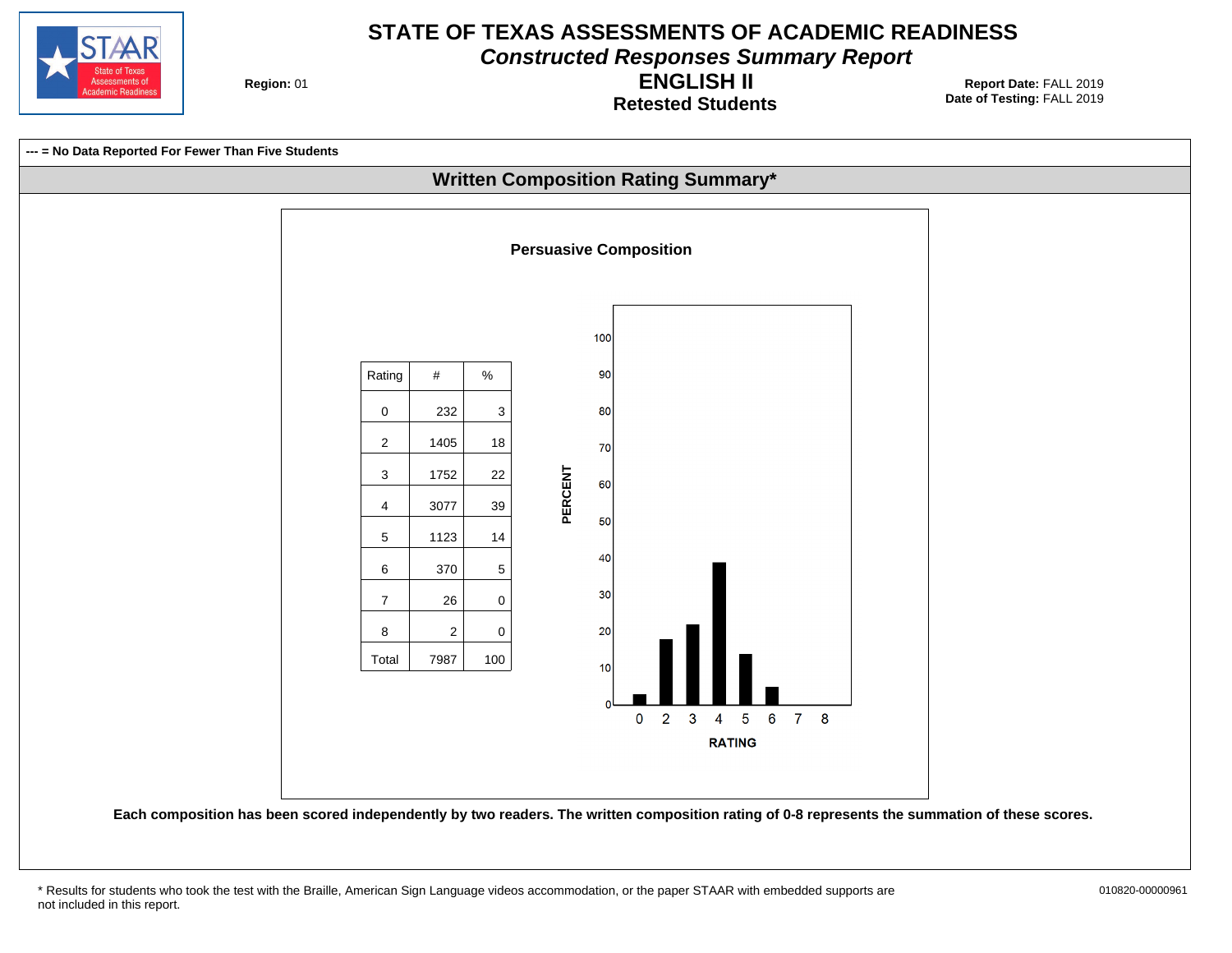# STATE OF TEXAS ASSESSMENTS OF ACADEMIC READINESS

*Constructed Responses Summary Report*

## ENGLISH II

### Retested Students

**Region:** 01

**Report Date:** FALL 2019
**Date of Testing:** FALL 2019

**--- = No Data Reported For Fewer Than Five Students**

## Written Composition Rating Summary*

### Persuasive Composition

| Rating | # | % |
|---|---|---|
| 0 | 232 | 3 |
| 2 | 1405 | 18 |
| 3 | 1752 | 22 |
| 4 | 3077 | 39 |
| 5 | 1123 | 14 |
| 6 | 370 | 5 |
| 7 | 26 | 0 |
| 8 | 2 | 0 |
| Total | 7987 | 100 |

**Each composition has been scored independently by two readers. The written composition rating of 0-8 represents the summation of these scores.**

* Results for students who took the test with the Braille, American Sign Language videos accommodation, or the paper STAAR with embedded supports are not included in this report.

010820-00000961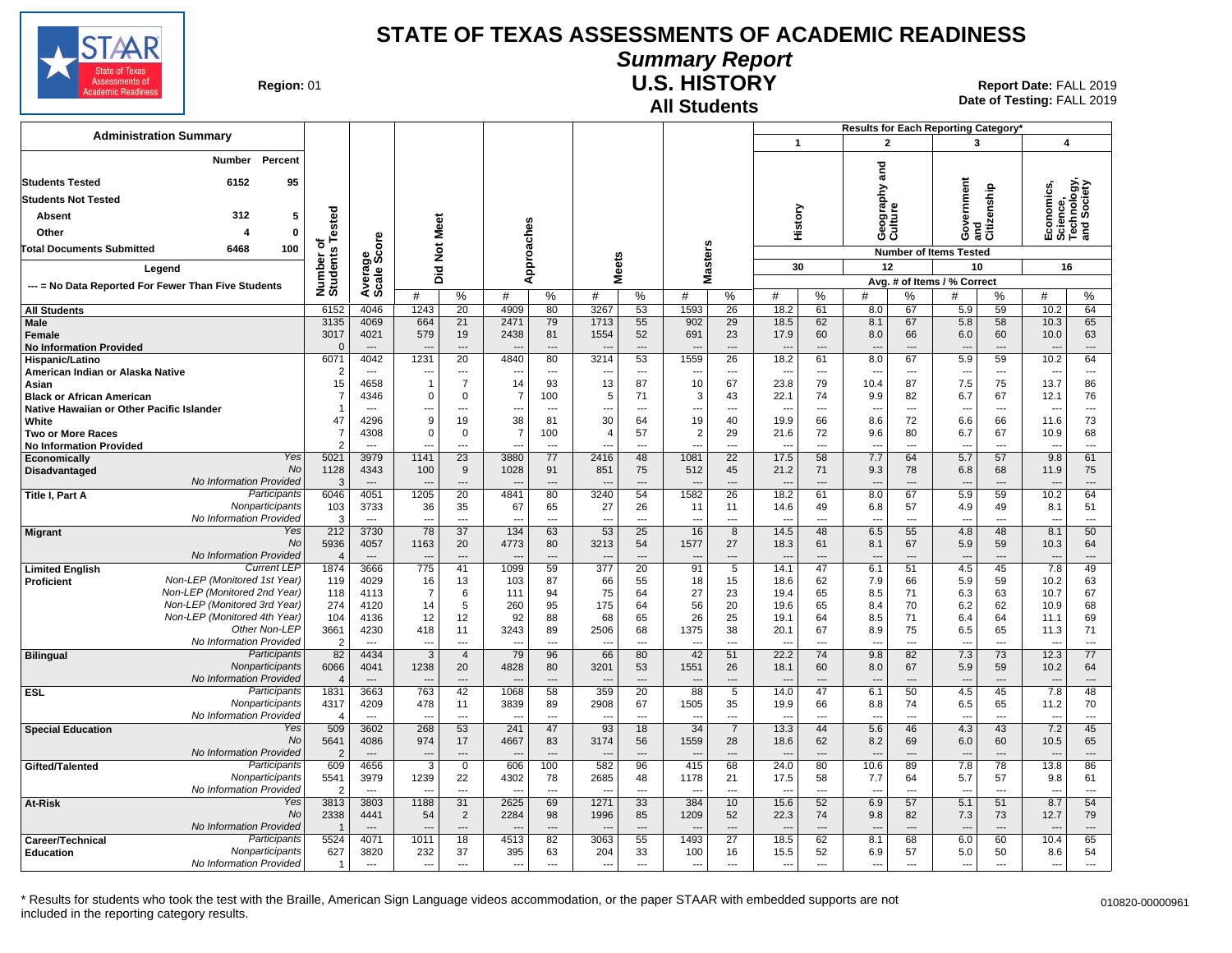# STATE OF TEXAS ASSESSMENTS OF ACADEMIC READINESS

## Summary Report

## U.S. HISTORY

### All Students

**Region:** 01

**Report Date:** FALL 2019
**Date of Testing:** FALL 2019

**Administration Summary**

| | Number | Percent |
|---|---|---|
| Students Tested | 6152 | 95 |
| Students Not Tested | | |
| Absent | 312 | 5 |
| Other | 4 | 0 |
| Total Documents Submitted | 6468 | 100 |

Legend: --- = No Data Reported For Fewer Than Five Students

Results for Each Reporting Category*: 1 = History (30 items); 2 = Geography and Culture (12 items); 3 = Government and Citizenship (10 items); 4 = Economics, Science, Technology, and Society (16 items). Avg. # of Items / % Correct.

| Group | | Number of Students Tested | Average Scale Score | Did Not Meet # | Did Not Meet % | Approaches # | Approaches % | Meets # | Meets % | Masters # | Masters % | 1 History # | 1 % | 2 Geography and Culture # | 2 % | 3 Government and Citizenship # | 3 % | 4 Economics, Science, Technology, and Society # | 4 % |
|---|---|---|---|---|---|---|---|---|---|---|---|---|---|---|---|---|---|---|---|
| All Students | | 6152 | 4046 | 1243 | 20 | 4909 | 80 | 3267 | 53 | 1593 | 26 | 18.2 | 61 | 8.0 | 67 | 5.9 | 59 | 10.2 | 64 |
| Male | | 3135 | 4069 | 664 | 21 | 2471 | 79 | 1713 | 55 | 902 | 29 | 18.5 | 62 | 8.1 | 67 | 5.8 | 58 | 10.3 | 65 |
| Female | | 3017 | 4021 | 579 | 19 | 2438 | 81 | 1554 | 52 | 691 | 23 | 17.9 | 60 | 8.0 | 66 | 6.0 | 60 | 10.0 | 63 |
| No Information Provided | | 0 | --- | --- | --- | --- | --- | --- | --- | --- | --- | --- | --- | --- | --- | --- | --- | --- | --- |
| Hispanic/Latino | | 6071 | 4042 | 1231 | 20 | 4840 | 80 | 3214 | 53 | 1559 | 26 | 18.2 | 61 | 8.0 | 67 | 5.9 | 59 | 10.2 | 64 |
| American Indian or Alaska Native | | 2 | --- | --- | --- | --- | --- | --- | --- | --- | --- | --- | --- | --- | --- | --- | --- | --- | --- |
| Asian | | 15 | 4658 | 1 | 7 | 14 | 93 | 13 | 87 | 10 | 67 | 23.8 | 79 | 10.4 | 87 | 7.5 | 75 | 13.7 | 86 |
| Black or African American | | 7 | 4346 | 0 | 0 | 7 | 100 | 5 | 71 | 3 | 43 | 22.1 | 74 | 9.9 | 82 | 6.7 | 67 | 12.1 | 76 |
| Native Hawaiian or Other Pacific Islander | | 1 | --- | --- | --- | --- | --- | --- | --- | --- | --- | --- | --- | --- | --- | --- | --- | --- | --- |
| White | | 47 | 4296 | 9 | 19 | 38 | 81 | 30 | 64 | 19 | 40 | 19.9 | 66 | 8.6 | 72 | 6.6 | 66 | 11.6 | 73 |
| Two or More Races | | 7 | 4308 | 0 | 0 | 7 | 100 | 4 | 57 | 2 | 29 | 21.6 | 72 | 9.6 | 80 | 6.7 | 67 | 10.9 | 68 |
| No Information Provided | | 2 | --- | --- | --- | --- | --- | --- | --- | --- | --- | --- | --- | --- | --- | --- | --- | --- | --- |
| Economically Disadvantaged | Yes | 5021 | 3979 | 1141 | 23 | 3880 | 77 | 2416 | 48 | 1081 | 22 | 17.5 | 58 | 7.7 | 64 | 5.7 | 57 | 9.8 | 61 |
| | No | 1128 | 4343 | 100 | 9 | 1028 | 91 | 851 | 75 | 512 | 45 | 21.2 | 71 | 9.3 | 78 | 6.8 | 68 | 11.9 | 75 |
| | No Information Provided | 3 | --- | --- | --- | --- | --- | --- | --- | --- | --- | --- | --- | --- | --- | --- | --- | --- | --- |
| Title I, Part A | Participants | 6046 | 4051 | 1205 | 20 | 4841 | 80 | 3240 | 54 | 1582 | 26 | 18.2 | 61 | 8.0 | 67 | 5.9 | 59 | 10.2 | 64 |
| | Nonparticipants | 103 | 3733 | 36 | 35 | 67 | 65 | 27 | 26 | 11 | 11 | 14.6 | 49 | 6.8 | 57 | 4.9 | 49 | 8.1 | 51 |
| | No Information Provided | 3 | --- | --- | --- | --- | --- | --- | --- | --- | --- | --- | --- | --- | --- | --- | --- | --- | --- |
| Migrant | Yes | 212 | 3730 | 78 | 37 | 134 | 63 | 53 | 25 | 16 | 8 | 14.5 | 48 | 6.5 | 55 | 4.8 | 48 | 8.1 | 50 |
| | No | 5936 | 4057 | 1163 | 20 | 4773 | 80 | 3213 | 54 | 1577 | 27 | 18.3 | 61 | 8.1 | 67 | 5.9 | 59 | 10.3 | 64 |
| | No Information Provided | 4 | --- | --- | --- | --- | --- | --- | --- | --- | --- | --- | --- | --- | --- | --- | --- | --- | --- |
| Limited English Proficient | Current LEP | 1874 | 3666 | 775 | 41 | 1099 | 59 | 377 | 20 | 91 | 5 | 14.1 | 47 | 6.1 | 51 | 4.5 | 45 | 7.8 | 49 |
| | Non-LEP (Monitored 1st Year) | 119 | 4029 | 16 | 13 | 103 | 87 | 66 | 55 | 18 | 15 | 18.6 | 62 | 7.9 | 66 | 5.9 | 59 | 10.2 | 63 |
| | Non-LEP (Monitored 2nd Year) | 118 | 4113 | 7 | 6 | 111 | 94 | 75 | 64 | 27 | 23 | 19.4 | 65 | 8.5 | 71 | 6.3 | 63 | 10.7 | 67 |
| | Non-LEP (Monitored 3rd Year) | 274 | 4120 | 14 | 5 | 260 | 95 | 175 | 64 | 56 | 20 | 19.6 | 65 | 8.4 | 70 | 6.2 | 62 | 10.9 | 68 |
| | Non-LEP (Monitored 4th Year) | 104 | 4136 | 12 | 12 | 92 | 88 | 68 | 65 | 26 | 25 | 19.1 | 64 | 8.5 | 71 | 6.4 | 64 | 11.1 | 69 |
| | Other Non-LEP | 3661 | 4230 | 418 | 11 | 3243 | 89 | 2506 | 68 | 1375 | 38 | 20.1 | 67 | 8.9 | 75 | 6.5 | 65 | 11.3 | 71 |
| | No Information Provided | 2 | --- | --- | --- | --- | --- | --- | --- | --- | --- | --- | --- | --- | --- | --- | --- | --- | --- |
| Bilingual | Participants | 82 | 4434 | 3 | 4 | 79 | 96 | 66 | 80 | 42 | 51 | 22.2 | 74 | 9.8 | 82 | 7.3 | 73 | 12.3 | 77 |
| | Nonparticipants | 6066 | 4041 | 1238 | 20 | 4828 | 80 | 3201 | 53 | 1551 | 26 | 18.1 | 60 | 8.0 | 67 | 5.9 | 59 | 10.2 | 64 |
| | No Information Provided | 4 | --- | --- | --- | --- | --- | --- | --- | --- | --- | --- | --- | --- | --- | --- | --- | --- | --- |
| ESL | Participants | 1831 | 3663 | 763 | 42 | 1068 | 58 | 359 | 20 | 88 | 5 | 14.0 | 47 | 6.1 | 50 | 4.5 | 45 | 7.8 | 48 |
| | Nonparticipants | 4317 | 4209 | 478 | 11 | 3839 | 89 | 2908 | 67 | 1505 | 35 | 19.9 | 66 | 8.8 | 74 | 6.5 | 65 | 11.2 | 70 |
| | No Information Provided | 4 | --- | --- | --- | --- | --- | --- | --- | --- | --- | --- | --- | --- | --- | --- | --- | --- | --- |
| Special Education | Yes | 509 | 3602 | 268 | 53 | 241 | 47 | 93 | 18 | 34 | 7 | 13.3 | 44 | 5.6 | 46 | 4.3 | 43 | 7.2 | 45 |
| | No | 5641 | 4086 | 974 | 17 | 4667 | 83 | 3174 | 56 | 1559 | 28 | 18.6 | 62 | 8.2 | 69 | 6.0 | 60 | 10.5 | 65 |
| | No Information Provided | 2 | --- | --- | --- | --- | --- | --- | --- | --- | --- | --- | --- | --- | --- | --- | --- | --- | --- |
| Gifted/Talented | Participants | 609 | 4656 | 3 | 0 | 606 | 100 | 582 | 96 | 415 | 68 | 24.0 | 80 | 10.6 | 89 | 7.8 | 78 | 13.8 | 86 |
| | Nonparticipants | 5541 | 3979 | 1239 | 22 | 4302 | 78 | 2685 | 48 | 1178 | 21 | 17.5 | 58 | 7.7 | 64 | 5.7 | 57 | 9.8 | 61 |
| | No Information Provided | 2 | --- | --- | --- | --- | --- | --- | --- | --- | --- | --- | --- | --- | --- | --- | --- | --- | --- |
| At-Risk | Yes | 3813 | 3803 | 1188 | 31 | 2625 | 69 | 1271 | 33 | 384 | 10 | 15.6 | 52 | 6.9 | 57 | 5.1 | 51 | 8.7 | 54 |
| | No | 2338 | 4441 | 54 | 2 | 2284 | 98 | 1996 | 85 | 1209 | 52 | 22.3 | 74 | 9.8 | 82 | 7.3 | 73 | 12.7 | 79 |
| | No Information Provided | 1 | --- | --- | --- | --- | --- | --- | --- | --- | --- | --- | --- | --- | --- | --- | --- | --- | --- |
| Career/Technical Education | Participants | 5524 | 4071 | 1011 | 18 | 4513 | 82 | 3063 | 55 | 1493 | 27 | 18.5 | 62 | 8.1 | 68 | 6.0 | 60 | 10.4 | 65 |
| | Nonparticipants | 627 | 3820 | 232 | 37 | 395 | 63 | 204 | 33 | 100 | 16 | 15.5 | 52 | 6.9 | 57 | 5.0 | 50 | 8.6 | 54 |
| | No Information Provided | 1 | --- | --- | --- | --- | --- | --- | --- | --- | --- | --- | --- | --- | --- | --- | --- | --- | --- |

\* Results for students who took the test with the Braille, American Sign Language videos accommodation, or the paper STAAR with embedded supports are not included in the reporting category results.

010820-00000961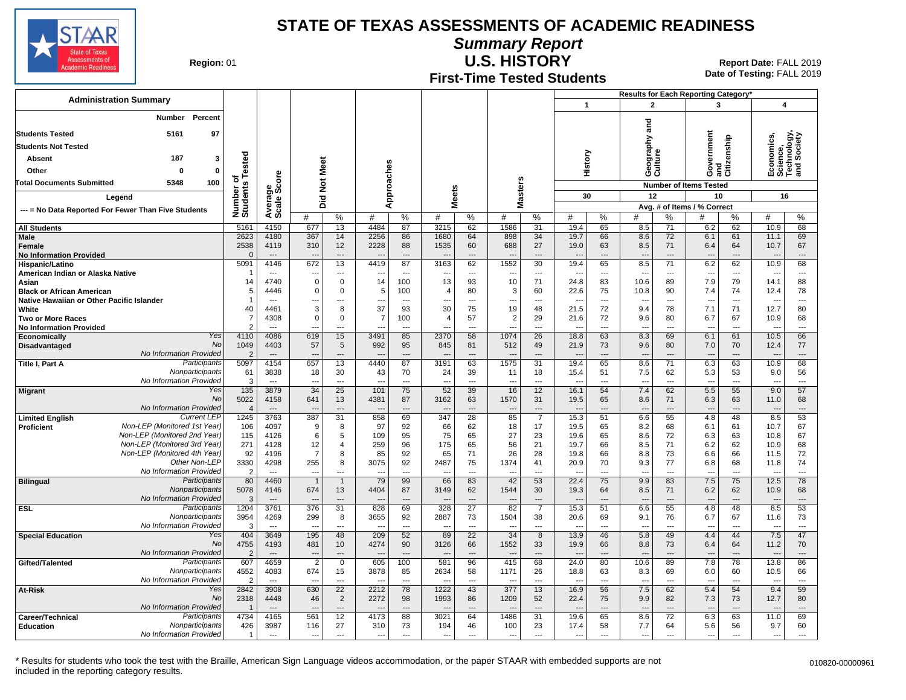# STATE OF TEXAS ASSESSMENTS OF ACADEMIC READINESS

## Summary Report

## U.S. HISTORY

## First-Time Tested Students

**Region:** 01

**Report Date:** FALL 2019
**Date of Testing:** FALL 2019

### Administration Summary

| | Number | Percent |
|---|---|---|
| Students Tested | 5161 | 97 |
| Students Not Tested | | |
| Absent | 187 | 3 |
| Other | 0 | 0 |
| Total Documents Submitted | 5348 | 100 |

Legend

--- = No Data Reported For Fewer Than Five Students

Results for Each Reporting Category*: 1 History (30 items tested); 2 Geography and Culture (12 items tested); 3 Government and Citizenship (10 items tested); 4 Economics, Science, Technology, and Society (16 items tested). Reporting category values are Avg. # of Items / % Correct.

| Group | Subgroup | Number of Students Tested | Average Scale Score | Did Not Meet # | Did Not Meet % | Approaches # | Approaches % | Meets # | Meets % | Masters # | Masters % | 1 History # | 1 History % | 2 Geography and Culture # | 2 Geography and Culture % | 3 Government and Citizenship # | 3 Government and Citizenship % | 4 Economics, Science, Technology, and Society # | 4 Economics, Science, Technology, and Society % |
|---|---|---|---|---|---|---|---|---|---|---|---|---|---|---|---|---|---|---|---|
| All Students | | 5161 | 4150 | 677 | 13 | 4484 | 87 | 3215 | 62 | 1586 | 31 | 19.4 | 65 | 8.5 | 71 | 6.2 | 62 | 10.9 | 68 |
| Male | | 2623 | 4180 | 367 | 14 | 2256 | 86 | 1680 | 64 | 898 | 34 | 19.7 | 66 | 8.6 | 72 | 6.1 | 61 | 11.1 | 69 |
| Female | | 2538 | 4119 | 310 | 12 | 2228 | 88 | 1535 | 60 | 688 | 27 | 19.0 | 63 | 8.5 | 71 | 6.4 | 64 | 10.7 | 67 |
| No Information Provided | | 0 | --- | --- | --- | --- | --- | --- | --- | --- | --- | --- | --- | --- | --- | --- | --- | --- | --- |
| Hispanic/Latino | | 5091 | 4146 | 672 | 13 | 4419 | 87 | 3163 | 62 | 1552 | 30 | 19.4 | 65 | 8.5 | 71 | 6.2 | 62 | 10.9 | 68 |
| American Indian or Alaska Native | | 1 | --- | --- | --- | --- | --- | --- | --- | --- | --- | --- | --- | --- | --- | --- | --- | --- | --- |
| Asian | | 14 | 4740 | 0 | 0 | 14 | 100 | 13 | 93 | 10 | 71 | 24.8 | 83 | 10.6 | 89 | 7.9 | 79 | 14.1 | 88 |
| Black or African American | | 5 | 4446 | 0 | 0 | 5 | 100 | 4 | 80 | 3 | 60 | 22.6 | 75 | 10.8 | 90 | 7.4 | 74 | 12.4 | 78 |
| Native Hawaiian or Other Pacific Islander | | 1 | --- | --- | --- | --- | --- | --- | --- | --- | --- | --- | --- | --- | --- | --- | --- | --- | --- |
| White | | 40 | 4461 | 3 | 8 | 37 | 93 | 30 | 75 | 19 | 48 | 21.5 | 72 | 9.4 | 78 | 7.1 | 71 | 12.7 | 80 |
| Two or More Races | | 7 | 4308 | 0 | 0 | 7 | 100 | 4 | 57 | 2 | 29 | 21.6 | 72 | 9.6 | 80 | 6.7 | 67 | 10.9 | 68 |
| No Information Provided | | 2 | --- | --- | --- | --- | --- | --- | --- | --- | --- | --- | --- | --- | --- | --- | --- | --- | --- |
| Economically Disadvantaged | Yes | 4110 | 4086 | 619 | 15 | 3491 | 85 | 2370 | 58 | 1074 | 26 | 18.8 | 63 | 8.3 | 69 | 6.1 | 61 | 10.5 | 66 |
| | No | 1049 | 4403 | 57 | 5 | 992 | 95 | 845 | 81 | 512 | 49 | 21.9 | 73 | 9.6 | 80 | 7.0 | 70 | 12.4 | 77 |
| | No Information Provided | 2 | --- | --- | --- | --- | --- | --- | --- | --- | --- | --- | --- | --- | --- | --- | --- | --- | --- |
| Title I, Part A | Participants | 5097 | 4154 | 657 | 13 | 4440 | 87 | 3191 | 63 | 1575 | 31 | 19.4 | 65 | 8.6 | 71 | 6.3 | 63 | 10.9 | 68 |
| | Nonparticipants | 61 | 3838 | 18 | 30 | 43 | 70 | 24 | 39 | 11 | 18 | 15.4 | 51 | 7.5 | 62 | 5.3 | 53 | 9.0 | 56 |
| | No Information Provided | 3 | --- | --- | --- | --- | --- | --- | --- | --- | --- | --- | --- | --- | --- | --- | --- | --- | --- |
| Migrant | Yes | 135 | 3879 | 34 | 25 | 101 | 75 | 52 | 39 | 16 | 12 | 16.1 | 54 | 7.4 | 62 | 5.5 | 55 | 9.0 | 57 |
| | No | 5022 | 4158 | 641 | 13 | 4381 | 87 | 3162 | 63 | 1570 | 31 | 19.5 | 65 | 8.6 | 71 | 6.3 | 63 | 11.0 | 68 |
| | No Information Provided | 4 | --- | --- | --- | --- | --- | --- | --- | --- | --- | --- | --- | --- | --- | --- | --- | --- | --- |
| Limited English Proficient | Current LEP | 1245 | 3763 | 387 | 31 | 858 | 69 | 347 | 28 | 85 | 7 | 15.3 | 51 | 6.6 | 55 | 4.8 | 48 | 8.5 | 53 |
| | Non-LEP (Monitored 1st Year) | 106 | 4097 | 9 | 8 | 97 | 92 | 66 | 62 | 18 | 17 | 19.5 | 65 | 8.2 | 68 | 6.1 | 61 | 10.7 | 67 |
| | Non-LEP (Monitored 2nd Year) | 115 | 4126 | 6 | 5 | 109 | 95 | 75 | 65 | 27 | 23 | 19.6 | 65 | 8.6 | 72 | 6.3 | 63 | 10.8 | 67 |
| | Non-LEP (Monitored 3rd Year) | 271 | 4128 | 12 | 4 | 259 | 96 | 175 | 65 | 56 | 21 | 19.7 | 66 | 8.5 | 71 | 6.2 | 62 | 10.9 | 68 |
| | Non-LEP (Monitored 4th Year) | 92 | 4196 | 7 | 8 | 85 | 92 | 65 | 71 | 26 | 28 | 19.8 | 66 | 8.8 | 73 | 6.6 | 66 | 11.5 | 72 |
| | Other Non-LEP | 3330 | 4298 | 255 | 8 | 3075 | 92 | 2487 | 75 | 1374 | 41 | 20.9 | 70 | 9.3 | 77 | 6.8 | 68 | 11.8 | 74 |
| | No Information Provided | 2 | --- | --- | --- | --- | --- | --- | --- | --- | --- | --- | --- | --- | --- | --- | --- | --- | --- |
| Bilingual | Participants | 80 | 4460 | 1 | 1 | 79 | 99 | 66 | 83 | 42 | 53 | 22.4 | 75 | 9.9 | 83 | 7.5 | 75 | 12.5 | 78 |
| | Nonparticipants | 5078 | 4146 | 674 | 13 | 4404 | 87 | 3149 | 62 | 1544 | 30 | 19.3 | 64 | 8.5 | 71 | 6.2 | 62 | 10.9 | 68 |
| | No Information Provided | 3 | --- | --- | --- | --- | --- | --- | --- | --- | --- | --- | --- | --- | --- | --- | --- | --- | --- |
| ESL | Participants | 1204 | 3761 | 376 | 31 | 828 | 69 | 328 | 27 | 82 | 7 | 15.3 | 51 | 6.6 | 55 | 4.8 | 48 | 8.5 | 53 |
| | Nonparticipants | 3954 | 4269 | 299 | 8 | 3655 | 92 | 2887 | 73 | 1504 | 38 | 20.6 | 69 | 9.1 | 76 | 6.7 | 67 | 11.6 | 73 |
| | No Information Provided | 3 | --- | --- | --- | --- | --- | --- | --- | --- | --- | --- | --- | --- | --- | --- | --- | --- | --- |
| Special Education | Yes | 404 | 3649 | 195 | 48 | 209 | 52 | 89 | 22 | 34 | 8 | 13.9 | 46 | 5.8 | 49 | 4.4 | 44 | 7.5 | 47 |
| | No | 4755 | 4193 | 481 | 10 | 4274 | 90 | 3126 | 66 | 1552 | 33 | 19.9 | 66 | 8.8 | 73 | 6.4 | 64 | 11.2 | 70 |
| | No Information Provided | 2 | --- | --- | --- | --- | --- | --- | --- | --- | --- | --- | --- | --- | --- | --- | --- | --- | --- |
| Gifted/Talented | Participants | 607 | 4659 | 2 | 0 | 605 | 100 | 581 | 96 | 415 | 68 | 24.0 | 80 | 10.6 | 89 | 7.8 | 78 | 13.8 | 86 |
| | Nonparticipants | 4552 | 4083 | 674 | 15 | 3878 | 85 | 2634 | 58 | 1171 | 26 | 18.8 | 63 | 8.3 | 69 | 6.0 | 60 | 10.5 | 66 |
| | No Information Provided | 2 | --- | --- | --- | --- | --- | --- | --- | --- | --- | --- | --- | --- | --- | --- | --- | --- | --- |
| At-Risk | Yes | 2842 | 3908 | 630 | 22 | 2212 | 78 | 1222 | 43 | 377 | 13 | 16.9 | 56 | 7.5 | 62 | 5.4 | 54 | 9.4 | 59 |
| | No | 2318 | 4448 | 46 | 2 | 2272 | 98 | 1993 | 86 | 1209 | 52 | 22.4 | 75 | 9.9 | 82 | 7.3 | 73 | 12.7 | 80 |
| | No Information Provided | 1 | --- | --- | --- | --- | --- | --- | --- | --- | --- | --- | --- | --- | --- | --- | --- | --- | --- |
| Career/Technical Education | Participants | 4734 | 4165 | 561 | 12 | 4173 | 88 | 3021 | 64 | 1486 | 31 | 19.6 | 65 | 8.6 | 72 | 6.3 | 63 | 11.0 | 69 |
| | Nonparticipants | 426 | 3987 | 116 | 27 | 310 | 73 | 194 | 46 | 100 | 23 | 17.4 | 58 | 7.7 | 64 | 5.6 | 56 | 9.7 | 60 |
| | No Information Provided | 1 | --- | --- | --- | --- | --- | --- | --- | --- | --- | --- | --- | --- | --- | --- | --- | --- | --- |

\* Results for students who took the test with the Braille, American Sign Language videos accommodation, or the paper STAAR with embedded supports are not included in the reporting category results.

010820-00000961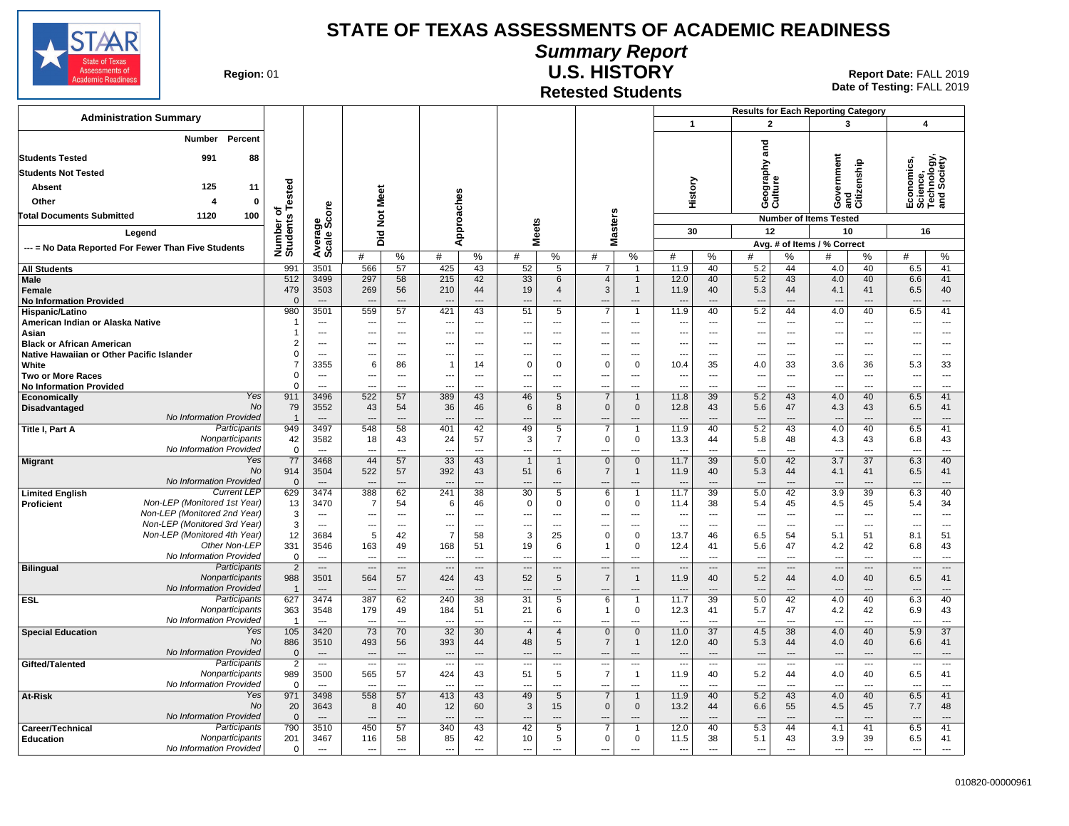# STATE OF TEXAS ASSESSMENTS OF ACADEMIC READINESS

## Summary Report

## U.S. HISTORY

### Retested Students

**Region:** 01

**Report Date:** FALL 2019
**Date of Testing:** FALL 2019

| Administration Summary | Number | Percent |
|---|---|---|
| Students Tested | 991 | 88 |
| Students Not Tested | | |
| Absent | 125 | 11 |
| Other | 4 | 0 |
| Total Documents Submitted | 1120 | 100 |

**Legend**
--- = No Data Reported For Fewer Than Five Students

Results for Each Reporting Category: 1 History (30 items); 2 Geography and Culture (12 items); 3 Government and Citizenship (10 items); 4 Economics, Science, Technology, and Society (16 items). Avg. # of Items / % Correct.

| Group | Subgroup | Number of Students Tested | Average Scale Score | Did Not Meet # | Did Not Meet % | Approaches # | Approaches % | Meets # | Meets % | Masters # | Masters % | 1 History # | 1 History % | 2 Geography and Culture # | 2 Geography and Culture % | 3 Government and Citizenship # | 3 Government and Citizenship % | 4 Economics, Science, Technology, and Society # | 4 Economics, Science, Technology, and Society % |
|---|---|---|---|---|---|---|---|---|---|---|---|---|---|---|---|---|---|---|---|
| All Students | | 991 | 3501 | 566 | 57 | 425 | 43 | 52 | 5 | 7 | 1 | 11.9 | 40 | 5.2 | 44 | 4.0 | 40 | 6.5 | 41 |
| Male | | 512 | 3499 | 297 | 58 | 215 | 42 | 33 | 6 | 4 | 1 | 12.0 | 40 | 5.2 | 43 | 4.0 | 40 | 6.6 | 41 |
| Female | | 479 | 3503 | 269 | 56 | 210 | 44 | 19 | 4 | 3 | 1 | 11.9 | 40 | 5.3 | 44 | 4.1 | 41 | 6.5 | 40 |
| No Information Provided | | 0 | --- | --- | --- | --- | --- | --- | --- | --- | --- | --- | --- | --- | --- | --- | --- | --- | --- |
| Hispanic/Latino | | 980 | 3501 | 559 | 57 | 421 | 43 | 51 | 5 | 7 | 1 | 11.9 | 40 | 5.2 | 44 | 4.0 | 40 | 6.5 | 41 |
| American Indian or Alaska Native | | 1 | --- | --- | --- | --- | --- | --- | --- | --- | --- | --- | --- | --- | --- | --- | --- | --- | --- |
| Asian | | 1 | --- | --- | --- | --- | --- | --- | --- | --- | --- | --- | --- | --- | --- | --- | --- | --- | --- |
| Black or African American | | 2 | --- | --- | --- | --- | --- | --- | --- | --- | --- | --- | --- | --- | --- | --- | --- | --- | --- |
| Native Hawaiian or Other Pacific Islander | | 0 | --- | --- | --- | --- | --- | --- | --- | --- | --- | --- | --- | --- | --- | --- | --- | --- | --- |
| White | | 7 | 3355 | 6 | 86 | 1 | 14 | 0 | 0 | 0 | 0 | 10.4 | 35 | 4.0 | 33 | 3.6 | 36 | 5.3 | 33 |
| Two or More Races | | 0 | --- | --- | --- | --- | --- | --- | --- | --- | --- | --- | --- | --- | --- | --- | --- | --- | --- |
| No Information Provided | | 0 | --- | --- | --- | --- | --- | --- | --- | --- | --- | --- | --- | --- | --- | --- | --- | --- | --- |
| Economically Disadvantaged | Yes | 911 | 3496 | 522 | 57 | 389 | 43 | 46 | 5 | 7 | 1 | 11.8 | 39 | 5.2 | 43 | 4.0 | 40 | 6.5 | 41 |
| | No | 79 | 3552 | 43 | 54 | 36 | 46 | 6 | 8 | 0 | 0 | 12.8 | 43 | 5.6 | 47 | 4.3 | 43 | 6.5 | 41 |
| | No Information Provided | 1 | --- | --- | --- | --- | --- | --- | --- | --- | --- | --- | --- | --- | --- | --- | --- | --- | --- |
| Title I, Part A | Participants | 949 | 3497 | 548 | 58 | 401 | 42 | 49 | 5 | 7 | 1 | 11.9 | 40 | 5.2 | 43 | 4.0 | 40 | 6.5 | 41 |
| | Nonparticipants | 42 | 3582 | 18 | 43 | 24 | 57 | 3 | 7 | 0 | 0 | 13.3 | 44 | 5.8 | 48 | 4.3 | 43 | 6.8 | 43 |
| | No Information Provided | 0 | --- | --- | --- | --- | --- | --- | --- | --- | --- | --- | --- | --- | --- | --- | --- | --- | --- |
| Migrant | Yes | 77 | 3468 | 44 | 57 | 33 | 43 | 1 | 1 | 0 | 0 | 11.7 | 39 | 5.0 | 42 | 3.7 | 37 | 6.3 | 40 |
| | No | 914 | 3504 | 522 | 57 | 392 | 43 | 51 | 6 | 7 | 1 | 11.9 | 40 | 5.3 | 44 | 4.1 | 41 | 6.5 | 41 |
| | No Information Provided | 0 | --- | --- | --- | --- | --- | --- | --- | --- | --- | --- | --- | --- | --- | --- | --- | --- | --- |
| Limited English Proficient | Current LEP | 629 | 3474 | 388 | 62 | 241 | 38 | 30 | 5 | 6 | 1 | 11.7 | 39 | 5.0 | 42 | 3.9 | 39 | 6.3 | 40 |
| | Non-LEP (Monitored 1st Year) | 13 | 3470 | 7 | 54 | 6 | 46 | 0 | 0 | 0 | 0 | 11.4 | 38 | 5.4 | 45 | 4.5 | 45 | 5.4 | 34 |
| | Non-LEP (Monitored 2nd Year) | 3 | --- | --- | --- | --- | --- | --- | --- | --- | --- | --- | --- | --- | --- | --- | --- | --- | --- |
| | Non-LEP (Monitored 3rd Year) | 3 | --- | --- | --- | --- | --- | --- | --- | --- | --- | --- | --- | --- | --- | --- | --- | --- | --- |
| | Non-LEP (Monitored 4th Year) | 12 | 3684 | 5 | 42 | 7 | 58 | 3 | 25 | 0 | 0 | 13.7 | 46 | 6.5 | 54 | 5.1 | 51 | 8.1 | 51 |
| | Other Non-LEP | 331 | 3546 | 163 | 49 | 168 | 51 | 19 | 6 | 1 | 0 | 12.4 | 41 | 5.6 | 47 | 4.2 | 42 | 6.8 | 43 |
| | No Information Provided | 0 | --- | --- | --- | --- | --- | --- | --- | --- | --- | --- | --- | --- | --- | --- | --- | --- | --- |
| Bilingual | Participants | 2 | --- | --- | --- | --- | --- | --- | --- | --- | --- | --- | --- | --- | --- | --- | --- | --- | --- |
| | Nonparticipants | 988 | 3501 | 564 | 57 | 424 | 43 | 52 | 5 | 7 | 1 | 11.9 | 40 | 5.2 | 44 | 4.0 | 40 | 6.5 | 41 |
| | No Information Provided | 1 | --- | --- | --- | --- | --- | --- | --- | --- | --- | --- | --- | --- | --- | --- | --- | --- | --- |
| ESL | Participants | 627 | 3474 | 387 | 62 | 240 | 38 | 31 | 5 | 6 | 1 | 11.7 | 39 | 5.0 | 42 | 4.0 | 40 | 6.3 | 40 |
| | Nonparticipants | 363 | 3548 | 179 | 49 | 184 | 51 | 21 | 6 | 1 | 0 | 12.3 | 41 | 5.7 | 47 | 4.2 | 42 | 6.9 | 43 |
| | No Information Provided | 1 | --- | --- | --- | --- | --- | --- | --- | --- | --- | --- | --- | --- | --- | --- | --- | --- | --- |
| Special Education | Yes | 105 | 3420 | 73 | 70 | 32 | 30 | 4 | 4 | 0 | 0 | 11.0 | 37 | 4.5 | 38 | 4.0 | 40 | 5.9 | 37 |
| | No | 886 | 3510 | 493 | 56 | 393 | 44 | 48 | 5 | 7 | 1 | 12.0 | 40 | 5.3 | 44 | 4.0 | 40 | 6.6 | 41 |
| | No Information Provided | 0 | --- | --- | --- | --- | --- | --- | --- | --- | --- | --- | --- | --- | --- | --- | --- | --- | --- |
| Gifted/Talented | Participants | 2 | --- | --- | --- | --- | --- | --- | --- | --- | --- | --- | --- | --- | --- | --- | --- | --- | --- |
| | Nonparticipants | 989 | 3500 | 565 | 57 | 424 | 43 | 51 | 5 | 7 | 1 | 11.9 | 40 | 5.2 | 44 | 4.0 | 40 | 6.5 | 41 |
| | No Information Provided | 0 | --- | --- | --- | --- | --- | --- | --- | --- | --- | --- | --- | --- | --- | --- | --- | --- | --- |
| At-Risk | Yes | 971 | 3498 | 558 | 57 | 413 | 43 | 49 | 5 | 7 | 1 | 11.9 | 40 | 5.2 | 43 | 4.0 | 40 | 6.5 | 41 |
| | No | 20 | 3643 | 8 | 40 | 12 | 60 | 3 | 15 | 0 | 0 | 13.2 | 44 | 6.6 | 55 | 4.5 | 45 | 7.7 | 48 |
| | No Information Provided | 0 | --- | --- | --- | --- | --- | --- | --- | --- | --- | --- | --- | --- | --- | --- | --- | --- | --- |
| Career/Technical Education | Participants | 790 | 3510 | 450 | 57 | 340 | 43 | 42 | 5 | 7 | 1 | 12.0 | 40 | 5.3 | 44 | 4.1 | 41 | 6.5 | 41 |
| | Nonparticipants | 201 | 3467 | 116 | 58 | 85 | 42 | 10 | 5 | 0 | 0 | 11.5 | 38 | 5.1 | 43 | 3.9 | 39 | 6.5 | 41 |
| | No Information Provided | 0 | --- | --- | --- | --- | --- | --- | --- | --- | --- | --- | --- | --- | --- | --- | --- | --- | --- |

010820-00000961